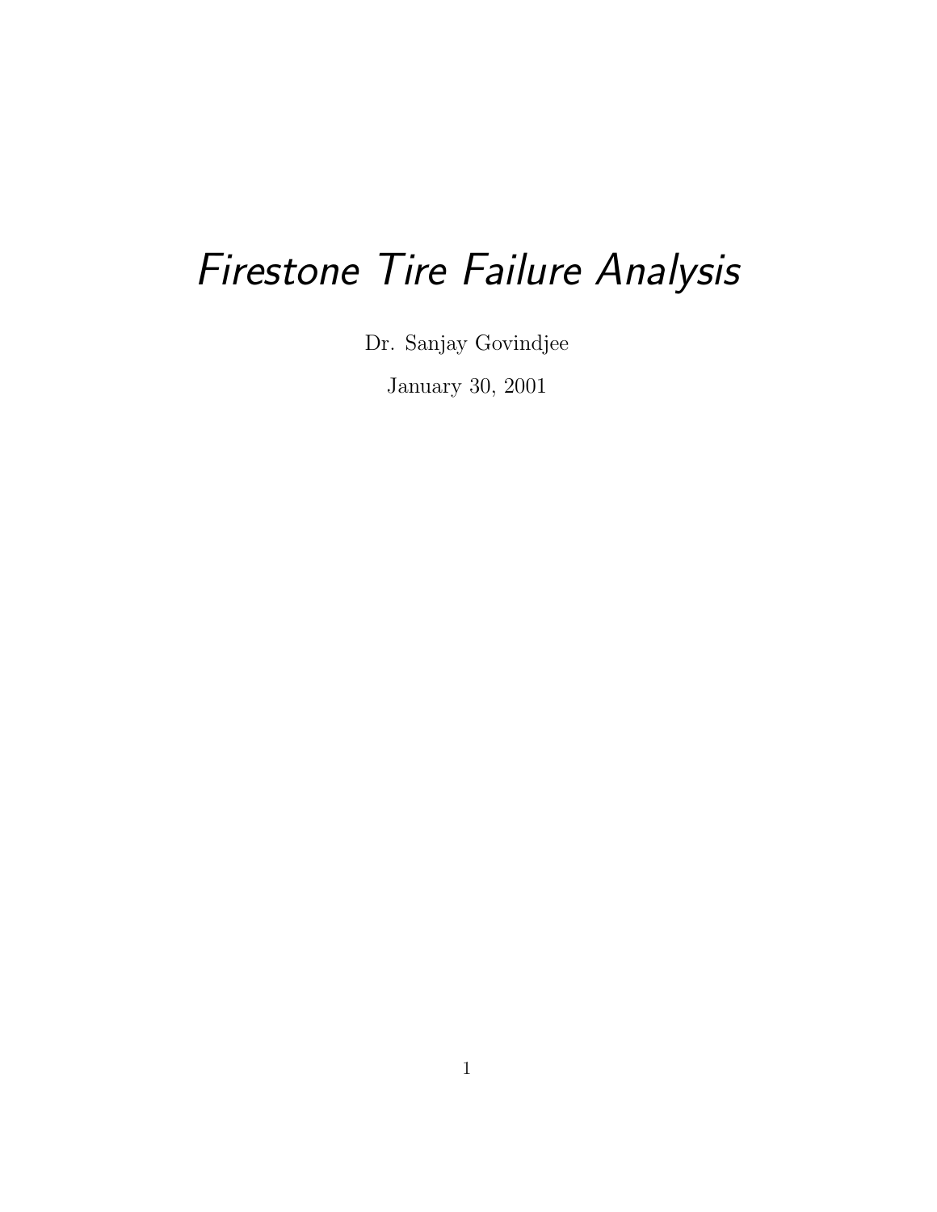# *Firestone Tire Failure Analysis*

Dr. Sanjay Govindjee

January 30, 2001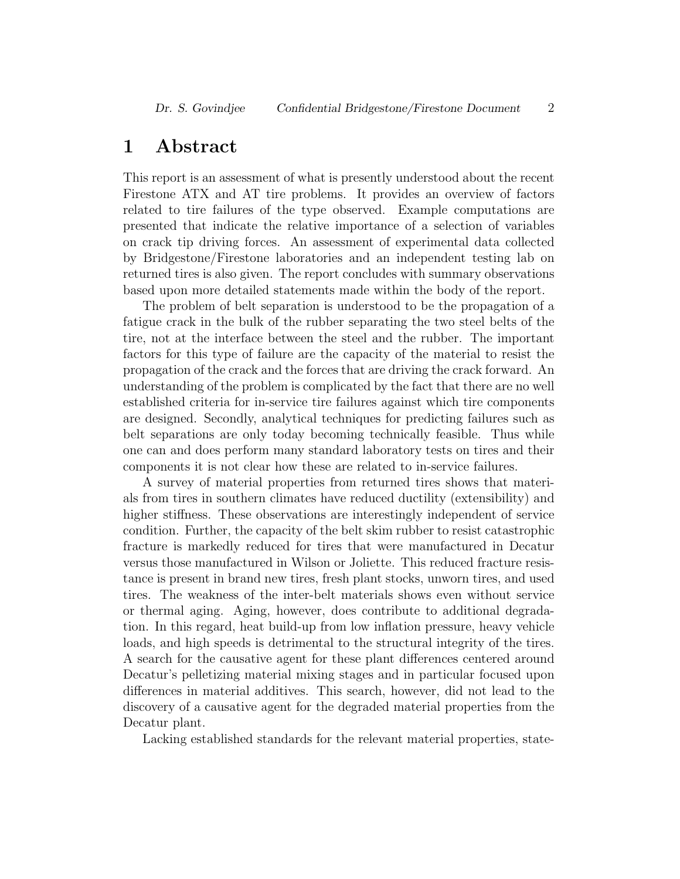# 1 Abstract

This report is an assessment of what is presently understood about the recent Firestone ATX and AT tire problems. It provides an overview of factors related to tire failures of the type observed. Example computations are presented that indicate the relative importance of a selection of variables on crack tip driving forces. An assessment of experimental data collected by Bridgestone/Firestone laboratories and an independent testing lab on returned tires is also given. The report concludes with summary observations based upon more detailed statements made within the body of the report.

The problem of belt separation is understood to be the propagation of a fatigue crack in the bulk of the rubber separating the two steel belts of the tire, not at the interface between the steel and the rubber. The important factors for this type of failure are the capacity of the material to resist the propagation of the crack and the forces that are driving the crack forward. An understanding of the problem is complicated by the fact that there are no well established criteria for in-service tire failures against which tire components are designed. Secondly, analytical techniques for predicting failures such as belt separations are only today becoming technically feasible. Thus while one can and does perform many standard laboratory tests on tires and their components it is not clear how these are related to in-service failures.

A survey of material properties from returned tires shows that materials from tires in southern climates have reduced ductility (extensibility) and higher stiffness. These observations are interestingly independent of service condition. Further, the capacity of the belt skim rubber to resist catastrophic fracture is markedly reduced for tires that were manufactured in Decatur versus those manufactured in Wilson or Joliette. This reduced fracture resistance is present in brand new tires, fresh plant stocks, unworn tires, and used tires. The weakness of the inter-belt materials shows even without service or thermal aging. Aging, however, does contribute to additional degradation. In this regard, heat build-up from low inflation pressure, heavy vehicle loads, and high speeds is detrimental to the structural integrity of the tires. A search for the causative agent for these plant differences centered around Decatur's pelletizing material mixing stages and in particular focused upon differences in material additives. This search, however, did not lead to the discovery of a causative agent for the degraded material properties from the Decatur plant.

Lacking established standards for the relevant material properties, state-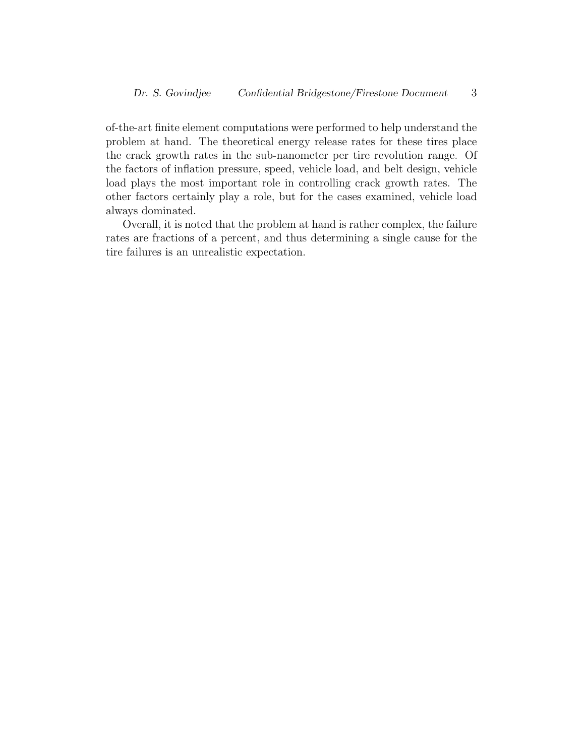of-the-art finite element computations were performed to help understand the problem at hand. The theoretical energy release rates for these tires place the crack growth rates in the sub-nanometer per tire revolution range. Of the factors of inflation pressure, speed, vehicle load, and belt design, vehicle load plays the most important role in controlling crack growth rates. The other factors certainly play a role, but for the cases examined, vehicle load always dominated.

Overall, it is noted that the problem at hand is rather complex, the failure rates are fractions of a percent, and thus determining a single cause for the tire failures is an unrealistic expectation.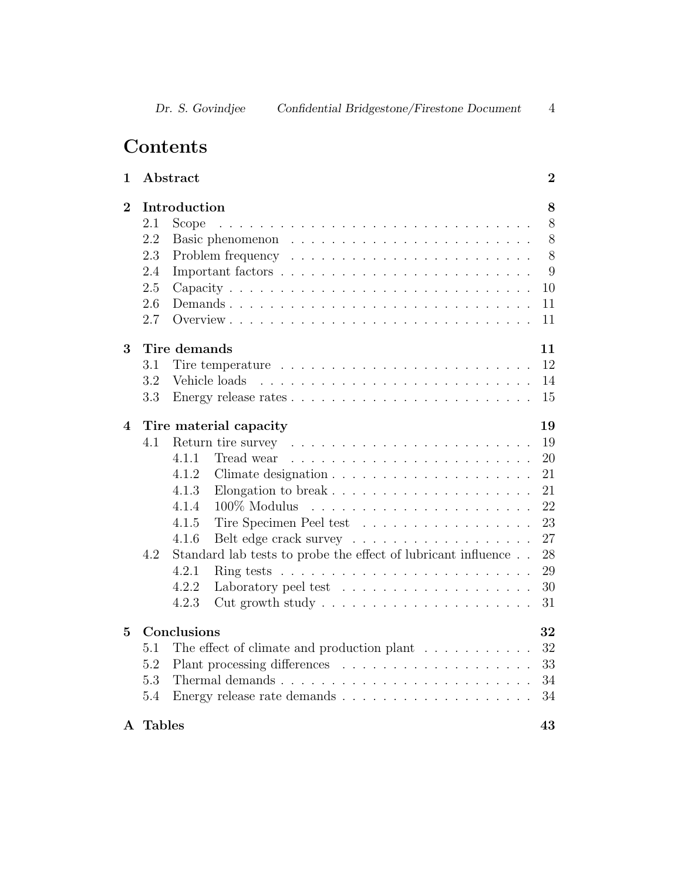# Contents

| | | |
|---|---|---|
| **1** | **Abstract** | **2** |
| **2** | **Introduction** | **8** |
| | 2.1 Scope | 8 |
| | 2.2 Basic phenomenon | 8 |
| | 2.3 Problem frequency | 8 |
| | 2.4 Important factors | 9 |
| | 2.5 Capacity | 10 |
| | 2.6 Demands | 11 |
| | 2.7 Overview | 11 |
| **3** | **Tire demands** | **11** |
| | 3.1 Tire temperature | 12 |
| | 3.2 Vehicle loads | 14 |
| | 3.3 Energy release rates | 15 |
| **4** | **Tire material capacity** | **19** |
| | 4.1 Return tire survey | 19 |
| | 4.1.1 Tread wear | 20 |
| | 4.1.2 Climate designation | 21 |
| | 4.1.3 Elongation to break | 21 |
| | 4.1.4 100% Modulus | 22 |
| | 4.1.5 Tire Specimen Peel test | 23 |
| | 4.1.6 Belt edge crack survey | 27 |
| | 4.2 Standard lab tests to probe the effect of lubricant influence | 28 |
| | 4.2.1 Ring tests | 29 |
| | 4.2.2 Laboratory peel test | 30 |
| | 4.2.3 Cut growth study | 31 |
| **5** | **Conclusions** | **32** |
| | 5.1 The effect of climate and production plant | 32 |
| | 5.2 Plant processing differences | 33 |
| | 5.3 Thermal demands | 34 |
| | 5.4 Energy release rate demands | 34 |
| **A** | **Tables** | **43** |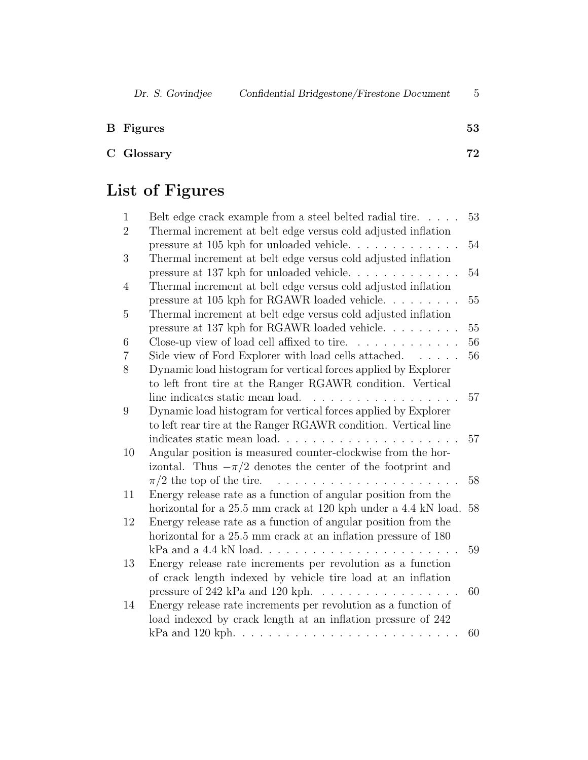**B Figures** **53**

**C Glossary** **72**

# List of Figures

1. Belt edge crack example from a steel belted radial tire. . . . . 53
2. Thermal increment at belt edge versus cold adjusted inflation pressure at 105 kph for unloaded vehicle. . . . . . . . . . . . . 54
3. Thermal increment at belt edge versus cold adjusted inflation pressure at 137 kph for unloaded vehicle. . . . . . . . . . . . . 54
4. Thermal increment at belt edge versus cold adjusted inflation pressure at 105 kph for RGAWR loaded vehicle. . . . . . . . . 55
5. Thermal increment at belt edge versus cold adjusted inflation pressure at 137 kph for RGAWR loaded vehicle. . . . . . . . . 55
6. Close-up view of load cell affixed to tire. . . . . . . . . . . . . 56
7. Side view of Ford Explorer with load cells attached. . . . . . 56
8. Dynamic load histogram for vertical forces applied by Explorer to left front tire at the Ranger RGAWR condition. Vertical line indicates static mean load. . . . . . . . . . . . . . . . . . 57
9. Dynamic load histogram for vertical forces applied by Explorer to left rear tire at the Ranger RGAWR condition. Vertical line indicates static mean load. . . . . . . . . . . . . . . . . . . . . 57
10. Angular position is measured counter-clockwise from the horizontal. Thus $-\pi/2$ denotes the center of the footprint and $\pi/2$ the top of the tire. . . . . . . . . . . . . . . . . . . . . 58
11. Energy release rate as a function of angular position from the horizontal for a 25.5 mm crack at 120 kph under a 4.4 kN load. 58
12. Energy release rate as a function of angular position from the horizontal for a 25.5 mm crack at an inflation pressure of 180 kPa and a 4.4 kN load. . . . . . . . . . . . . . . . . . . . . . . 59
13. Energy release rate increments per revolution as a function of crack length indexed by vehicle tire load at an inflation pressure of 242 kPa and 120 kph. . . . . . . . . . . . . . . . . 60
14. Energy release rate increments per revolution as a function of load indexed by crack length at an inflation pressure of 242 kPa and 120 kph. . . . . . . . . . . . . . . . . . . . . . . . . 60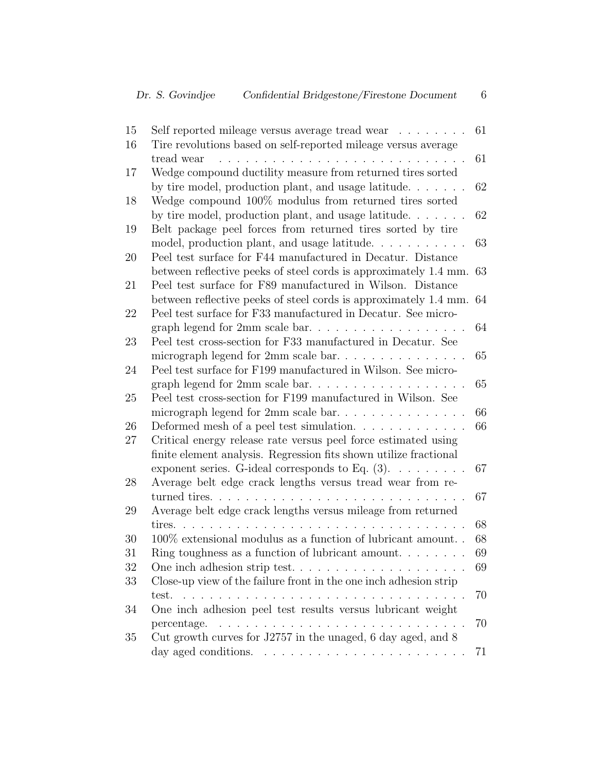| | | |
|---|---|---|
| 15 | Self reported mileage versus average tread wear | 61 |
| 16 | Tire revolutions based on self-reported mileage versus average tread wear | 61 |
| 17 | Wedge compound ductility measure from returned tires sorted by tire model, production plant, and usage latitude. | 62 |
| 18 | Wedge compound 100% modulus from returned tires sorted by tire model, production plant, and usage latitude. | 62 |
| 19 | Belt package peel forces from returned tires sorted by tire model, production plant, and usage latitude. | 63 |
| 20 | Peel test surface for F44 manufactured in Decatur. Distance between reflective peeks of steel cords is approximately 1.4 mm. | 63 |
| 21 | Peel test surface for F89 manufactured in Wilson. Distance between reflective peeks of steel cords is approximately 1.4 mm. | 64 |
| 22 | Peel test surface for F33 manufactured in Decatur. See micrograph legend for 2mm scale bar. | 64 |
| 23 | Peel test cross-section for F33 manufactured in Decatur. See micrograph legend for 2mm scale bar. | 65 |
| 24 | Peel test surface for F199 manufactured in Wilson. See micrograph legend for 2mm scale bar. | 65 |
| 25 | Peel test cross-section for F199 manufactured in Wilson. See micrograph legend for 2mm scale bar. | 66 |
| 26 | Deformed mesh of a peel test simulation. | 66 |
| 27 | Critical energy release rate versus peel force estimated using finite element analysis. Regression fits shown utilize fractional exponent series. G-ideal corresponds to Eq. (3). | 67 |
| 28 | Average belt edge crack lengths versus tread wear from returned tires. | 67 |
| 29 | Average belt edge crack lengths versus mileage from returned tires. | 68 |
| 30 | 100% extensional modulus as a function of lubricant amount. | 68 |
| 31 | Ring toughness as a function of lubricant amount. | 69 |
| 32 | One inch adhesion strip test. | 69 |
| 33 | Close-up view of the failure front in the one inch adhesion strip test. | 70 |
| 34 | One inch adhesion peel test results versus lubricant weight percentage. | 70 |
| 35 | Cut growth curves for J2757 in the unaged, 6 day aged, and 8 day aged conditions. | 71 |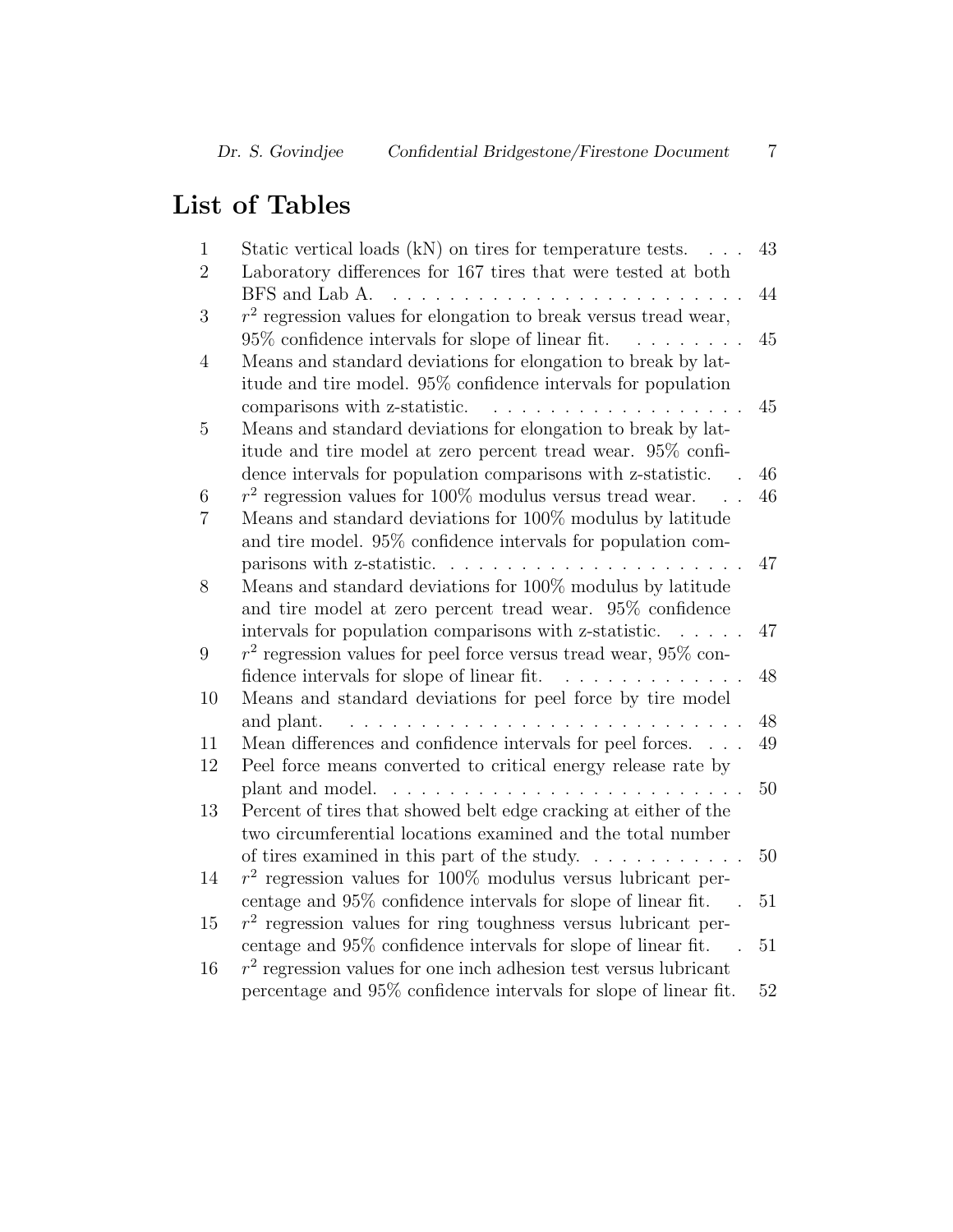# List of Tables

| | | |
|---|---|---|
| 1 | Static vertical loads (kN) on tires for temperature tests. | 43 |
| 2 | Laboratory differences for 167 tires that were tested at both BFS and Lab A. | 44 |
| 3 | $r^2$ regression values for elongation to break versus tread wear, 95% confidence intervals for slope of linear fit. | 45 |
| 4 | Means and standard deviations for elongation to break by latitude and tire model. 95% confidence intervals for population comparisons with z-statistic. | 45 |
| 5 | Means and standard deviations for elongation to break by latitude and tire model at zero percent tread wear. 95% confidence intervals for population comparisons with z-statistic. | 46 |
| 6 | $r^2$ regression values for 100% modulus versus tread wear. | 46 |
| 7 | Means and standard deviations for 100% modulus by latitude and tire model. 95% confidence intervals for population comparisons with z-statistic. | 47 |
| 8 | Means and standard deviations for 100% modulus by latitude and tire model at zero percent tread wear. 95% confidence intervals for population comparisons with z-statistic. | 47 |
| 9 | $r^2$ regression values for peel force versus tread wear, 95% confidence intervals for slope of linear fit. | 48 |
| 10 | Means and standard deviations for peel force by tire model and plant. | 48 |
| 11 | Mean differences and confidence intervals for peel forces. | 49 |
| 12 | Peel force means converted to critical energy release rate by plant and model. | 50 |
| 13 | Percent of tires that showed belt edge cracking at either of the two circumferential locations examined and the total number of tires examined in this part of the study. | 50 |
| 14 | $r^2$ regression values for 100% modulus versus lubricant percentage and 95% confidence intervals for slope of linear fit. | 51 |
| 15 | $r^2$ regression values for ring toughness versus lubricant percentage and 95% confidence intervals for slope of linear fit. | 51 |
| 16 | $r^2$ regression values for one inch adhesion test versus lubricant percentage and 95% confidence intervals for slope of linear fit. | 52 |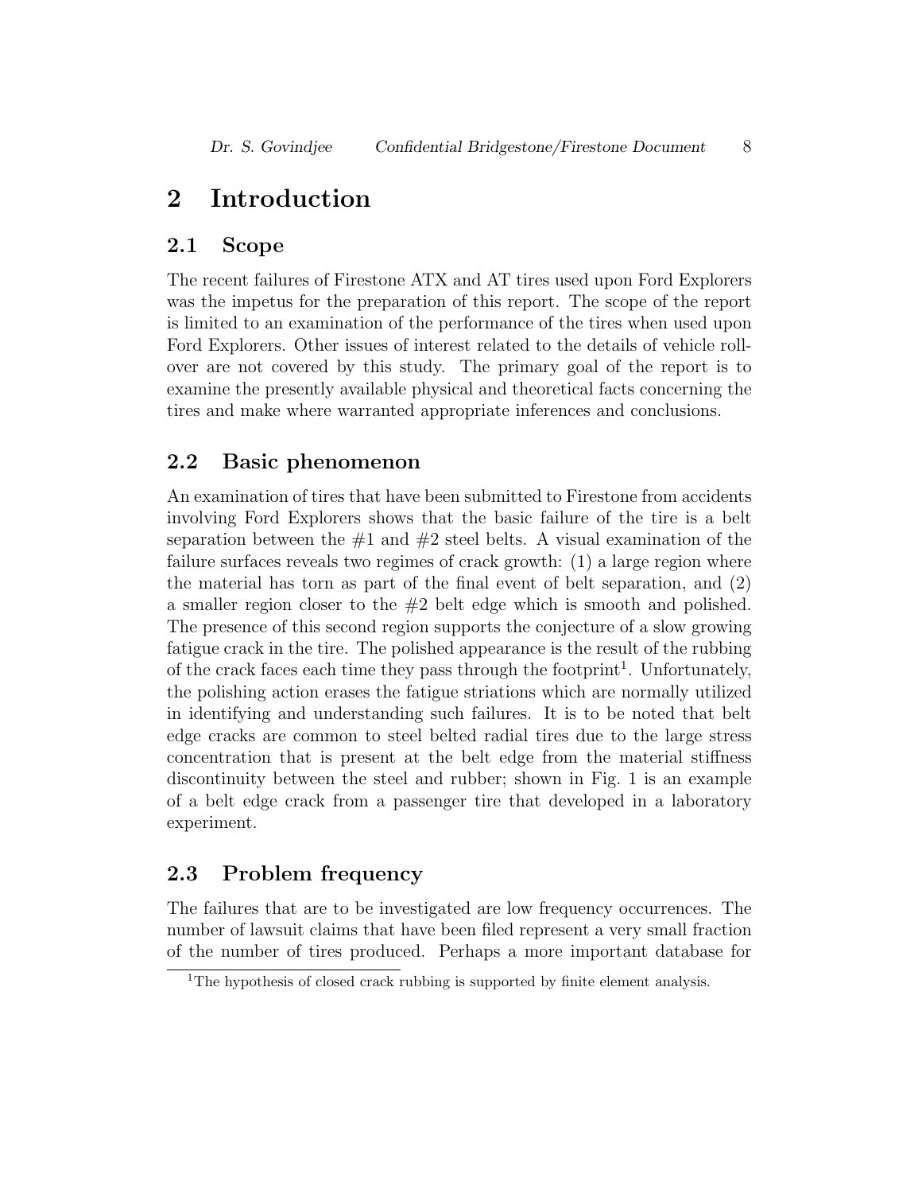# 2 Introduction

## 2.1 Scope

The recent failures of Firestone ATX and AT tires used upon Ford Explorers was the impetus for the preparation of this report. The scope of the report is limited to an examination of the performance of the tires when used upon Ford Explorers. Other issues of interest related to the details of vehicle rollover are not covered by this study. The primary goal of the report is to examine the presently available physical and theoretical facts concerning the tires and make where warranted appropriate inferences and conclusions.

## 2.2 Basic phenomenon

An examination of tires that have been submitted to Firestone from accidents involving Ford Explorers shows that the basic failure of the tire is a belt separation between the #1 and #2 steel belts. A visual examination of the failure surfaces reveals two regimes of crack growth: (1) a large region where the material has torn as part of the final event of belt separation, and (2) a smaller region closer to the #2 belt edge which is smooth and polished. The presence of this second region supports the conjecture of a slow growing fatigue crack in the tire. The polished appearance is the result of the rubbing of the crack faces each time they pass through the footprint[1]. Unfortunately, the polishing action erases the fatigue striations which are normally utilized in identifying and understanding such failures. It is to be noted that belt edge cracks are common to steel belted radial tires due to the large stress concentration that is present at the belt edge from the material stiffness discontinuity between the steel and rubber; shown in Fig. 1 is an example of a belt edge crack from a passenger tire that developed in a laboratory experiment.

## 2.3 Problem frequency

The failures that are to be investigated are low frequency occurrences. The number of lawsuit claims that have been filed represent a very small fraction of the number of tires produced. Perhaps a more important database for

[1] The hypothesis of closed crack rubbing is supported by finite element analysis.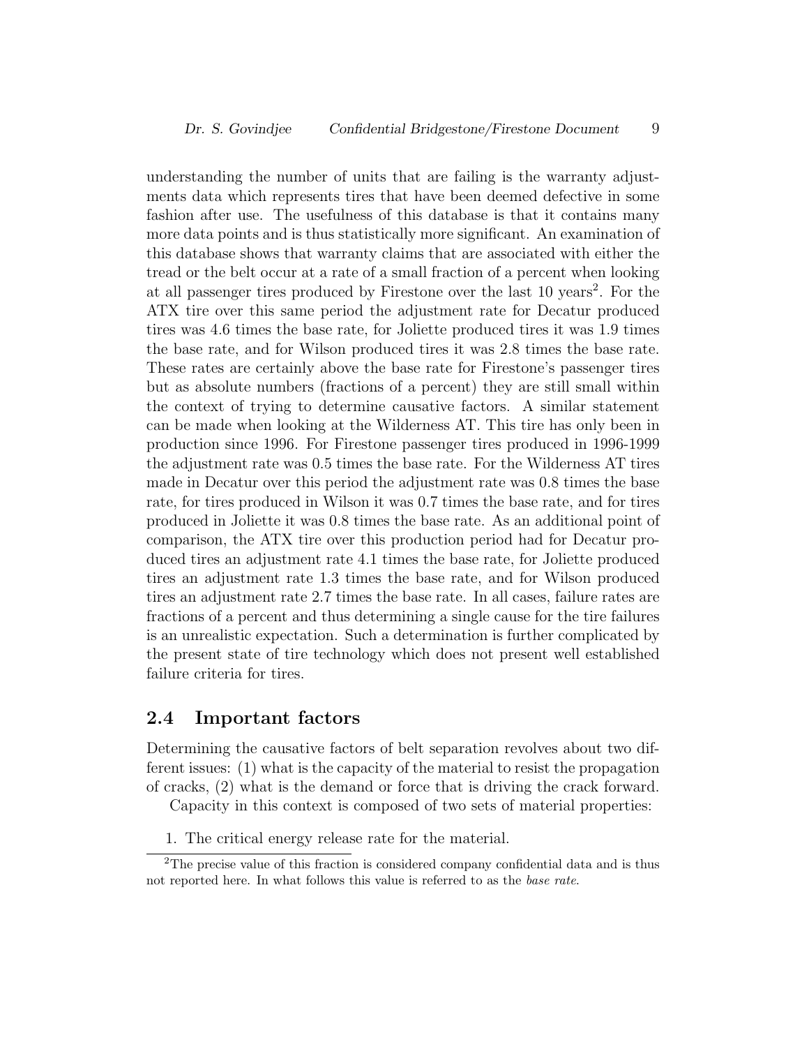understanding the number of units that are failing is the warranty adjustments data which represents tires that have been deemed defective in some fashion after use. The usefulness of this database is that it contains many more data points and is thus statistically more significant. An examination of this database shows that warranty claims that are associated with either the tread or the belt occur at a rate of a small fraction of a percent when looking at all passenger tires produced by Firestone over the last 10 years[2]. For the ATX tire over this same period the adjustment rate for Decatur produced tires was 4.6 times the base rate, for Joliette produced tires it was 1.9 times the base rate, and for Wilson produced tires it was 2.8 times the base rate. These rates are certainly above the base rate for Firestone's passenger tires but as absolute numbers (fractions of a percent) they are still small within the context of trying to determine causative factors. A similar statement can be made when looking at the Wilderness AT. This tire has only been in production since 1996. For Firestone passenger tires produced in 1996-1999 the adjustment rate was 0.5 times the base rate. For the Wilderness AT tires made in Decatur over this period the adjustment rate was 0.8 times the base rate, for tires produced in Wilson it was 0.7 times the base rate, and for tires produced in Joliette it was 0.8 times the base rate. As an additional point of comparison, the ATX tire over this production period had for Decatur produced tires an adjustment rate 4.1 times the base rate, for Joliette produced tires an adjustment rate 1.3 times the base rate, and for Wilson produced tires an adjustment rate 2.7 times the base rate. In all cases, failure rates are fractions of a percent and thus determining a single cause for the tire failures is an unrealistic expectation. Such a determination is further complicated by the present state of tire technology which does not present well established failure criteria for tires.

## 2.4 Important factors

Determining the causative factors of belt separation revolves about two different issues: (1) what is the capacity of the material to resist the propagation of cracks, (2) what is the demand or force that is driving the crack forward.

Capacity in this context is composed of two sets of material properties:

1. The critical energy release rate for the material.

---

[2] The precise value of this fraction is considered company confidential data and is thus not reported here. In what follows this value is referred to as the *base rate*.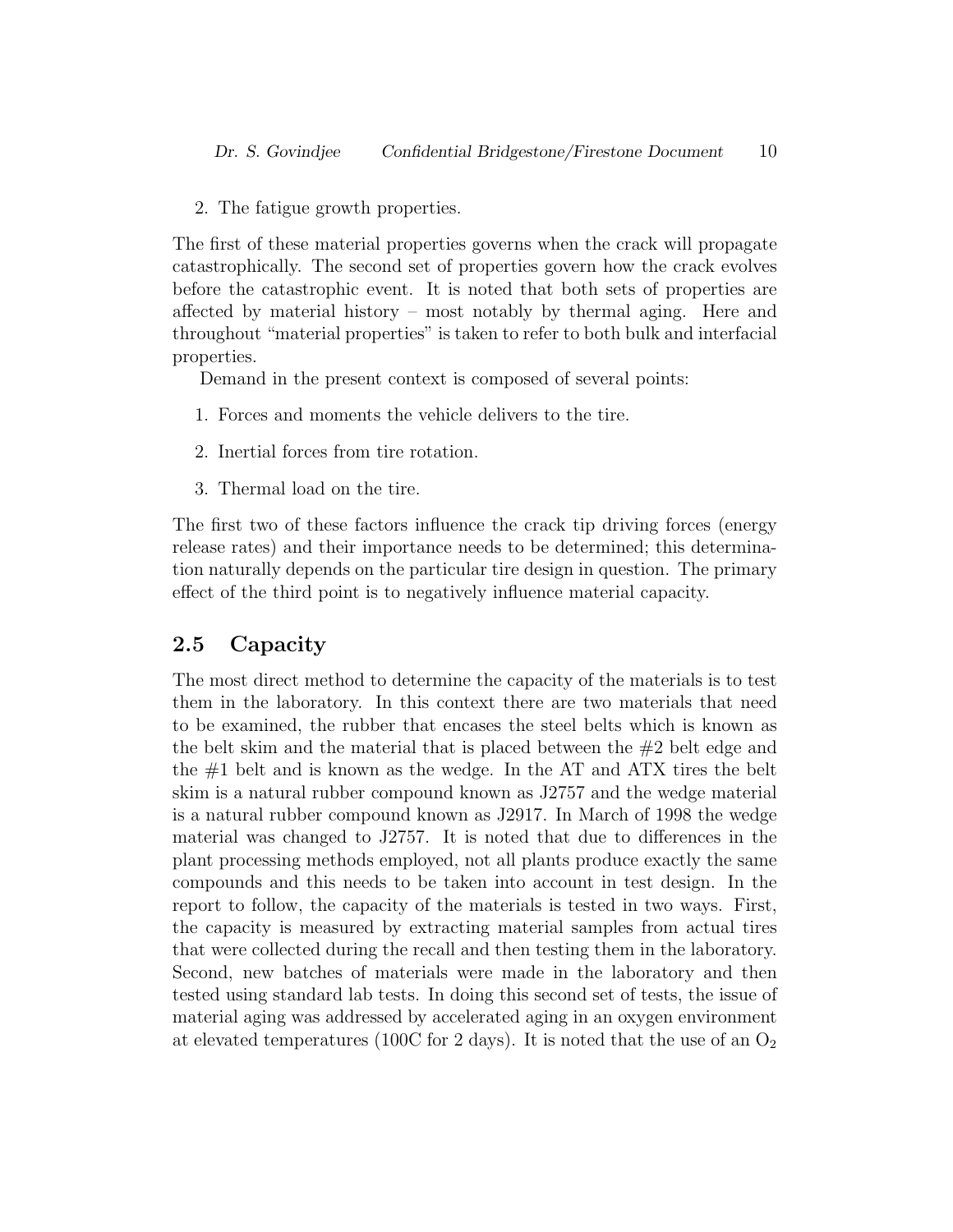2. The fatigue growth properties.

The first of these material properties governs when the crack will propagate catastrophically. The second set of properties govern how the crack evolves before the catastrophic event. It is noted that both sets of properties are affected by material history – most notably by thermal aging. Here and throughout "material properties" is taken to refer to both bulk and interfacial properties.

Demand in the present context is composed of several points:

1. Forces and moments the vehicle delivers to the tire.
2. Inertial forces from tire rotation.
3. Thermal load on the tire.

The first two of these factors influence the crack tip driving forces (energy release rates) and their importance needs to be determined; this determination naturally depends on the particular tire design in question. The primary effect of the third point is to negatively influence material capacity.

## 2.5 Capacity

The most direct method to determine the capacity of the materials is to test them in the laboratory. In this context there are two materials that need to be examined, the rubber that encases the steel belts which is known as the belt skim and the material that is placed between the #2 belt edge and the #1 belt and is known as the wedge. In the AT and ATX tires the belt skim is a natural rubber compound known as J2757 and the wedge material is a natural rubber compound known as J2917. In March of 1998 the wedge material was changed to J2757. It is noted that due to differences in the plant processing methods employed, not all plants produce exactly the same compounds and this needs to be taken into account in test design. In the report to follow, the capacity of the materials is tested in two ways. First, the capacity is measured by extracting material samples from actual tires that were collected during the recall and then testing them in the laboratory. Second, new batches of materials were made in the laboratory and then tested using standard lab tests. In doing this second set of tests, the issue of material aging was addressed by accelerated aging in an oxygen environment at elevated temperatures (100C for 2 days). It is noted that the use of an $O_2$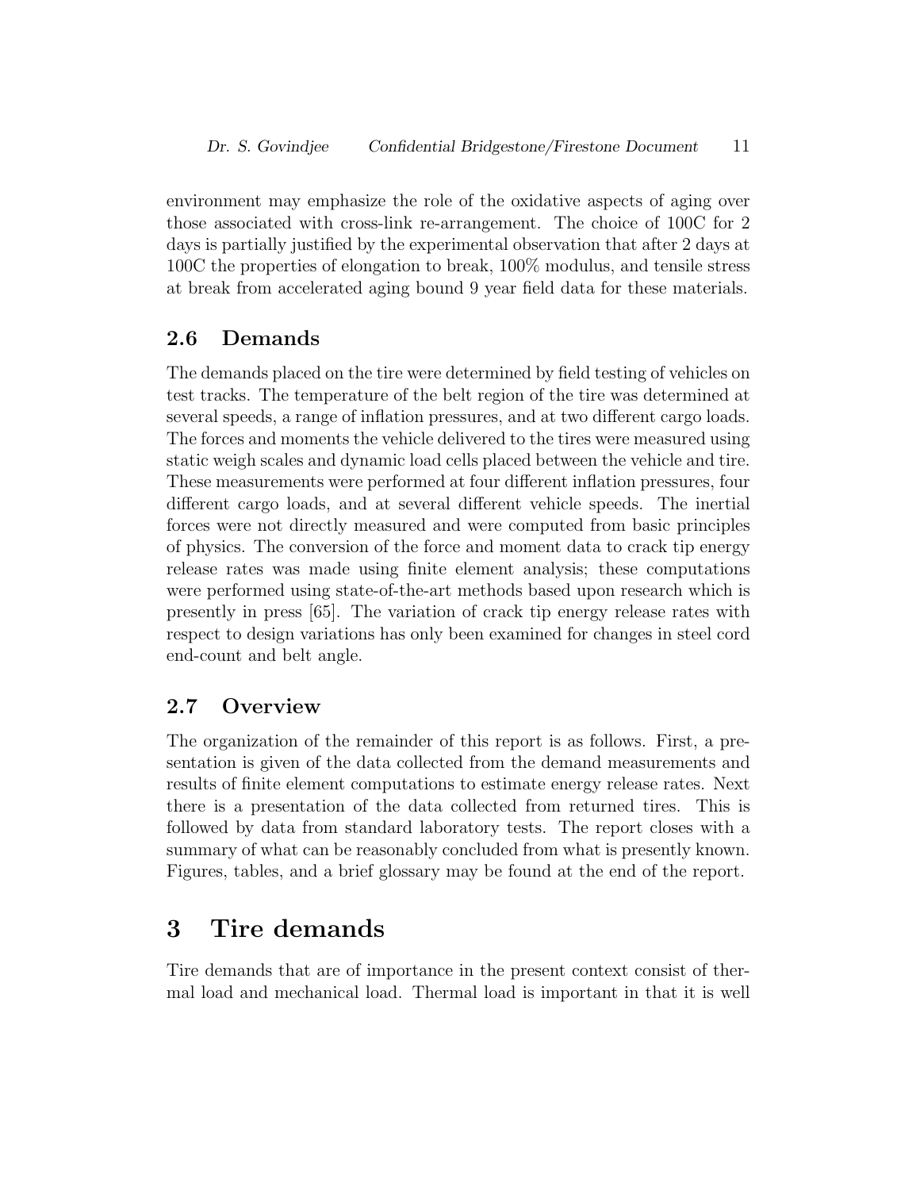environment may emphasize the role of the oxidative aspects of aging over those associated with cross-link re-arrangement. The choice of 100C for 2 days is partially justified by the experimental observation that after 2 days at 100C the properties of elongation to break, 100% modulus, and tensile stress at break from accelerated aging bound 9 year field data for these materials.

## 2.6 Demands

The demands placed on the tire were determined by field testing of vehicles on test tracks. The temperature of the belt region of the tire was determined at several speeds, a range of inflation pressures, and at two different cargo loads. The forces and moments the vehicle delivered to the tires were measured using static weigh scales and dynamic load cells placed between the vehicle and tire. These measurements were performed at four different inflation pressures, four different cargo loads, and at several different vehicle speeds. The inertial forces were not directly measured and were computed from basic principles of physics. The conversion of the force and moment data to crack tip energy release rates was made using finite element analysis; these computations were performed using state-of-the-art methods based upon research which is presently in press [65]. The variation of crack tip energy release rates with respect to design variations has only been examined for changes in steel cord end-count and belt angle.

## 2.7 Overview

The organization of the remainder of this report is as follows. First, a presentation is given of the data collected from the demand measurements and results of finite element computations to estimate energy release rates. Next there is a presentation of the data collected from returned tires. This is followed by data from standard laboratory tests. The report closes with a summary of what can be reasonably concluded from what is presently known. Figures, tables, and a brief glossary may be found at the end of the report.

# 3 Tire demands

Tire demands that are of importance in the present context consist of thermal load and mechanical load. Thermal load is important in that it is well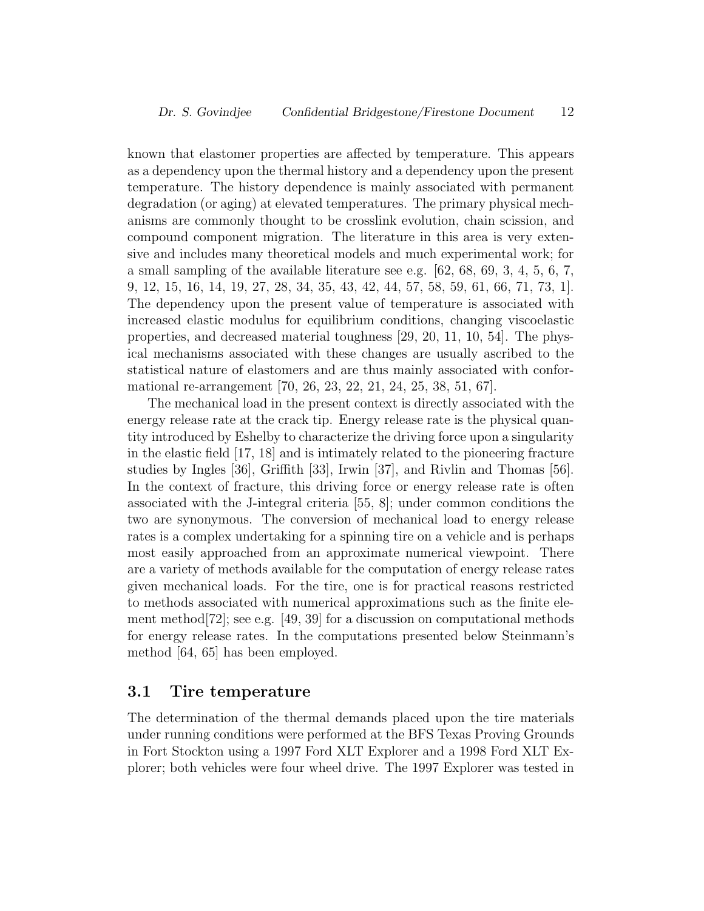known that elastomer properties are affected by temperature. This appears as a dependency upon the thermal history and a dependency upon the present temperature. The history dependence is mainly associated with permanent degradation (or aging) at elevated temperatures. The primary physical mechanisms are commonly thought to be crosslink evolution, chain scission, and compound component migration. The literature in this area is very extensive and includes many theoretical models and much experimental work; for a small sampling of the available literature see e.g. [62, 68, 69, 3, 4, 5, 6, 7, 9, 12, 15, 16, 14, 19, 27, 28, 34, 35, 43, 42, 44, 57, 58, 59, 61, 66, 71, 73, 1]. The dependency upon the present value of temperature is associated with increased elastic modulus for equilibrium conditions, changing viscoelastic properties, and decreased material toughness [29, 20, 11, 10, 54]. The physical mechanisms associated with these changes are usually ascribed to the statistical nature of elastomers and are thus mainly associated with conformational re-arrangement [70, 26, 23, 22, 21, 24, 25, 38, 51, 67].

The mechanical load in the present context is directly associated with the energy release rate at the crack tip. Energy release rate is the physical quantity introduced by Eshelby to characterize the driving force upon a singularity in the elastic field [17, 18] and is intimately related to the pioneering fracture studies by Ingles [36], Griffith [33], Irwin [37], and Rivlin and Thomas [56]. In the context of fracture, this driving force or energy release rate is often associated with the J-integral criteria [55, 8]; under common conditions the two are synonymous. The conversion of mechanical load to energy release rates is a complex undertaking for a spinning tire on a vehicle and is perhaps most easily approached from an approximate numerical viewpoint. There are a variety of methods available for the computation of energy release rates given mechanical loads. For the tire, one is for practical reasons restricted to methods associated with numerical approximations such as the finite element method[72]; see e.g. [49, 39] for a discussion on computational methods for energy release rates. In the computations presented below Steinmann's method [64, 65] has been employed.

## 3.1 Tire temperature

The determination of the thermal demands placed upon the tire materials under running conditions were performed at the BFS Texas Proving Grounds in Fort Stockton using a 1997 Ford XLT Explorer and a 1998 Ford XLT Explorer; both vehicles were four wheel drive. The 1997 Explorer was tested in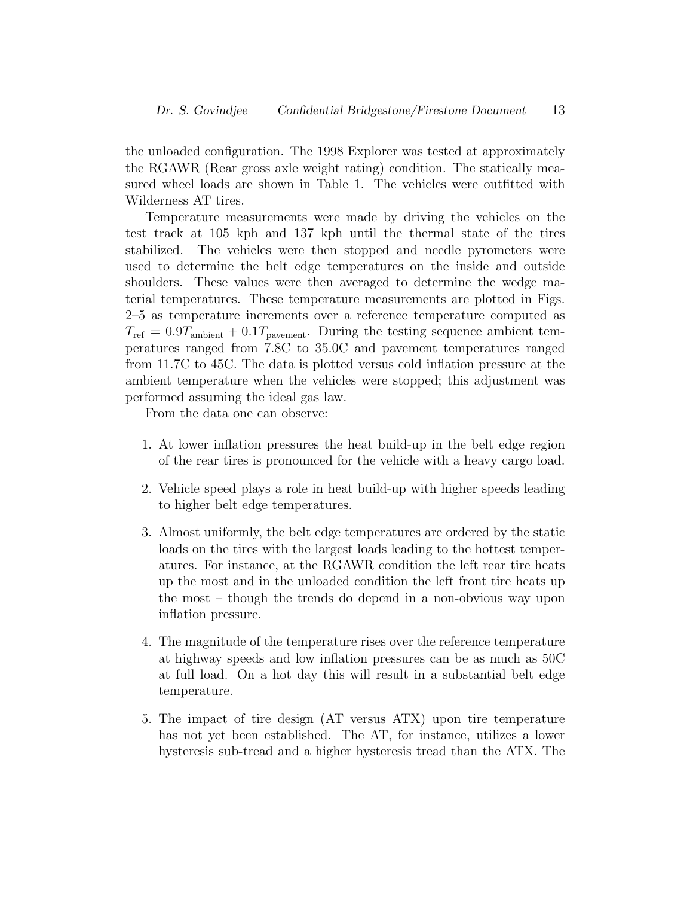the unloaded configuration. The 1998 Explorer was tested at approximately the RGAWR (Rear gross axle weight rating) condition. The statically measured wheel loads are shown in Table 1. The vehicles were outfitted with Wilderness AT tires.

Temperature measurements were made by driving the vehicles on the test track at 105 kph and 137 kph until the thermal state of the tires stabilized. The vehicles were then stopped and needle pyrometers were used to determine the belt edge temperatures on the inside and outside shoulders. These values were then averaged to determine the wedge material temperatures. These temperature measurements are plotted in Figs. 2–5 as temperature increments over a reference temperature computed as $T_{\text{ref}} = 0.9T_{\text{ambient}} + 0.1T_{\text{pavement}}$. During the testing sequence ambient temperatures ranged from 7.8C to 35.0C and pavement temperatures ranged from 11.7C to 45C. The data is plotted versus cold inflation pressure at the ambient temperature when the vehicles were stopped; this adjustment was performed assuming the ideal gas law.

From the data one can observe:

1. At lower inflation pressures the heat build-up in the belt edge region of the rear tires is pronounced for the vehicle with a heavy cargo load.
2. Vehicle speed plays a role in heat build-up with higher speeds leading to higher belt edge temperatures.
3. Almost uniformly, the belt edge temperatures are ordered by the static loads on the tires with the largest loads leading to the hottest temperatures. For instance, at the RGAWR condition the left rear tire heats up the most and in the unloaded condition the left front tire heats up the most – though the trends do depend in a non-obvious way upon inflation pressure.
4. The magnitude of the temperature rises over the reference temperature at highway speeds and low inflation pressures can be as much as 50C at full load. On a hot day this will result in a substantial belt edge temperature.
5. The impact of tire design (AT versus ATX) upon tire temperature has not yet been established. The AT, for instance, utilizes a lower hysteresis sub-tread and a higher hysteresis tread than the ATX. The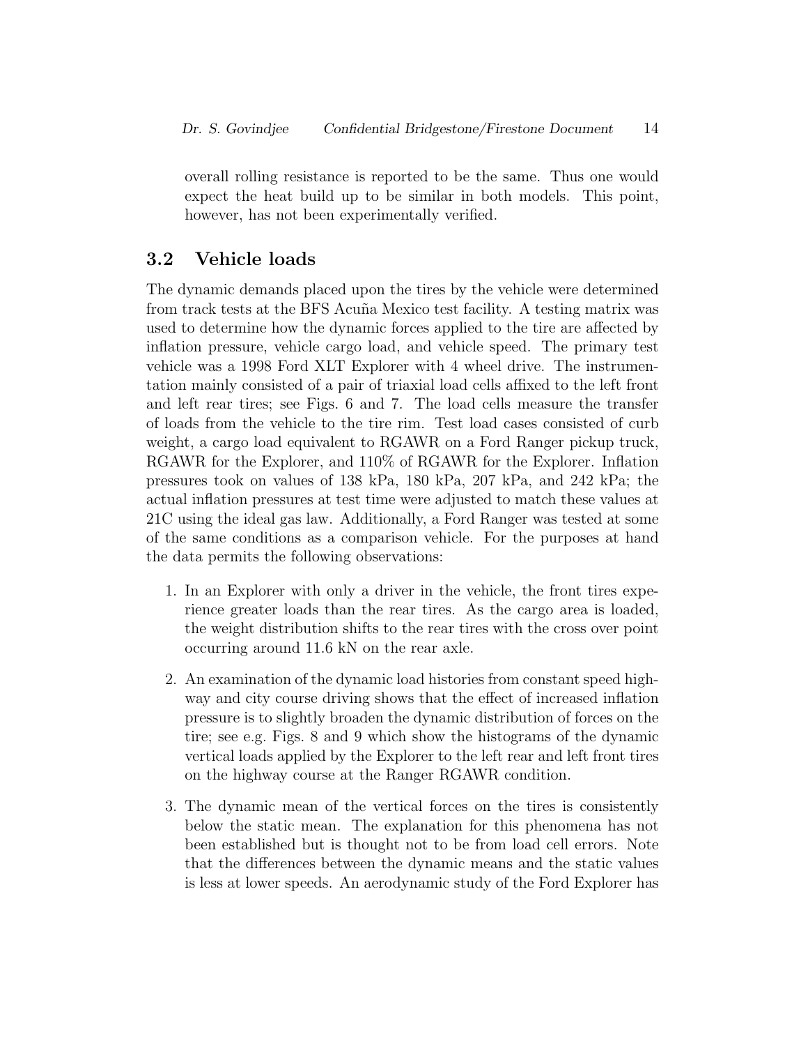overall rolling resistance is reported to be the same. Thus one would expect the heat build up to be similar in both models. This point, however, has not been experimentally verified.

## 3.2 Vehicle loads

The dynamic demands placed upon the tires by the vehicle were determined from track tests at the BFS Acuña Mexico test facility. A testing matrix was used to determine how the dynamic forces applied to the tire are affected by inflation pressure, vehicle cargo load, and vehicle speed. The primary test vehicle was a 1998 Ford XLT Explorer with 4 wheel drive. The instrumentation mainly consisted of a pair of triaxial load cells affixed to the left front and left rear tires; see Figs. 6 and 7. The load cells measure the transfer of loads from the vehicle to the tire rim. Test load cases consisted of curb weight, a cargo load equivalent to RGAWR on a Ford Ranger pickup truck, RGAWR for the Explorer, and 110% of RGAWR for the Explorer. Inflation pressures took on values of 138 kPa, 180 kPa, 207 kPa, and 242 kPa; the actual inflation pressures at test time were adjusted to match these values at 21C using the ideal gas law. Additionally, a Ford Ranger was tested at some of the same conditions as a comparison vehicle. For the purposes at hand the data permits the following observations:

1. In an Explorer with only a driver in the vehicle, the front tires experience greater loads than the rear tires. As the cargo area is loaded, the weight distribution shifts to the rear tires with the cross over point occurring around 11.6 kN on the rear axle.
2. An examination of the dynamic load histories from constant speed highway and city course driving shows that the effect of increased inflation pressure is to slightly broaden the dynamic distribution of forces on the tire; see e.g. Figs. 8 and 9 which show the histograms of the dynamic vertical loads applied by the Explorer to the left rear and left front tires on the highway course at the Ranger RGAWR condition.
3. The dynamic mean of the vertical forces on the tires is consistently below the static mean. The explanation for this phenomena has not been established but is thought not to be from load cell errors. Note that the differences between the dynamic means and the static values is less at lower speeds. An aerodynamic study of the Ford Explorer has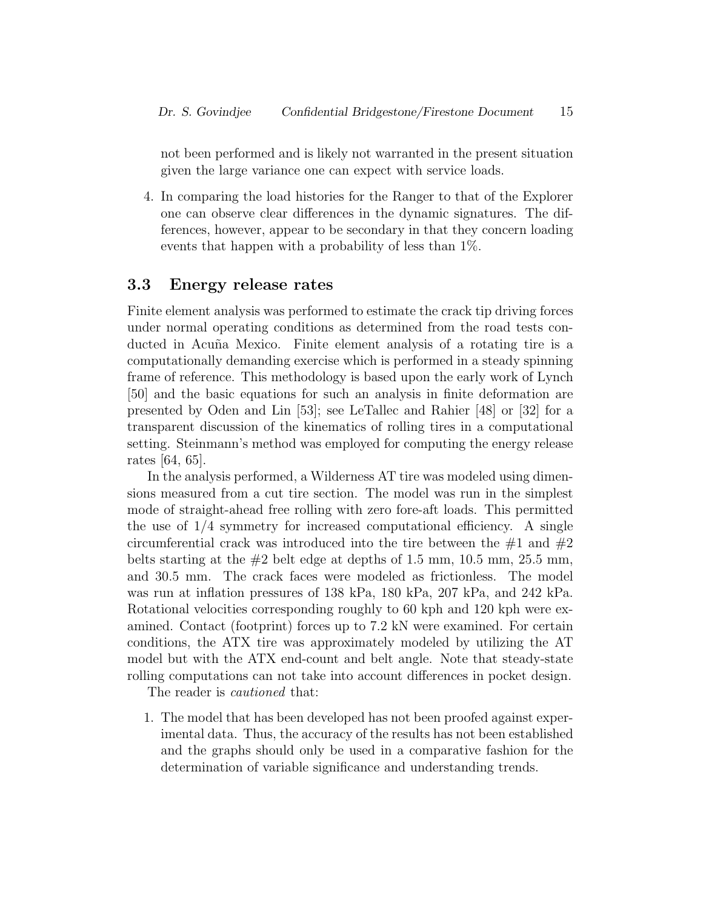not been performed and is likely not warranted in the present situation given the large variance one can expect with service loads.

4. In comparing the load histories for the Ranger to that of the Explorer one can observe clear differences in the dynamic signatures. The differences, however, appear to be secondary in that they concern loading events that happen with a probability of less than 1%.

### 3.3 Energy release rates

Finite element analysis was performed to estimate the crack tip driving forces under normal operating conditions as determined from the road tests conducted in Acuña Mexico. Finite element analysis of a rotating tire is a computationally demanding exercise which is performed in a steady spinning frame of reference. This methodology is based upon the early work of Lynch [50] and the basic equations for such an analysis in finite deformation are presented by Oden and Lin [53]; see LeTallec and Rahier [48] or [32] for a transparent discussion of the kinematics of rolling tires in a computational setting. Steinmann's method was employed for computing the energy release rates [64, 65].

In the analysis performed, a Wilderness AT tire was modeled using dimensions measured from a cut tire section. The model was run in the simplest mode of straight-ahead free rolling with zero fore-aft loads. This permitted the use of 1/4 symmetry for increased computational efficiency. A single circumferential crack was introduced into the tire between the #1 and #2 belts starting at the #2 belt edge at depths of 1.5 mm, 10.5 mm, 25.5 mm, and 30.5 mm. The crack faces were modeled as frictionless. The model was run at inflation pressures of 138 kPa, 180 kPa, 207 kPa, and 242 kPa. Rotational velocities corresponding roughly to 60 kph and 120 kph were examined. Contact (footprint) forces up to 7.2 kN were examined. For certain conditions, the ATX tire was approximately modeled by utilizing the AT model but with the ATX end-count and belt angle. Note that steady-state rolling computations can not take into account differences in pocket design.

The reader is *cautioned* that:

1. The model that has been developed has not been proofed against experimental data. Thus, the accuracy of the results has not been established and the graphs should only be used in a comparative fashion for the determination of variable significance and understanding trends.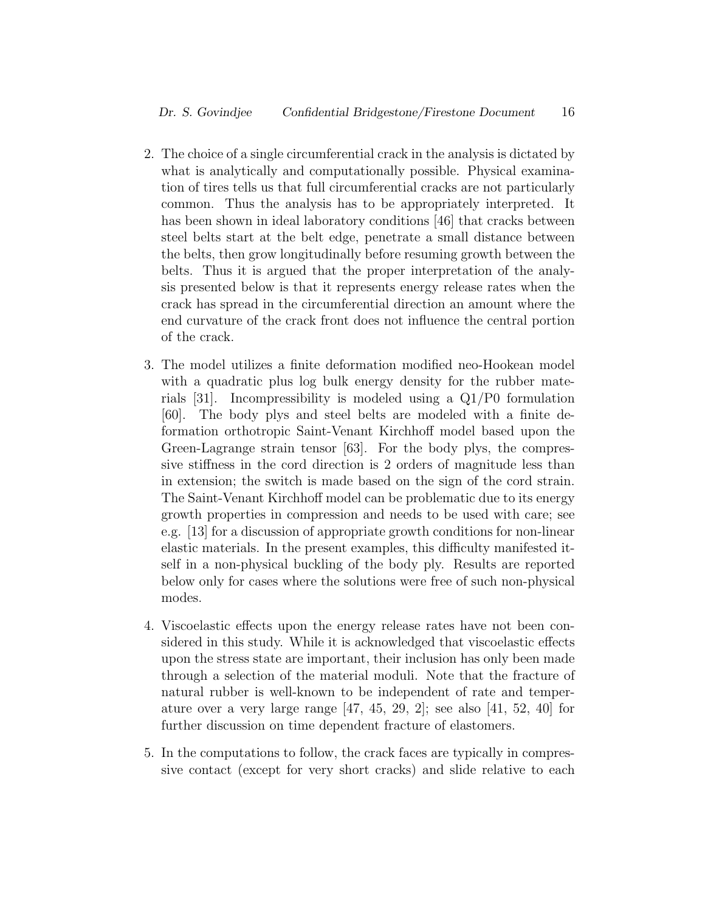2. The choice of a single circumferential crack in the analysis is dictated by what is analytically and computationally possible. Physical examination of tires tells us that full circumferential cracks are not particularly common. Thus the analysis has to be appropriately interpreted. It has been shown in ideal laboratory conditions [46] that cracks between steel belts start at the belt edge, penetrate a small distance between the belts, then grow longitudinally before resuming growth between the belts. Thus it is argued that the proper interpretation of the analysis presented below is that it represents energy release rates when the crack has spread in the circumferential direction an amount where the end curvature of the crack front does not influence the central portion of the crack.

3. The model utilizes a finite deformation modified neo-Hookean model with a quadratic plus log bulk energy density for the rubber materials [31]. Incompressibility is modeled using a Q1/P0 formulation [60]. The body plys and steel belts are modeled with a finite deformation orthotropic Saint-Venant Kirchhoff model based upon the Green-Lagrange strain tensor [63]. For the body plys, the compressive stiffness in the cord direction is 2 orders of magnitude less than in extension; the switch is made based on the sign of the cord strain. The Saint-Venant Kirchhoff model can be problematic due to its energy growth properties in compression and needs to be used with care; see e.g. [13] for a discussion of appropriate growth conditions for non-linear elastic materials. In the present examples, this difficulty manifested itself in a non-physical buckling of the body ply. Results are reported below only for cases where the solutions were free of such non-physical modes.

4. Viscoelastic effects upon the energy release rates have not been considered in this study. While it is acknowledged that viscoelastic effects upon the stress state are important, their inclusion has only been made through a selection of the material moduli. Note that the fracture of natural rubber is well-known to be independent of rate and temperature over a very large range [47, 45, 29, 2]; see also [41, 52, 40] for further discussion on time dependent fracture of elastomers.

5. In the computations to follow, the crack faces are typically in compressive contact (except for very short cracks) and slide relative to each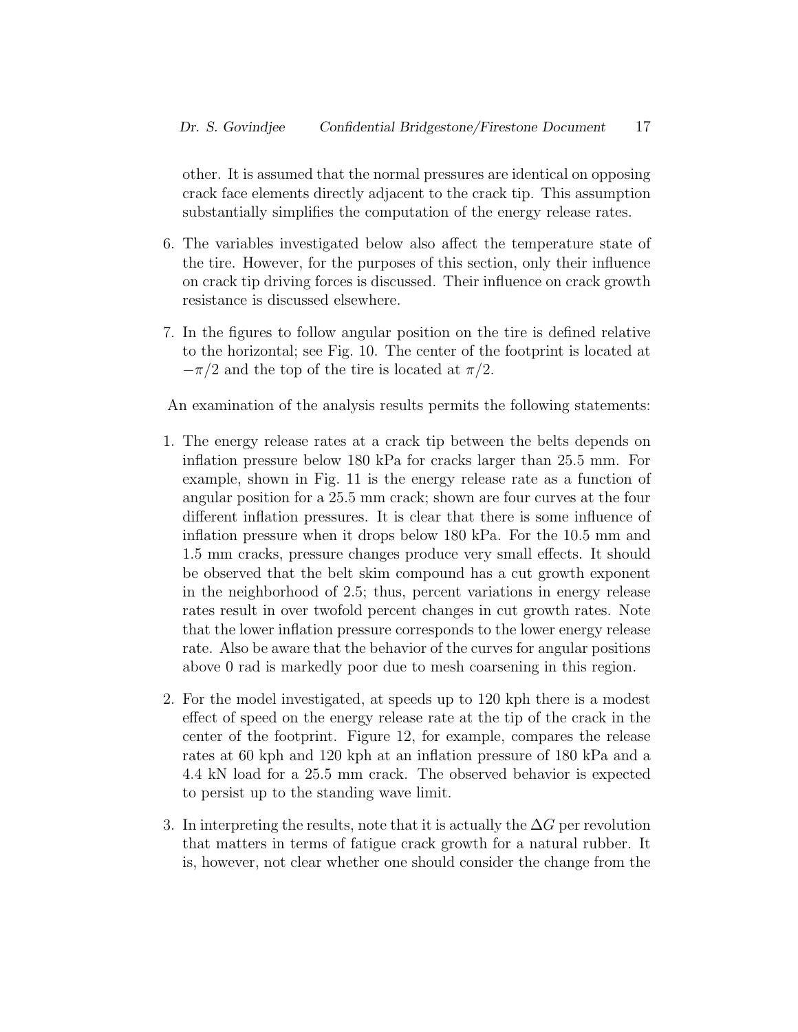other. It is assumed that the normal pressures are identical on opposing crack face elements directly adjacent to the crack tip. This assumption substantially simplifies the computation of the energy release rates.

6. The variables investigated below also affect the temperature state of the tire. However, for the purposes of this section, only their influence on crack tip driving forces is discussed. Their influence on crack growth resistance is discussed elsewhere.

7. In the figures to follow angular position on the tire is defined relative to the horizontal; see Fig. 10. The center of the footprint is located at $-\pi/2$ and the top of the tire is located at $\pi/2$.

An examination of the analysis results permits the following statements:

1. The energy release rates at a crack tip between the belts depends on inflation pressure below 180 kPa for cracks larger than 25.5 mm. For example, shown in Fig. 11 is the energy release rate as a function of angular position for a 25.5 mm crack; shown are four curves at the four different inflation pressures. It is clear that there is some influence of inflation pressure when it drops below 180 kPa. For the 10.5 mm and 1.5 mm cracks, pressure changes produce very small effects. It should be observed that the belt skim compound has a cut growth exponent in the neighborhood of 2.5; thus, percent variations in energy release rates result in over twofold percent changes in cut growth rates. Note that the lower inflation pressure corresponds to the lower energy release rate. Also be aware that the behavior of the curves for angular positions above 0 rad is markedly poor due to mesh coarsening in this region.

2. For the model investigated, at speeds up to 120 kph there is a modest effect of speed on the energy release rate at the tip of the crack in the center of the footprint. Figure 12, for example, compares the release rates at 60 kph and 120 kph at an inflation pressure of 180 kPa and a 4.4 kN load for a 25.5 mm crack. The observed behavior is expected to persist up to the standing wave limit.

3. In interpreting the results, note that it is actually the $\Delta G$ per revolution that matters in terms of fatigue crack growth for a natural rubber. It is, however, not clear whether one should consider the change from the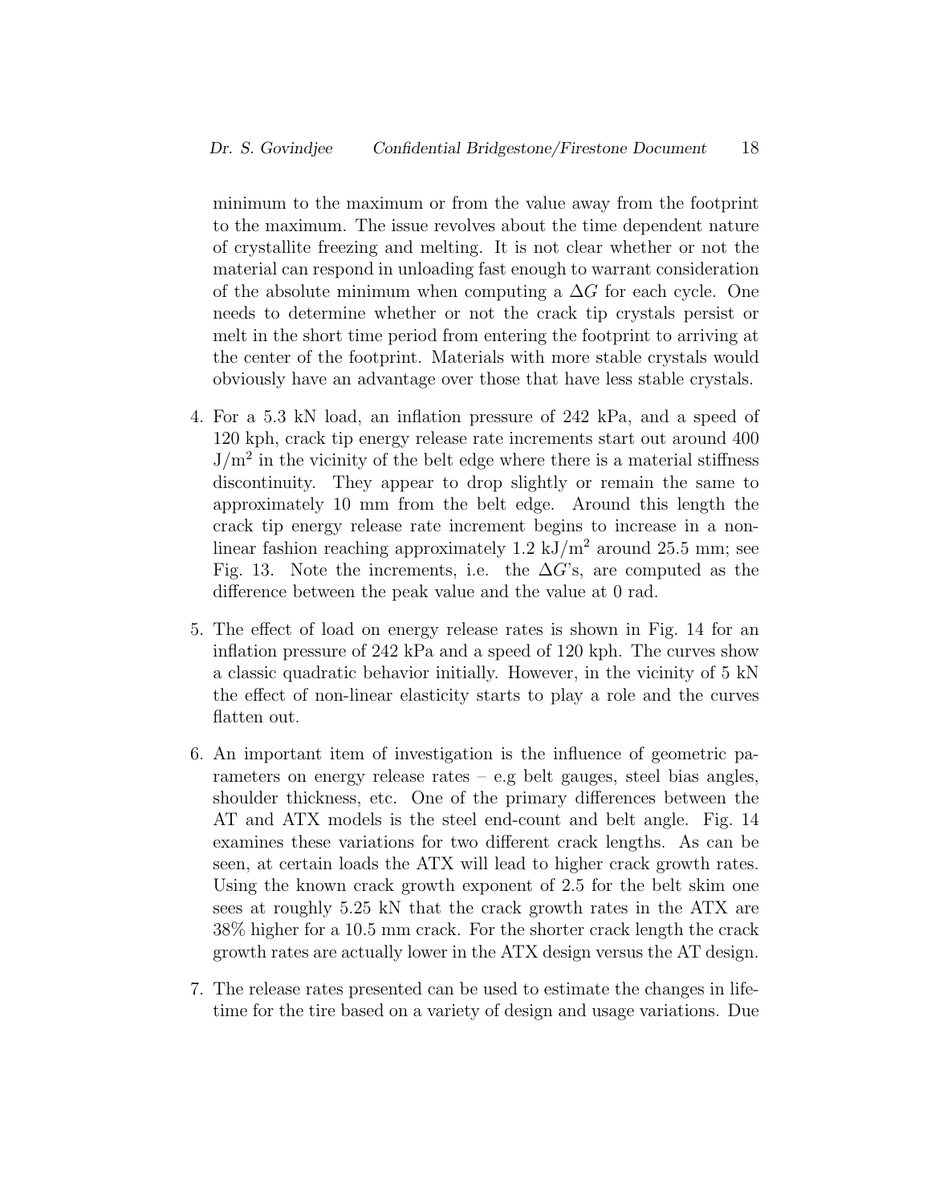minimum to the maximum or from the value away from the footprint to the maximum. The issue revolves about the time dependent nature of crystallite freezing and melting. It is not clear whether or not the material can respond in unloading fast enough to warrant consideration of the absolute minimum when computing a $\Delta G$ for each cycle. One needs to determine whether or not the crack tip crystals persist or melt in the short time period from entering the footprint to arriving at the center of the footprint. Materials with more stable crystals would obviously have an advantage over those that have less stable crystals.

4. For a 5.3 kN load, an inflation pressure of 242 kPa, and a speed of 120 kph, crack tip energy release rate increments start out around 400 $\text{J/m}^2$ in the vicinity of the belt edge where there is a material stiffness discontinuity. They appear to drop slightly or remain the same to approximately 10 mm from the belt edge. Around this length the crack tip energy release rate increment begins to increase in a non-linear fashion reaching approximately 1.2 $\text{kJ/m}^2$ around 25.5 mm; see Fig. 13. Note the increments, i.e. the $\Delta G$'s, are computed as the difference between the peak value and the value at 0 rad.

5. The effect of load on energy release rates is shown in Fig. 14 for an inflation pressure of 242 kPa and a speed of 120 kph. The curves show a classic quadratic behavior initially. However, in the vicinity of 5 kN the effect of non-linear elasticity starts to play a role and the curves flatten out.

6. An important item of investigation is the influence of geometric parameters on energy release rates – e.g belt gauges, steel bias angles, shoulder thickness, etc. One of the primary differences between the AT and ATX models is the steel end-count and belt angle. Fig. 14 examines these variations for two different crack lengths. As can be seen, at certain loads the ATX will lead to higher crack growth rates. Using the known crack growth exponent of 2.5 for the belt skim one sees at roughly 5.25 kN that the crack growth rates in the ATX are 38% higher for a 10.5 mm crack. For the shorter crack length the crack growth rates are actually lower in the ATX design versus the AT design.

7. The release rates presented can be used to estimate the changes in lifetime for the tire based on a variety of design and usage variations. Due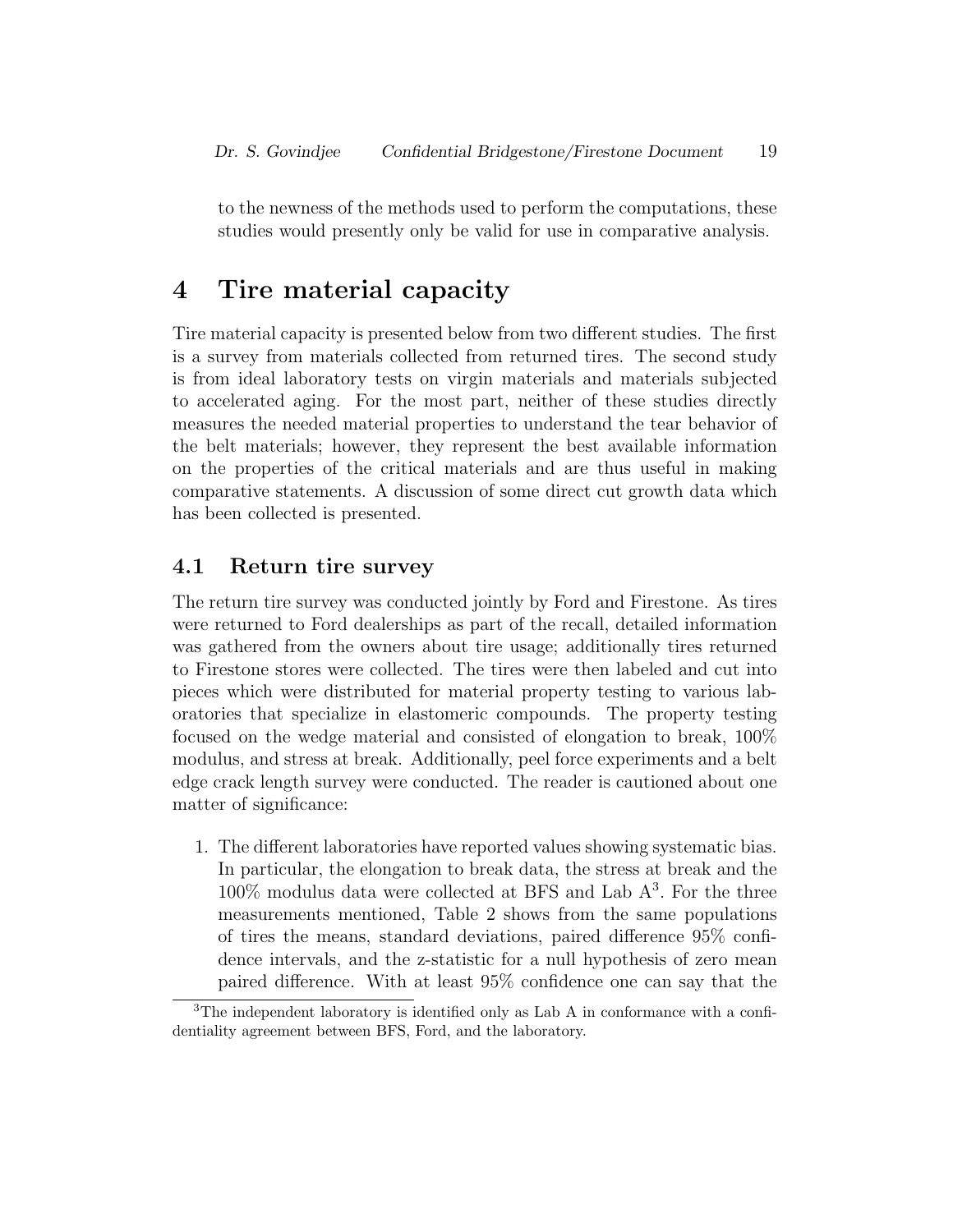to the newness of the methods used to perform the computations, these studies would presently only be valid for use in comparative analysis.

# 4 Tire material capacity

Tire material capacity is presented below from two different studies. The first is a survey from materials collected from returned tires. The second study is from ideal laboratory tests on virgin materials and materials subjected to accelerated aging. For the most part, neither of these studies directly measures the needed material properties to understand the tear behavior of the belt materials; however, they represent the best available information on the properties of the critical materials and are thus useful in making comparative statements. A discussion of some direct cut growth data which has been collected is presented.

## 4.1 Return tire survey

The return tire survey was conducted jointly by Ford and Firestone. As tires were returned to Ford dealerships as part of the recall, detailed information was gathered from the owners about tire usage; additionally tires returned to Firestone stores were collected. The tires were then labeled and cut into pieces which were distributed for material property testing to various laboratories that specialize in elastomeric compounds. The property testing focused on the wedge material and consisted of elongation to break, 100% modulus, and stress at break. Additionally, peel force experiments and a belt edge crack length survey were conducted. The reader is cautioned about one matter of significance:

1. The different laboratories have reported values showing systematic bias. In particular, the elongation to break data, the stress at break and the 100% modulus data were collected at BFS and Lab A[3]. For the three measurements mentioned, Table 2 shows from the same populations of tires the means, standard deviations, paired difference 95% confidence intervals, and the z-statistic for a null hypothesis of zero mean paired difference. With at least 95% confidence one can say that the

[3] The independent laboratory is identified only as Lab A in conformance with a confidentiality agreement between BFS, Ford, and the laboratory.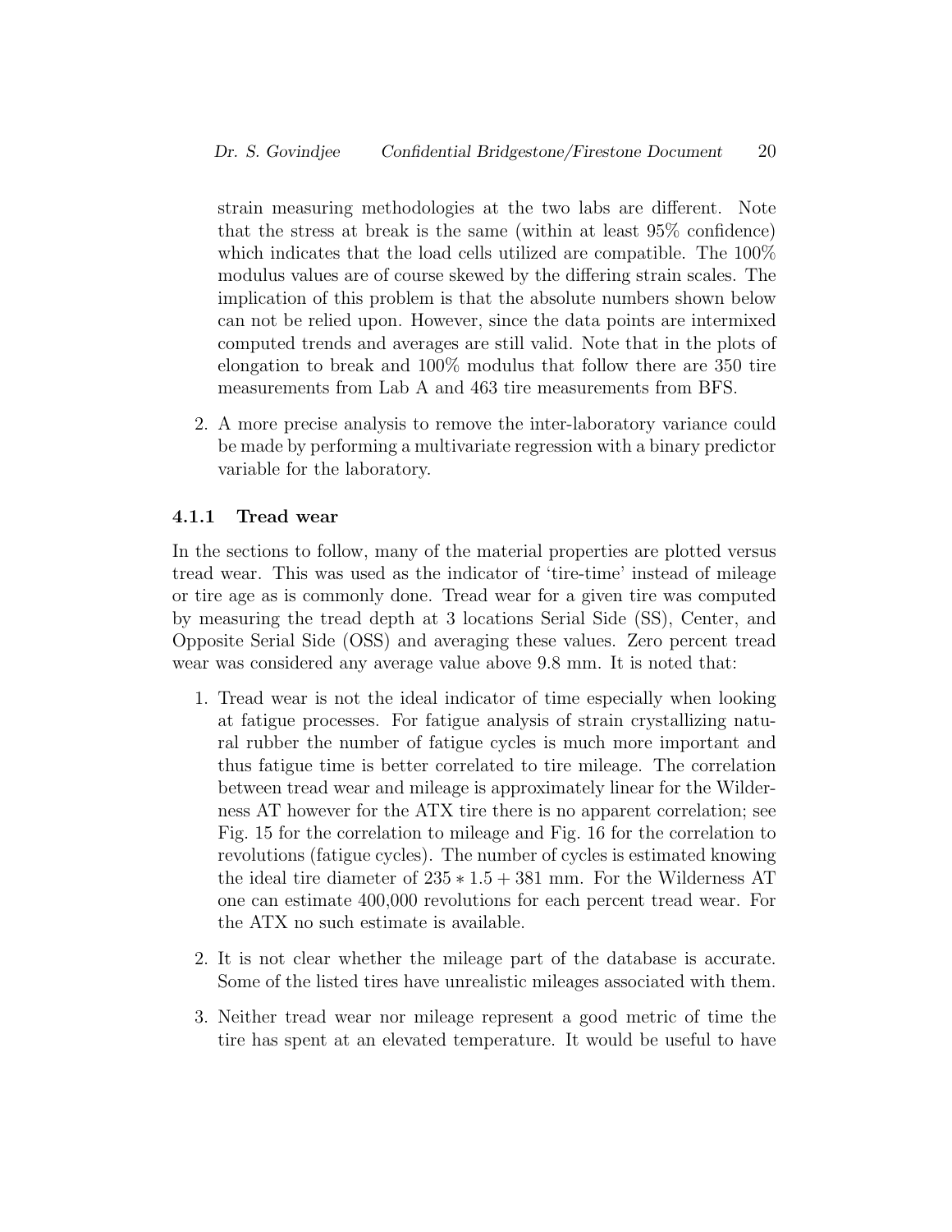strain measuring methodologies at the two labs are different. Note that the stress at break is the same (within at least 95% confidence) which indicates that the load cells utilized are compatible. The 100% modulus values are of course skewed by the differing strain scales. The implication of this problem is that the absolute numbers shown below can not be relied upon. However, since the data points are intermixed computed trends and averages are still valid. Note that in the plots of elongation to break and 100% modulus that follow there are 350 tire measurements from Lab A and 463 tire measurements from BFS.

2. A more precise analysis to remove the inter-laboratory variance could be made by performing a multivariate regression with a binary predictor variable for the laboratory.

### 4.1.1 Tread wear

In the sections to follow, many of the material properties are plotted versus tread wear. This was used as the indicator of 'tire-time' instead of mileage or tire age as is commonly done. Tread wear for a given tire was computed by measuring the tread depth at 3 locations Serial Side (SS), Center, and Opposite Serial Side (OSS) and averaging these values. Zero percent tread wear was considered any average value above 9.8 mm. It is noted that:

1. Tread wear is not the ideal indicator of time especially when looking at fatigue processes. For fatigue analysis of strain crystallizing natural rubber the number of fatigue cycles is much more important and thus fatigue time is better correlated to tire mileage. The correlation between tread wear and mileage is approximately linear for the Wilderness AT however for the ATX tire there is no apparent correlation; see Fig. 15 for the correlation to mileage and Fig. 16 for the correlation to revolutions (fatigue cycles). The number of cycles is estimated knowing the ideal tire diameter of $235 * 1.5 + 381$ mm. For the Wilderness AT one can estimate 400,000 revolutions for each percent tread wear. For the ATX no such estimate is available.

2. It is not clear whether the mileage part of the database is accurate. Some of the listed tires have unrealistic mileages associated with them.

3. Neither tread wear nor mileage represent a good metric of time the tire has spent at an elevated temperature. It would be useful to have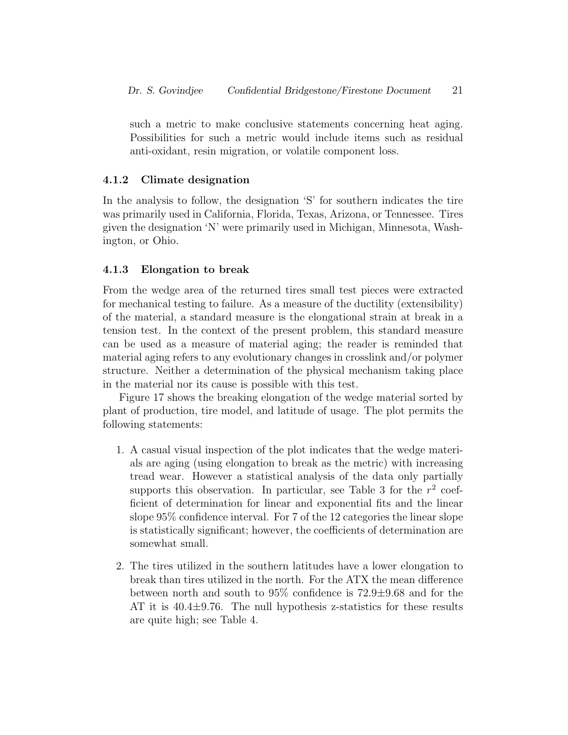such a metric to make conclusive statements concerning heat aging. Possibilities for such a metric would include items such as residual anti-oxidant, resin migration, or volatile component loss.

### 4.1.2 Climate designation

In the analysis to follow, the designation 'S' for southern indicates the tire was primarily used in California, Florida, Texas, Arizona, or Tennessee. Tires given the designation 'N' were primarily used in Michigan, Minnesota, Washington, or Ohio.

### 4.1.3 Elongation to break

From the wedge area of the returned tires small test pieces were extracted for mechanical testing to failure. As a measure of the ductility (extensibility) of the material, a standard measure is the elongational strain at break in a tension test. In the context of the present problem, this standard measure can be used as a measure of material aging; the reader is reminded that material aging refers to any evolutionary changes in crosslink and/or polymer structure. Neither a determination of the physical mechanism taking place in the material nor its cause is possible with this test.

Figure 17 shows the breaking elongation of the wedge material sorted by plant of production, tire model, and latitude of usage. The plot permits the following statements:

1. A casual visual inspection of the plot indicates that the wedge materials are aging (using elongation to break as the metric) with increasing tread wear. However a statistical analysis of the data only partially supports this observation. In particular, see Table 3 for the $r^2$ coefficient of determination for linear and exponential fits and the linear slope 95% confidence interval. For 7 of the 12 categories the linear slope is statistically significant; however, the coefficients of determination are somewhat small.

2. The tires utilized in the southern latitudes have a lower elongation to break than tires utilized in the north. For the ATX the mean difference between north and south to 95% confidence is $72.9 \pm 9.68$ and for the AT it is $40.4 \pm 9.76$. The null hypothesis z-statistics for these results are quite high; see Table 4.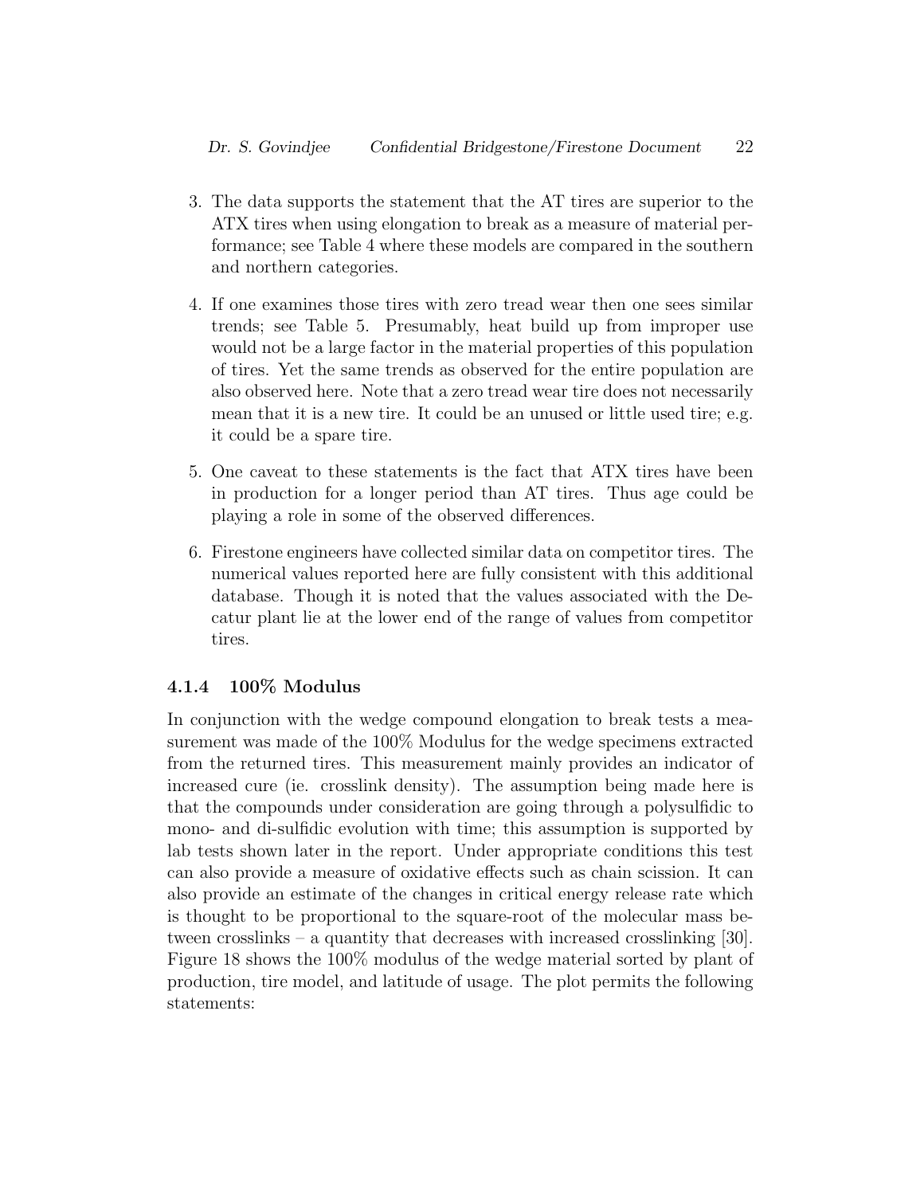3. The data supports the statement that the AT tires are superior to the ATX tires when using elongation to break as a measure of material performance; see Table 4 where these models are compared in the southern and northern categories.

4. If one examines those tires with zero tread wear then one sees similar trends; see Table 5. Presumably, heat build up from improper use would not be a large factor in the material properties of this population of tires. Yet the same trends as observed for the entire population are also observed here. Note that a zero tread wear tire does not necessarily mean that it is a new tire. It could be an unused or little used tire; e.g. it could be a spare tire.

5. One caveat to these statements is the fact that ATX tires have been in production for a longer period than AT tires. Thus age could be playing a role in some of the observed differences.

6. Firestone engineers have collected similar data on competitor tires. The numerical values reported here are fully consistent with this additional database. Though it is noted that the values associated with the Decatur plant lie at the lower end of the range of values from competitor tires.

#### 4.1.4 100% Modulus

In conjunction with the wedge compound elongation to break tests a measurement was made of the 100% Modulus for the wedge specimens extracted from the returned tires. This measurement mainly provides an indicator of increased cure (ie. crosslink density). The assumption being made here is that the compounds under consideration are going through a polysulfidic to mono- and di-sulfidic evolution with time; this assumption is supported by lab tests shown later in the report. Under appropriate conditions this test can also provide a measure of oxidative effects such as chain scission. It can also provide an estimate of the changes in critical energy release rate which is thought to be proportional to the square-root of the molecular mass between crosslinks – a quantity that decreases with increased crosslinking [30]. Figure 18 shows the 100% modulus of the wedge material sorted by plant of production, tire model, and latitude of usage. The plot permits the following statements: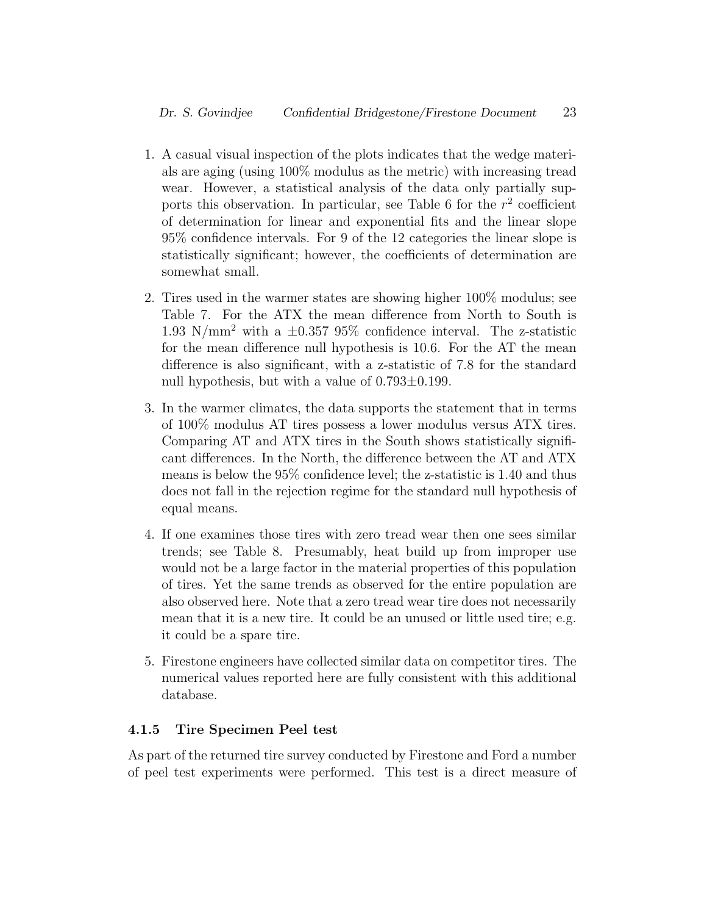1. A casual visual inspection of the plots indicates that the wedge materials are aging (using 100% modulus as the metric) with increasing tread wear. However, a statistical analysis of the data only partially supports this observation. In particular, see Table 6 for the $r^2$ coefficient of determination for linear and exponential fits and the linear slope 95% confidence intervals. For 9 of the 12 categories the linear slope is statistically significant; however, the coefficients of determination are somewhat small.

2. Tires used in the warmer states are showing higher 100% modulus; see Table 7. For the ATX the mean difference from North to South is 1.93 $\text{N/mm}^2$ with a $\pm 0.357$ 95% confidence interval. The z-statistic for the mean difference null hypothesis is 10.6. For the AT the mean difference is also significant, with a z-statistic of 7.8 for the standard null hypothesis, but with a value of $0.793 \pm 0.199$.

3. In the warmer climates, the data supports the statement that in terms of 100% modulus AT tires possess a lower modulus versus ATX tires. Comparing AT and ATX tires in the South shows statistically significant differences. In the North, the difference between the AT and ATX means is below the 95% confidence level; the z-statistic is 1.40 and thus does not fall in the rejection regime for the standard null hypothesis of equal means.

4. If one examines those tires with zero tread wear then one sees similar trends; see Table 8. Presumably, heat build up from improper use would not be a large factor in the material properties of this population of tires. Yet the same trends as observed for the entire population are also observed here. Note that a zero tread wear tire does not necessarily mean that it is a new tire. It could be an unused or little used tire; e.g. it could be a spare tire.

5. Firestone engineers have collected similar data on competitor tires. The numerical values reported here are fully consistent with this additional database.

#### 4.1.5 Tire Specimen Peel test

As part of the returned tire survey conducted by Firestone and Ford a number of peel test experiments were performed. This test is a direct measure of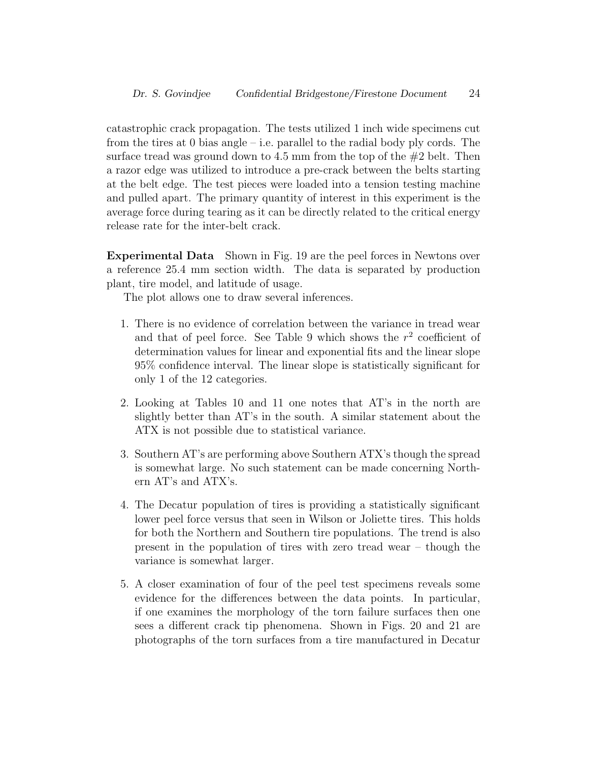catastrophic crack propagation. The tests utilized 1 inch wide specimens cut from the tires at 0 bias angle – i.e. parallel to the radial body ply cords. The surface tread was ground down to 4.5 mm from the top of the #2 belt. Then a razor edge was utilized to introduce a pre-crack between the belts starting at the belt edge. The test pieces were loaded into a tension testing machine and pulled apart. The primary quantity of interest in this experiment is the average force during tearing as it can be directly related to the critical energy release rate for the inter-belt crack.

**Experimental Data** Shown in Fig. 19 are the peel forces in Newtons over a reference 25.4 mm section width. The data is separated by production plant, tire model, and latitude of usage.

The plot allows one to draw several inferences.

1. There is no evidence of correlation between the variance in tread wear and that of peel force. See Table 9 which shows the $r^2$ coefficient of determination values for linear and exponential fits and the linear slope 95% confidence interval. The linear slope is statistically significant for only 1 of the 12 categories.

2. Looking at Tables 10 and 11 one notes that AT's in the north are slightly better than AT's in the south. A similar statement about the ATX is not possible due to statistical variance.

3. Southern AT's are performing above Southern ATX's though the spread is somewhat large. No such statement can be made concerning Northern AT's and ATX's.

4. The Decatur population of tires is providing a statistically significant lower peel force versus that seen in Wilson or Joliette tires. This holds for both the Northern and Southern tire populations. The trend is also present in the population of tires with zero tread wear – though the variance is somewhat larger.

5. A closer examination of four of the peel test specimens reveals some evidence for the differences between the data points. In particular, if one examines the morphology of the torn failure surfaces then one sees a different crack tip phenomena. Shown in Figs. 20 and 21 are photographs of the torn surfaces from a tire manufactured in Decatur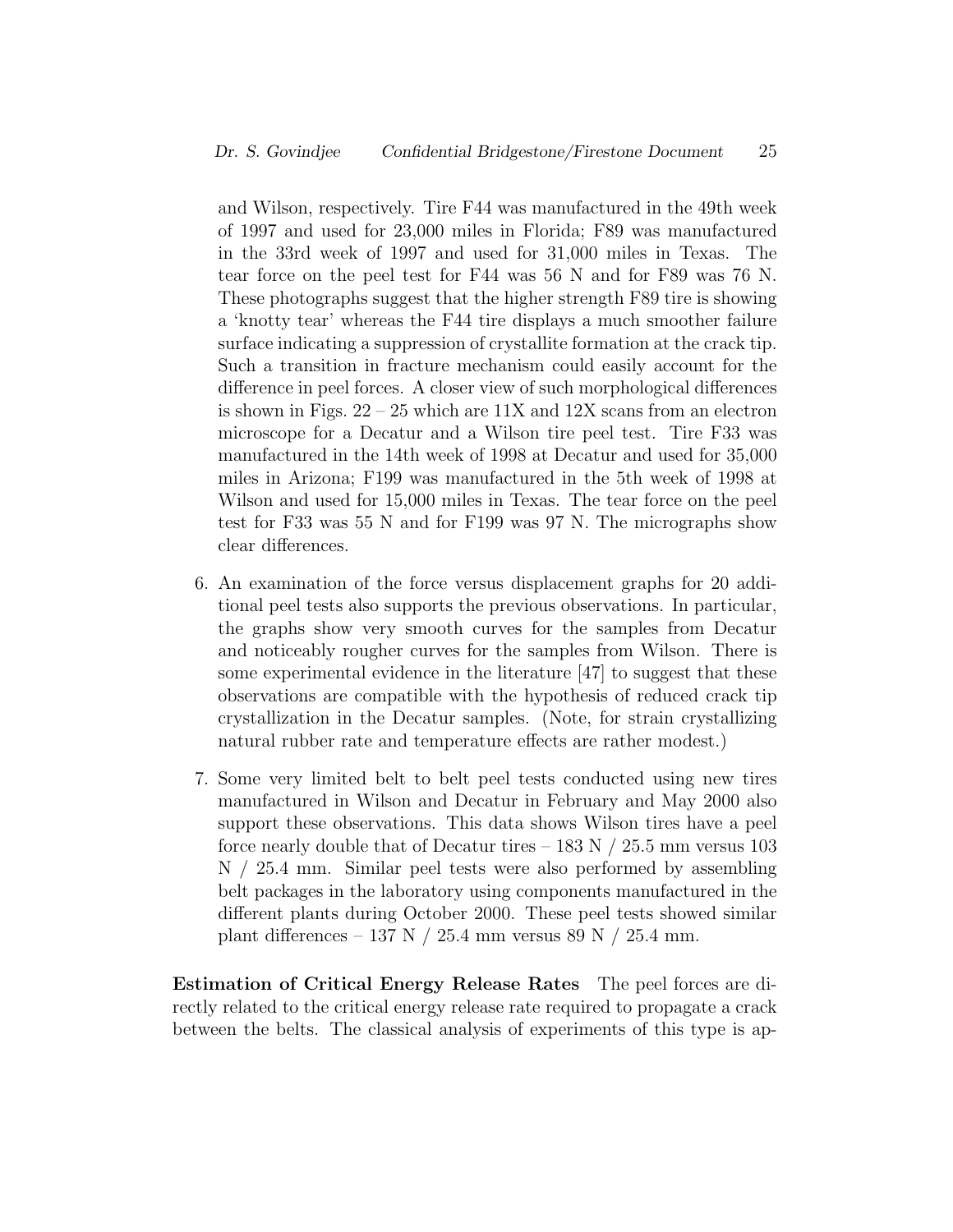and Wilson, respectively. Tire F44 was manufactured in the 49th week of 1997 and used for 23,000 miles in Florida; F89 was manufactured in the 33rd week of 1997 and used for 31,000 miles in Texas. The tear force on the peel test for F44 was 56 N and for F89 was 76 N. These photographs suggest that the higher strength F89 tire is showing a 'knotty tear' whereas the F44 tire displays a much smoother failure surface indicating a suppression of crystallite formation at the crack tip. Such a transition in fracture mechanism could easily account for the difference in peel forces. A closer view of such morphological differences is shown in Figs. 22 – 25 which are 11X and 12X scans from an electron microscope for a Decatur and a Wilson tire peel test. Tire F33 was manufactured in the 14th week of 1998 at Decatur and used for 35,000 miles in Arizona; F199 was manufactured in the 5th week of 1998 at Wilson and used for 15,000 miles in Texas. The tear force on the peel test for F33 was 55 N and for F199 was 97 N. The micrographs show clear differences.

6. An examination of the force versus displacement graphs for 20 additional peel tests also supports the previous observations. In particular, the graphs show very smooth curves for the samples from Decatur and noticeably rougher curves for the samples from Wilson. There is some experimental evidence in the literature [47] to suggest that these observations are compatible with the hypothesis of reduced crack tip crystallization in the Decatur samples. (Note, for strain crystallizing natural rubber rate and temperature effects are rather modest.)

7. Some very limited belt to belt peel tests conducted using new tires manufactured in Wilson and Decatur in February and May 2000 also support these observations. This data shows Wilson tires have a peel force nearly double that of Decatur tires – 183 N / 25.5 mm versus 103 N / 25.4 mm. Similar peel tests were also performed by assembling belt packages in the laboratory using components manufactured in the different plants during October 2000. These peel tests showed similar plant differences – 137 N / 25.4 mm versus 89 N / 25.4 mm.

**Estimation of Critical Energy Release Rates** The peel forces are directly related to the critical energy release rate required to propagate a crack between the belts. The classical analysis of experiments of this type is ap-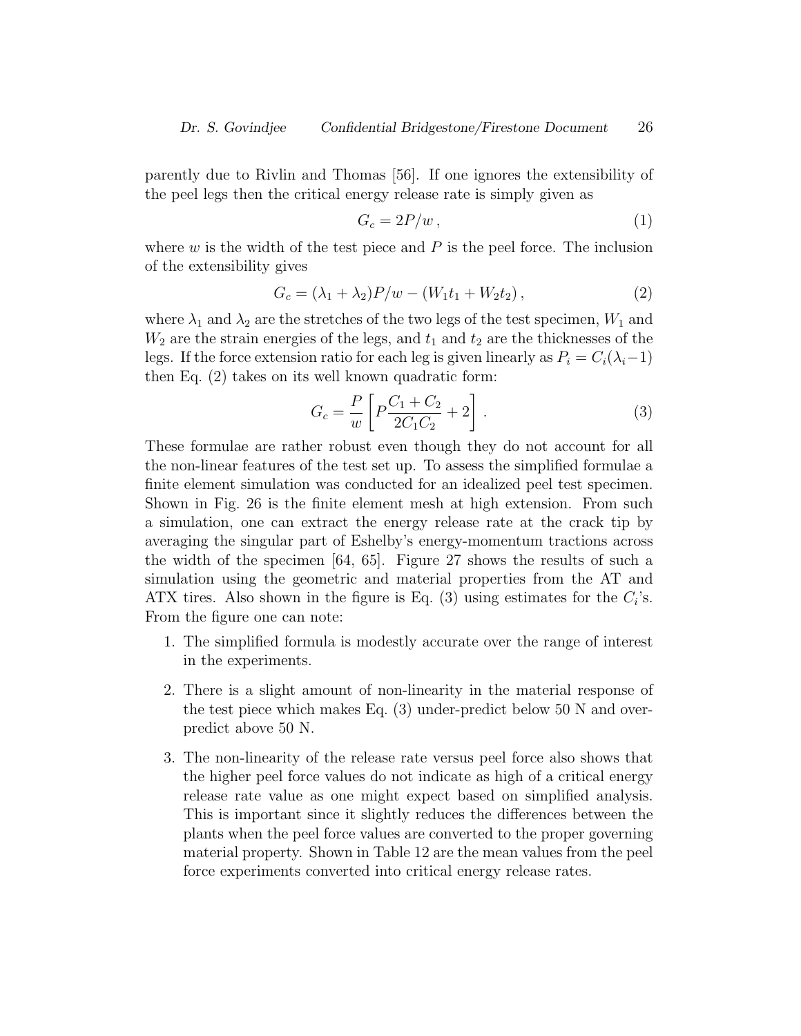parently due to Rivlin and Thomas [56]. If one ignores the extensibility of the peel legs then the critical energy release rate is simply given as

$$G_c = 2P/w\,, \tag{1}$$

where $w$ is the width of the test piece and $P$ is the peel force. The inclusion of the extensibility gives

$$G_c = (\lambda_1 + \lambda_2)P/w - (W_1 t_1 + W_2 t_2)\,, \tag{2}$$

where $\lambda_1$ and $\lambda_2$ are the stretches of the two legs of the test specimen, $W_1$ and $W_2$ are the strain energies of the legs, and $t_1$ and $t_2$ are the thicknesses of the legs. If the force extension ratio for each leg is given linearly as $P_i = C_i(\lambda_i - 1)$ then Eq. (2) takes on its well known quadratic form:

$$G_c = \frac{P}{w}\left[P\frac{C_1 + C_2}{2C_1C_2} + 2\right]. \tag{3}$$

These formulae are rather robust even though they do not account for all the non-linear features of the test set up. To assess the simplified formulae a finite element simulation was conducted for an idealized peel test specimen. Shown in Fig. 26 is the finite element mesh at high extension. From such a simulation, one can extract the energy release rate at the crack tip by averaging the singular part of Eshelby's energy-momentum tractions across the width of the specimen [64, 65]. Figure 27 shows the results of such a simulation using the geometric and material properties from the AT and ATX tires. Also shown in the figure is Eq. (3) using estimates for the $C_i$'s. From the figure one can note:

1. The simplified formula is modestly accurate over the range of interest in the experiments.

2. There is a slight amount of non-linearity in the material response of the test piece which makes Eq. (3) under-predict below 50 N and over-predict above 50 N.

3. The non-linearity of the release rate versus peel force also shows that the higher peel force values do not indicate as high of a critical energy release rate value as one might expect based on simplified analysis. This is important since it slightly reduces the differences between the plants when the peel force values are converted to the proper governing material property. Shown in Table 12 are the mean values from the peel force experiments converted into critical energy release rates.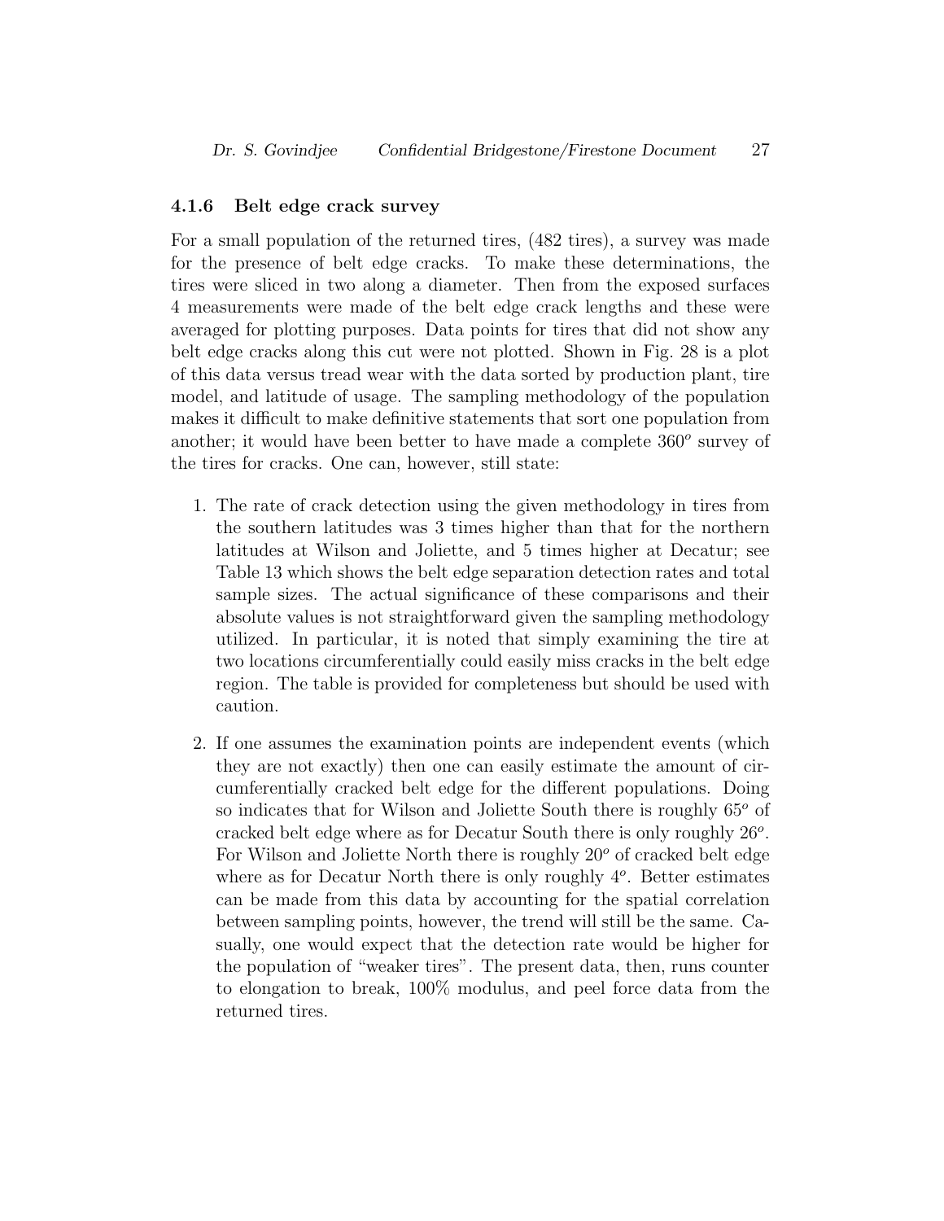#### 4.1.6 Belt edge crack survey

For a small population of the returned tires, (482 tires), a survey was made for the presence of belt edge cracks. To make these determinations, the tires were sliced in two along a diameter. Then from the exposed surfaces 4 measurements were made of the belt edge crack lengths and these were averaged for plotting purposes. Data points for tires that did not show any belt edge cracks along this cut were not plotted. Shown in Fig. 28 is a plot of this data versus tread wear with the data sorted by production plant, tire model, and latitude of usage. The sampling methodology of the population makes it difficult to make definitive statements that sort one population from another; it would have been better to have made a complete $360^o$ survey of the tires for cracks. One can, however, still state:

1. The rate of crack detection using the given methodology in tires from the southern latitudes was 3 times higher than that for the northern latitudes at Wilson and Joliette, and 5 times higher at Decatur; see Table 13 which shows the belt edge separation detection rates and total sample sizes. The actual significance of these comparisons and their absolute values is not straightforward given the sampling methodology utilized. In particular, it is noted that simply examining the tire at two locations circumferentially could easily miss cracks in the belt edge region. The table is provided for completeness but should be used with caution.

2. If one assumes the examination points are independent events (which they are not exactly) then one can easily estimate the amount of circumferentially cracked belt edge for the different populations. Doing so indicates that for Wilson and Joliette South there is roughly $65^o$ of cracked belt edge where as for Decatur South there is only roughly $26^o$. For Wilson and Joliette North there is roughly $20^o$ of cracked belt edge where as for Decatur North there is only roughly $4^o$. Better estimates can be made from this data by accounting for the spatial correlation between sampling points, however, the trend will still be the same. Casually, one would expect that the detection rate would be higher for the population of "weaker tires". The present data, then, runs counter to elongation to break, 100% modulus, and peel force data from the returned tires.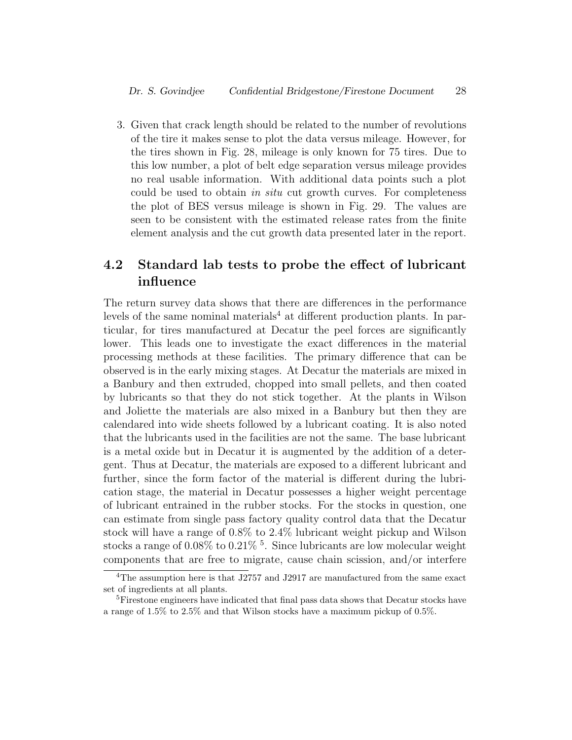3. Given that crack length should be related to the number of revolutions of the tire it makes sense to plot the data versus mileage. However, for the tires shown in Fig. 28, mileage is only known for 75 tires. Due to this low number, a plot of belt edge separation versus mileage provides no real usable information. With additional data points such a plot could be used to obtain *in situ* cut growth curves. For completeness the plot of BES versus mileage is shown in Fig. 29. The values are seen to be consistent with the estimated release rates from the finite element analysis and the cut growth data presented later in the report.

## 4.2 Standard lab tests to probe the effect of lubricant influence

The return survey data shows that there are differences in the performance levels of the same nominal materials[4] at different production plants. In particular, for tires manufactured at Decatur the peel forces are significantly lower. This leads one to investigate the exact differences in the material processing methods at these facilities. The primary difference that can be observed is in the early mixing stages. At Decatur the materials are mixed in a Banbury and then extruded, chopped into small pellets, and then coated by lubricants so that they do not stick together. At the plants in Wilson and Joliette the materials are also mixed in a Banbury but then they are calendared into wide sheets followed by a lubricant coating. It is also noted that the lubricants used in the facilities are not the same. The base lubricant is a metal oxide but in Decatur it is augmented by the addition of a detergent. Thus at Decatur, the materials are exposed to a different lubricant and further, since the form factor of the material is different during the lubrication stage, the material in Decatur possesses a higher weight percentage of lubricant entrained in the rubber stocks. For the stocks in question, one can estimate from single pass factory quality control data that the Decatur stock will have a range of 0.8% to 2.4% lubricant weight pickup and Wilson stocks a range of 0.08% to 0.21% [5]. Since lubricants are low molecular weight components that are free to migrate, cause chain scission, and/or interfere

[4] The assumption here is that J2757 and J2917 are manufactured from the same exact set of ingredients at all plants.

[5] Firestone engineers have indicated that final pass data shows that Decatur stocks have a range of 1.5% to 2.5% and that Wilson stocks have a maximum pickup of 0.5%.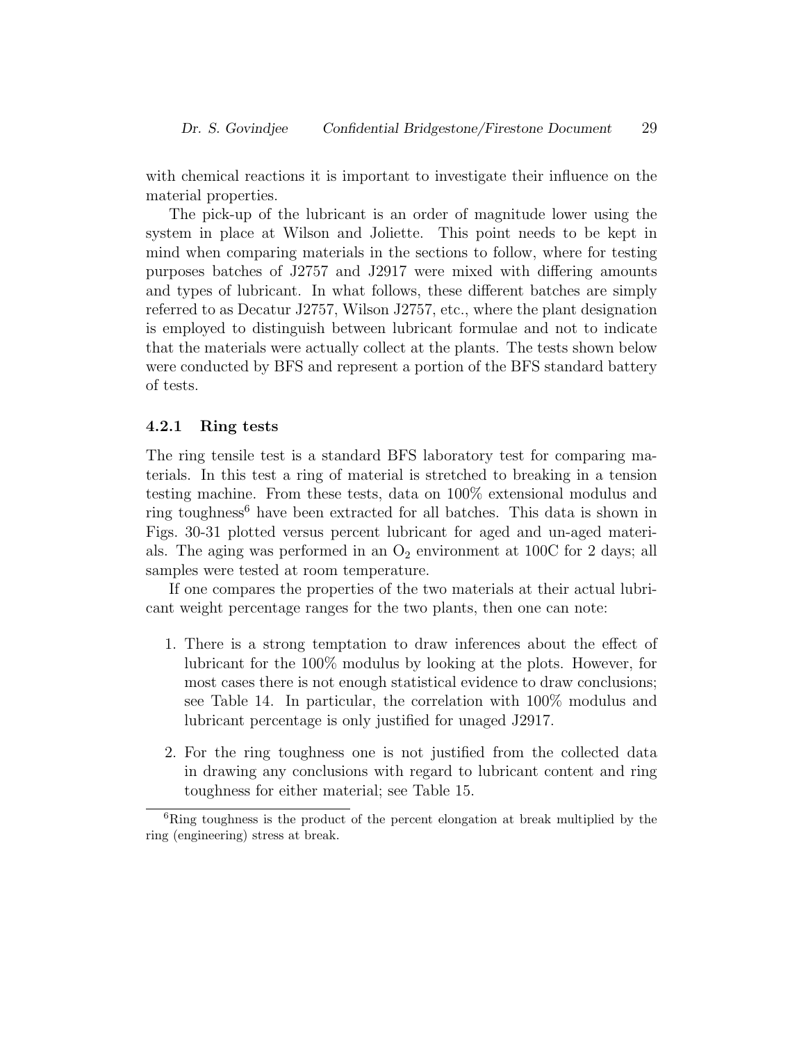with chemical reactions it is important to investigate their influence on the material properties.

The pick-up of the lubricant is an order of magnitude lower using the system in place at Wilson and Joliette. This point needs to be kept in mind when comparing materials in the sections to follow, where for testing purposes batches of J2757 and J2917 were mixed with differing amounts and types of lubricant. In what follows, these different batches are simply referred to as Decatur J2757, Wilson J2757, etc., where the plant designation is employed to distinguish between lubricant formulae and not to indicate that the materials were actually collect at the plants. The tests shown below were conducted by BFS and represent a portion of the BFS standard battery of tests.

### 4.2.1 Ring tests

The ring tensile test is a standard BFS laboratory test for comparing materials. In this test a ring of material is stretched to breaking in a tension testing machine. From these tests, data on 100% extensional modulus and ring toughness[6] have been extracted for all batches. This data is shown in Figs. 30-31 plotted versus percent lubricant for aged and un-aged materials. The aging was performed in an $O_2$ environment at 100C for 2 days; all samples were tested at room temperature.

If one compares the properties of the two materials at their actual lubricant weight percentage ranges for the two plants, then one can note:

1. There is a strong temptation to draw inferences about the effect of lubricant for the 100% modulus by looking at the plots. However, for most cases there is not enough statistical evidence to draw conclusions; see Table 14. In particular, the correlation with 100% modulus and lubricant percentage is only justified for unaged J2917.

2. For the ring toughness one is not justified from the collected data in drawing any conclusions with regard to lubricant content and ring toughness for either material; see Table 15.

[6] Ring toughness is the product of the percent elongation at break multiplied by the ring (engineering) stress at break.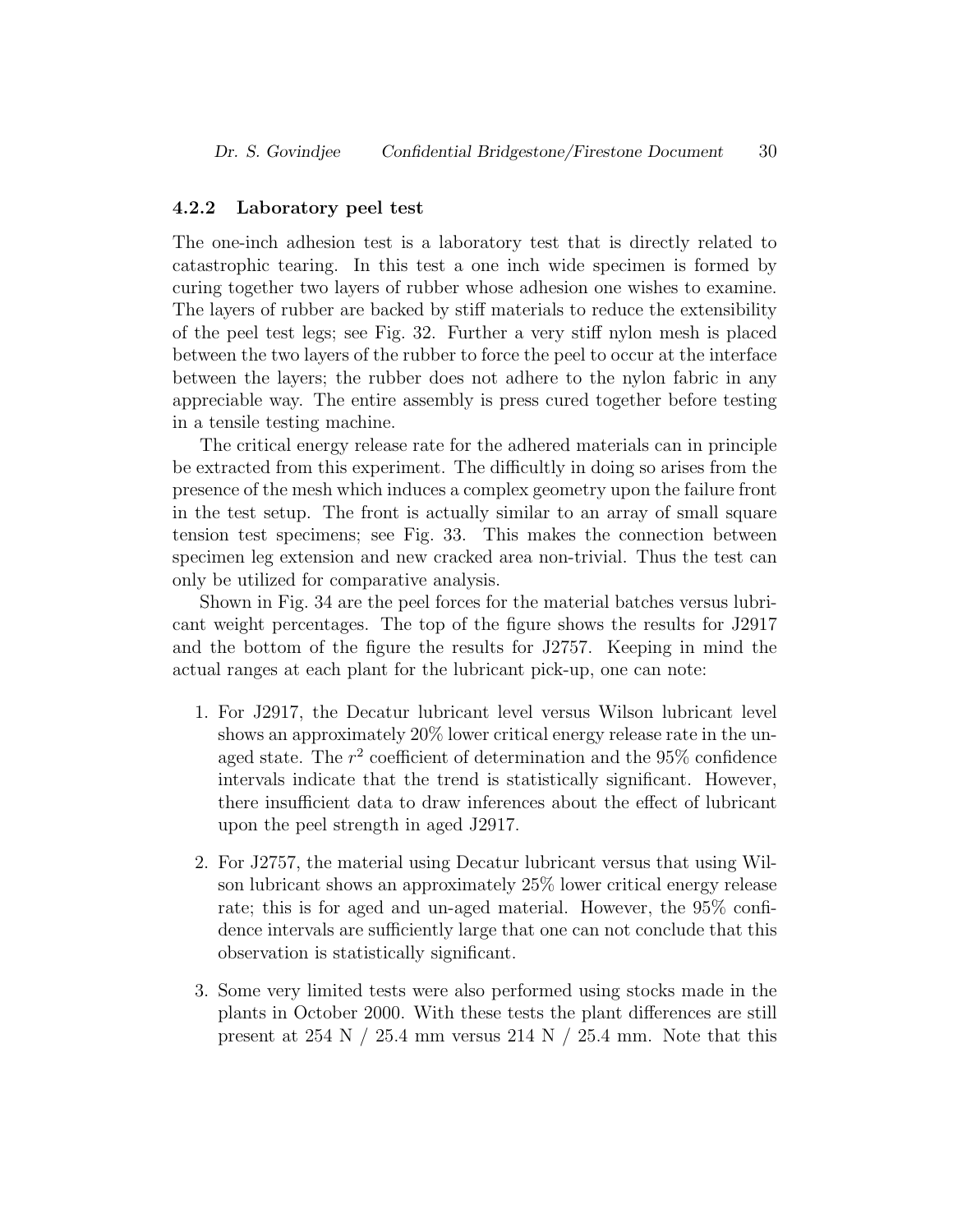### 4.2.2 Laboratory peel test

The one-inch adhesion test is a laboratory test that is directly related to catastrophic tearing. In this test a one inch wide specimen is formed by curing together two layers of rubber whose adhesion one wishes to examine. The layers of rubber are backed by stiff materials to reduce the extensibility of the peel test legs; see Fig. 32. Further a very stiff nylon mesh is placed between the two layers of the rubber to force the peel to occur at the interface between the layers; the rubber does not adhere to the nylon fabric in any appreciable way. The entire assembly is press cured together before testing in a tensile testing machine.

The critical energy release rate for the adhered materials can in principle be extracted from this experiment. The difficultly in doing so arises from the presence of the mesh which induces a complex geometry upon the failure front in the test setup. The front is actually similar to an array of small square tension test specimens; see Fig. 33. This makes the connection between specimen leg extension and new cracked area non-trivial. Thus the test can only be utilized for comparative analysis.

Shown in Fig. 34 are the peel forces for the material batches versus lubricant weight percentages. The top of the figure shows the results for J2917 and the bottom of the figure the results for J2757. Keeping in mind the actual ranges at each plant for the lubricant pick-up, one can note:

1. For J2917, the Decatur lubricant level versus Wilson lubricant level shows an approximately 20% lower critical energy release rate in the un-aged state. The $r^2$ coefficient of determination and the 95% confidence intervals indicate that the trend is statistically significant. However, there insufficient data to draw inferences about the effect of lubricant upon the peel strength in aged J2917.

2. For J2757, the material using Decatur lubricant versus that using Wilson lubricant shows an approximately 25% lower critical energy release rate; this is for aged and un-aged material. However, the 95% confidence intervals are sufficiently large that one can not conclude that this observation is statistically significant.

3. Some very limited tests were also performed using stocks made in the plants in October 2000. With these tests the plant differences are still present at 254 N / 25.4 mm versus 214 N / 25.4 mm. Note that this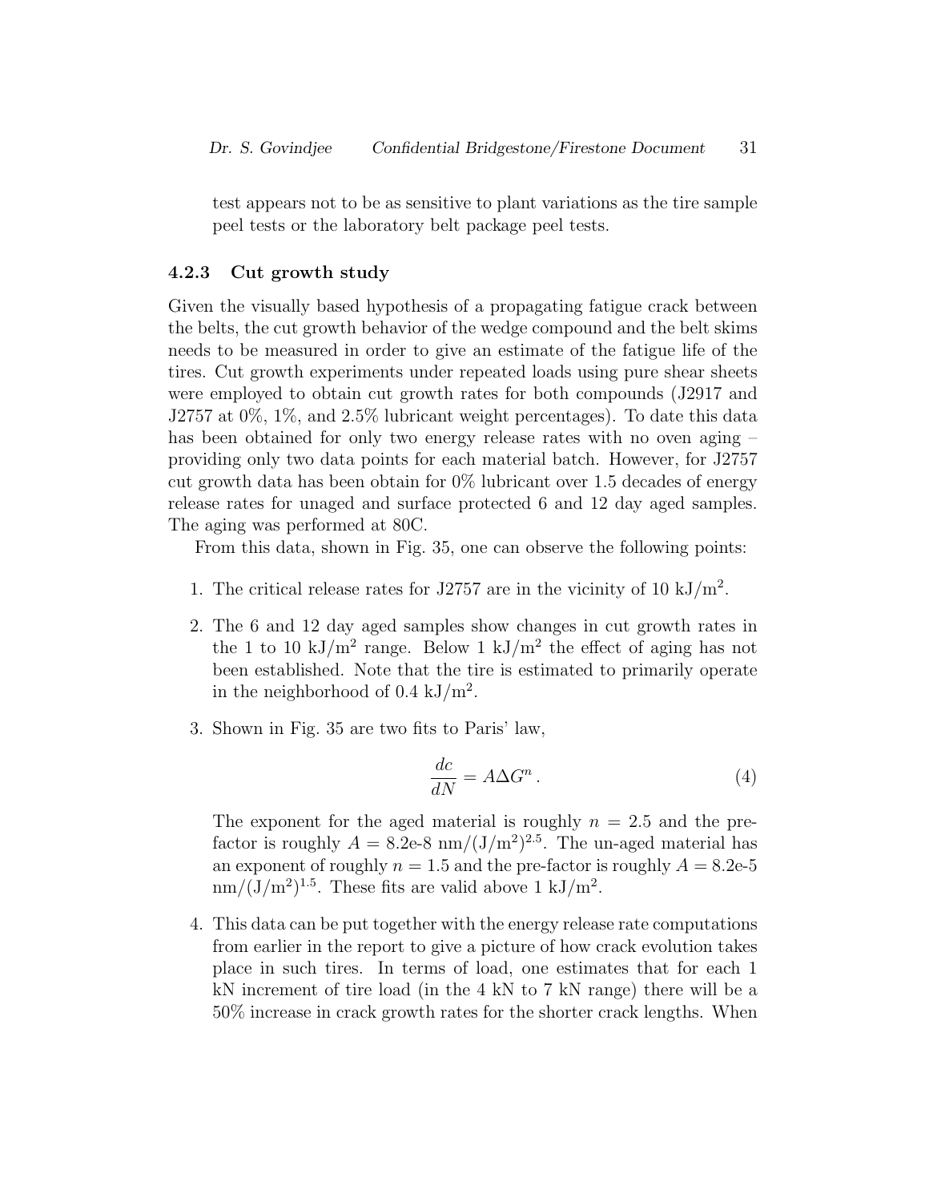test appears not to be as sensitive to plant variations as the tire sample peel tests or the laboratory belt package peel tests.

### 4.2.3 Cut growth study

Given the visually based hypothesis of a propagating fatigue crack between the belts, the cut growth behavior of the wedge compound and the belt skims needs to be measured in order to give an estimate of the fatigue life of the tires. Cut growth experiments under repeated loads using pure shear sheets were employed to obtain cut growth rates for both compounds (J2917 and J2757 at 0%, 1%, and 2.5% lubricant weight percentages). To date this data has been obtained for only two energy release rates with no oven aging – providing only two data points for each material batch. However, for J2757 cut growth data has been obtain for 0% lubricant over 1.5 decades of energy release rates for unaged and surface protected 6 and 12 day aged samples. The aging was performed at 80C.

From this data, shown in Fig. 35, one can observe the following points:

1. The critical release rates for J2757 are in the vicinity of 10 kJ/m$^2$.
2. The 6 and 12 day aged samples show changes in cut growth rates in the 1 to 10 kJ/m$^2$ range. Below 1 kJ/m$^2$ the effect of aging has not been established. Note that the tire is estimated to primarily operate in the neighborhood of 0.4 kJ/m$^2$.
3. Shown in Fig. 35 are two fits to Paris' law,

$$\frac{dc}{dN} = A \Delta G^n \, . \tag{4}$$

   The exponent for the aged material is roughly $n = 2.5$ and the pre-factor is roughly $A = 8.2\text{e-}8$ nm/(J/m$^2$)$^{2.5}$. The un-aged material has an exponent of roughly $n = 1.5$ and the pre-factor is roughly $A = 8.2\text{e-}5$ nm/(J/m$^2$)$^{1.5}$. These fits are valid above 1 kJ/m$^2$.

4. This data can be put together with the energy release rate computations from earlier in the report to give a picture of how crack evolution takes place in such tires. In terms of load, one estimates that for each 1 kN increment of tire load (in the 4 kN to 7 kN range) there will be a 50% increase in crack growth rates for the shorter crack lengths. When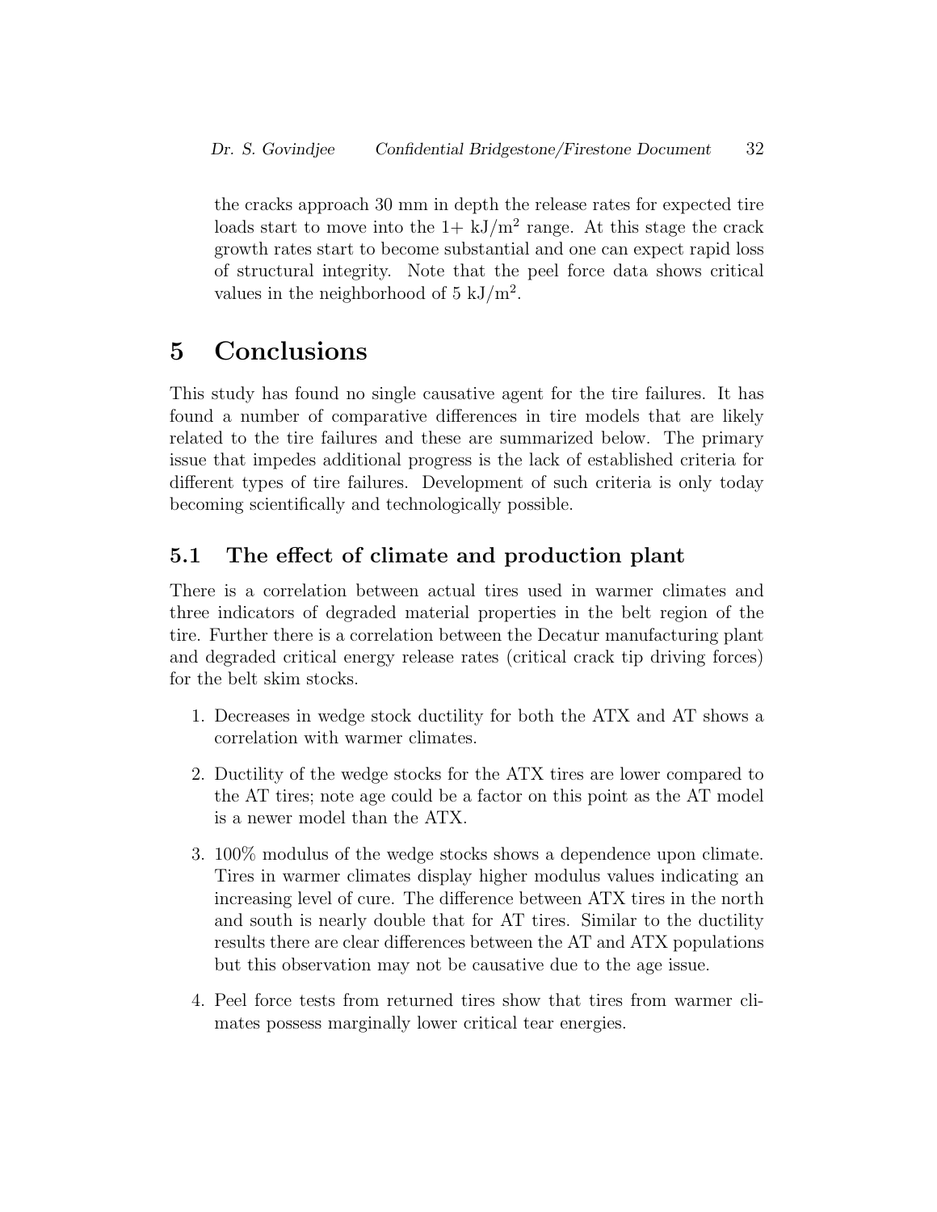the cracks approach 30 mm in depth the release rates for expected tire loads start to move into the 1+ $kJ/m^2$ range. At this stage the crack growth rates start to become substantial and one can expect rapid loss of structural integrity. Note that the peel force data shows critical values in the neighborhood of 5 $kJ/m^2$.

# 5 Conclusions

This study has found no single causative agent for the tire failures. It has found a number of comparative differences in tire models that are likely related to the tire failures and these are summarized below. The primary issue that impedes additional progress is the lack of established criteria for different types of tire failures. Development of such criteria is only today becoming scientifically and technologically possible.

## 5.1 The effect of climate and production plant

There is a correlation between actual tires used in warmer climates and three indicators of degraded material properties in the belt region of the tire. Further there is a correlation between the Decatur manufacturing plant and degraded critical energy release rates (critical crack tip driving forces) for the belt skim stocks.

1. Decreases in wedge stock ductility for both the ATX and AT shows a correlation with warmer climates.

2. Ductility of the wedge stocks for the ATX tires are lower compared to the AT tires; note age could be a factor on this point as the AT model is a newer model than the ATX.

3. 100% modulus of the wedge stocks shows a dependence upon climate. Tires in warmer climates display higher modulus values indicating an increasing level of cure. The difference between ATX tires in the north and south is nearly double that for AT tires. Similar to the ductility results there are clear differences between the AT and ATX populations but this observation may not be causative due to the age issue.

4. Peel force tests from returned tires show that tires from warmer climates possess marginally lower critical tear energies.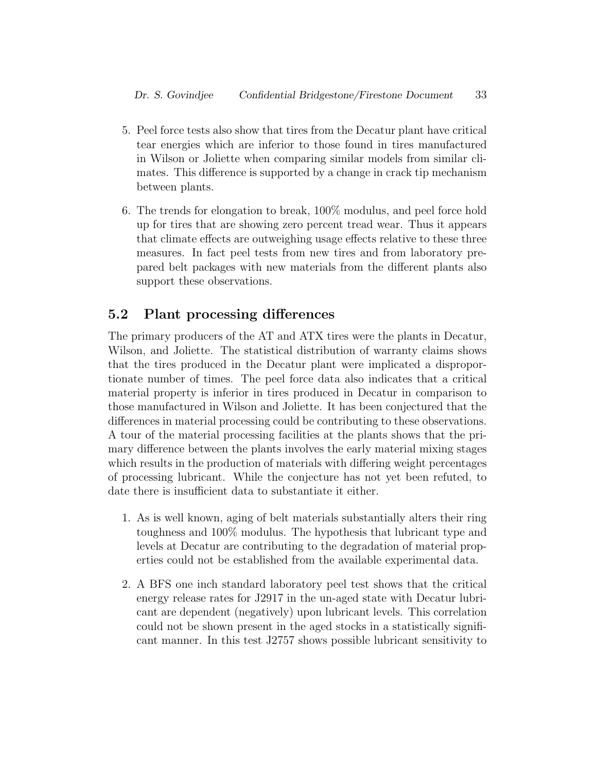5. Peel force tests also show that tires from the Decatur plant have critical tear energies which are inferior to those found in tires manufactured in Wilson or Joliette when comparing similar models from similar climates. This difference is supported by a change in crack tip mechanism between plants.

6. The trends for elongation to break, 100% modulus, and peel force hold up for tires that are showing zero percent tread wear. Thus it appears that climate effects are outweighing usage effects relative to these three measures. In fact peel tests from new tires and from laboratory prepared belt packages with new materials from the different plants also support these observations.

## 5.2 Plant processing differences

The primary producers of the AT and ATX tires were the plants in Decatur, Wilson, and Joliette. The statistical distribution of warranty claims shows that the tires produced in the Decatur plant were implicated a disproportionate number of times. The peel force data also indicates that a critical material property is inferior in tires produced in Decatur in comparison to those manufactured in Wilson and Joliette. It has been conjectured that the differences in material processing could be contributing to these observations. A tour of the material processing facilities at the plants shows that the primary difference between the plants involves the early material mixing stages which results in the production of materials with differing weight percentages of processing lubricant. While the conjecture has not yet been refuted, to date there is insufficient data to substantiate it either.

1. As is well known, aging of belt materials substantially alters their ring toughness and 100% modulus. The hypothesis that lubricant type and levels at Decatur are contributing to the degradation of material properties could not be established from the available experimental data.

2. A BFS one inch standard laboratory peel test shows that the critical energy release rates for J2917 in the un-aged state with Decatur lubricant are dependent (negatively) upon lubricant levels. This correlation could not be shown present in the aged stocks in a statistically significant manner. In this test J2757 shows possible lubricant sensitivity to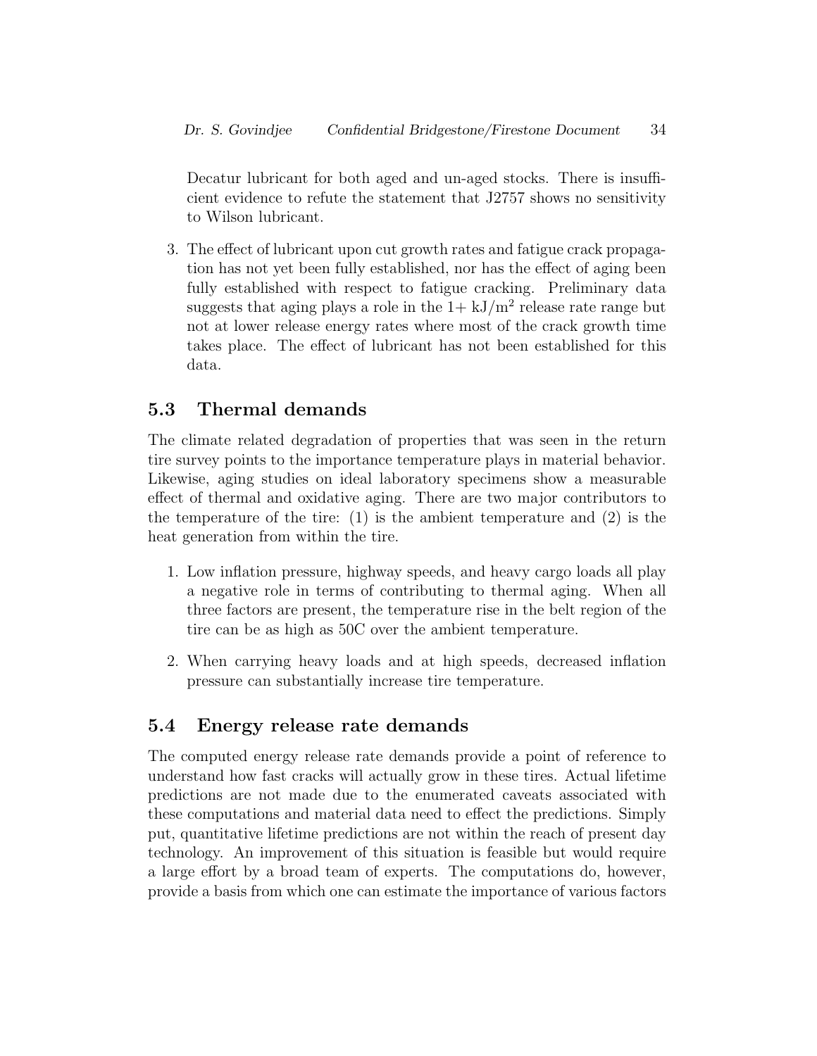Decatur lubricant for both aged and un-aged stocks. There is insufficient evidence to refute the statement that J2757 shows no sensitivity to Wilson lubricant.

3. The effect of lubricant upon cut growth rates and fatigue crack propagation has not yet been fully established, nor has the effect of aging been fully established with respect to fatigue cracking. Preliminary data suggests that aging plays a role in the 1+ $kJ/m^2$ release rate range but not at lower release energy rates where most of the crack growth time takes place. The effect of lubricant has not been established for this data.

## 5.3 Thermal demands

The climate related degradation of properties that was seen in the return tire survey points to the importance temperature plays in material behavior. Likewise, aging studies on ideal laboratory specimens show a measurable effect of thermal and oxidative aging. There are two major contributors to the temperature of the tire: (1) is the ambient temperature and (2) is the heat generation from within the tire.

1. Low inflation pressure, highway speeds, and heavy cargo loads all play a negative role in terms of contributing to thermal aging. When all three factors are present, the temperature rise in the belt region of the tire can be as high as 50C over the ambient temperature.

2. When carrying heavy loads and at high speeds, decreased inflation pressure can substantially increase tire temperature.

## 5.4 Energy release rate demands

The computed energy release rate demands provide a point of reference to understand how fast cracks will actually grow in these tires. Actual lifetime predictions are not made due to the enumerated caveats associated with these computations and material data need to effect the predictions. Simply put, quantitative lifetime predictions are not within the reach of present day technology. An improvement of this situation is feasible but would require a large effort by a broad team of experts. The computations do, however, provide a basis from which one can estimate the importance of various factors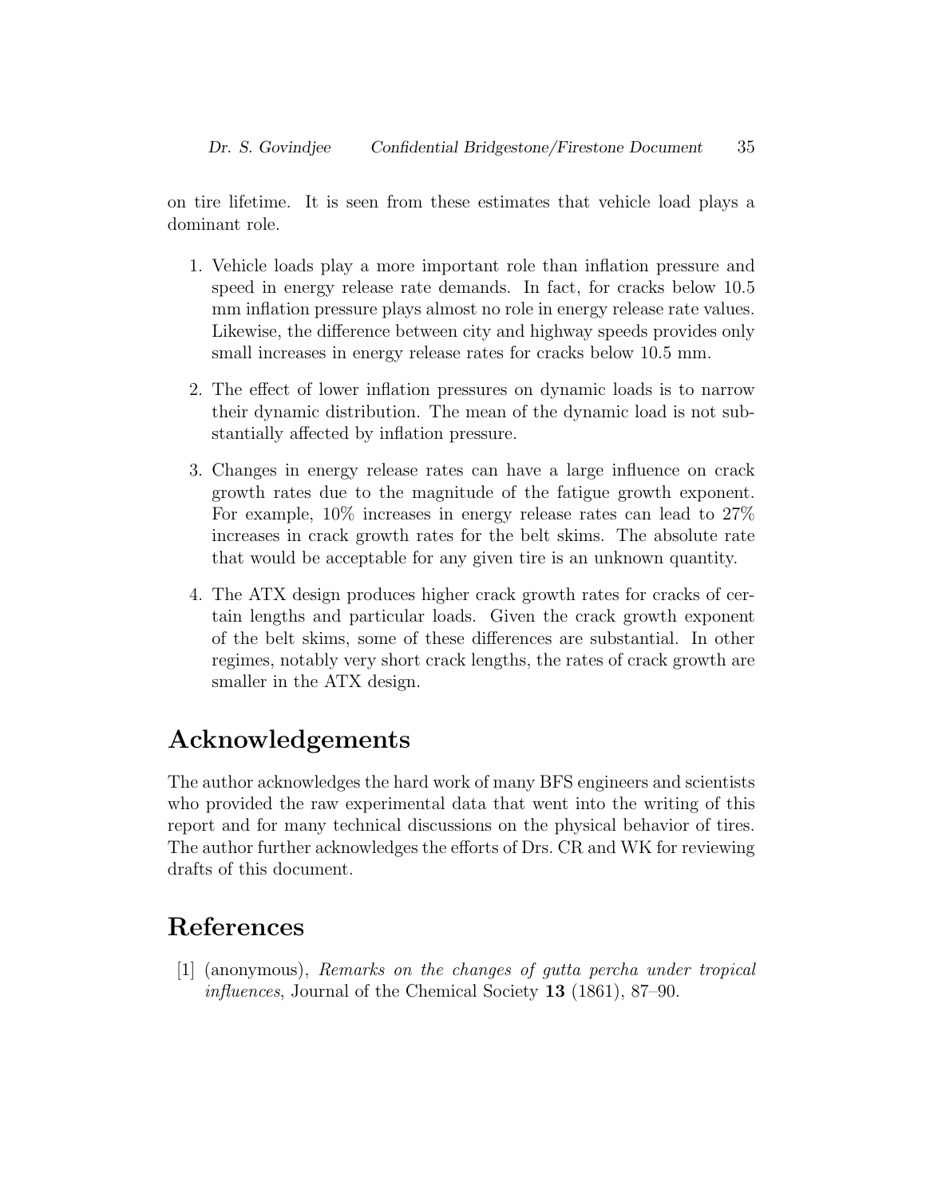on tire lifetime. It is seen from these estimates that vehicle load plays a dominant role.

1. Vehicle loads play a more important role than inflation pressure and speed in energy release rate demands. In fact, for cracks below 10.5 mm inflation pressure plays almost no role in energy release rate values. Likewise, the difference between city and highway speeds provides only small increases in energy release rates for cracks below 10.5 mm.

2. The effect of lower inflation pressures on dynamic loads is to narrow their dynamic distribution. The mean of the dynamic load is not substantially affected by inflation pressure.

3. Changes in energy release rates can have a large influence on crack growth rates due to the magnitude of the fatigue growth exponent. For example, 10% increases in energy release rates can lead to 27% increases in crack growth rates for the belt skims. The absolute rate that would be acceptable for any given tire is an unknown quantity.

4. The ATX design produces higher crack growth rates for cracks of certain lengths and particular loads. Given the crack growth exponent of the belt skims, some of these differences are substantial. In other regimes, notably very short crack lengths, the rates of crack growth are smaller in the ATX design.

## Acknowledgements

The author acknowledges the hard work of many BFS engineers and scientists who provided the raw experimental data that went into the writing of this report and for many technical discussions on the physical behavior of tires. The author further acknowledges the efforts of Drs. CR and WK for reviewing drafts of this document.

## References

[1] (anonymous), *Remarks on the changes of gutta percha under tropical influences*, Journal of the Chemical Society **13** (1861), 87–90.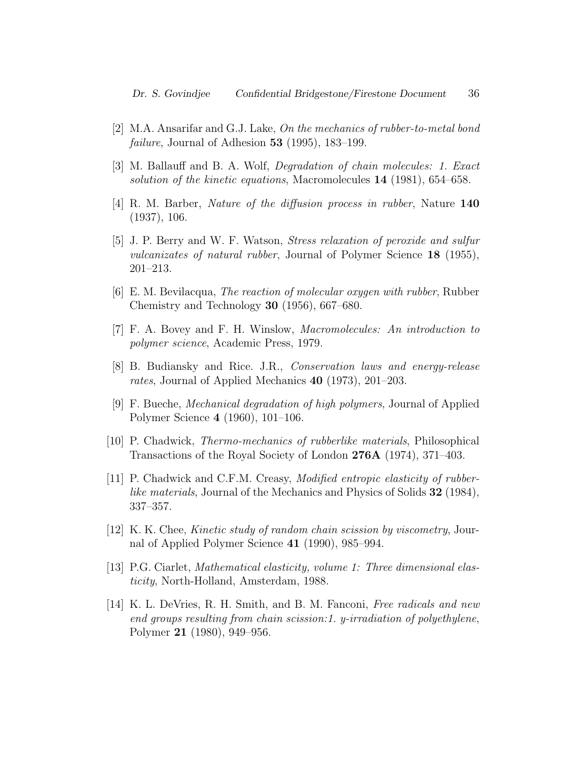[2] M.A. Ansarifar and G.J. Lake, *On the mechanics of rubber-to-metal bond failure*, Journal of Adhesion **53** (1995), 183–199.

[3] M. Ballauff and B. A. Wolf, *Degradation of chain molecules: 1. Exact solution of the kinetic equations*, Macromolecules **14** (1981), 654–658.

[4] R. M. Barber, *Nature of the diffusion process in rubber*, Nature **140** (1937), 106.

[5] J. P. Berry and W. F. Watson, *Stress relaxation of peroxide and sulfur vulcanizates of natural rubber*, Journal of Polymer Science **18** (1955), 201–213.

[6] E. M. Bevilacqua, *The reaction of molecular oxygen with rubber*, Rubber Chemistry and Technology **30** (1956), 667–680.

[7] F. A. Bovey and F. H. Winslow, *Macromolecules: An introduction to polymer science*, Academic Press, 1979.

[8] B. Budiansky and Rice. J.R., *Conservation laws and energy-release rates*, Journal of Applied Mechanics **40** (1973), 201–203.

[9] F. Bueche, *Mechanical degradation of high polymers*, Journal of Applied Polymer Science **4** (1960), 101–106.

[10] P. Chadwick, *Thermo-mechanics of rubberlike materials*, Philosophical Transactions of the Royal Society of London **276A** (1974), 371–403.

[11] P. Chadwick and C.F.M. Creasy, *Modified entropic elasticity of rubberlike materials*, Journal of the Mechanics and Physics of Solids **32** (1984), 337–357.

[12] K. K. Chee, *Kinetic study of random chain scission by viscometry*, Journal of Applied Polymer Science **41** (1990), 985–994.

[13] P.G. Ciarlet, *Mathematical elasticity, volume 1: Three dimensional elasticity*, North-Holland, Amsterdam, 1988.

[14] K. L. DeVries, R. H. Smith, and B. M. Fanconi, *Free radicals and new end groups resulting from chain scission:1. y-irradiation of polyethylene*, Polymer **21** (1980), 949–956.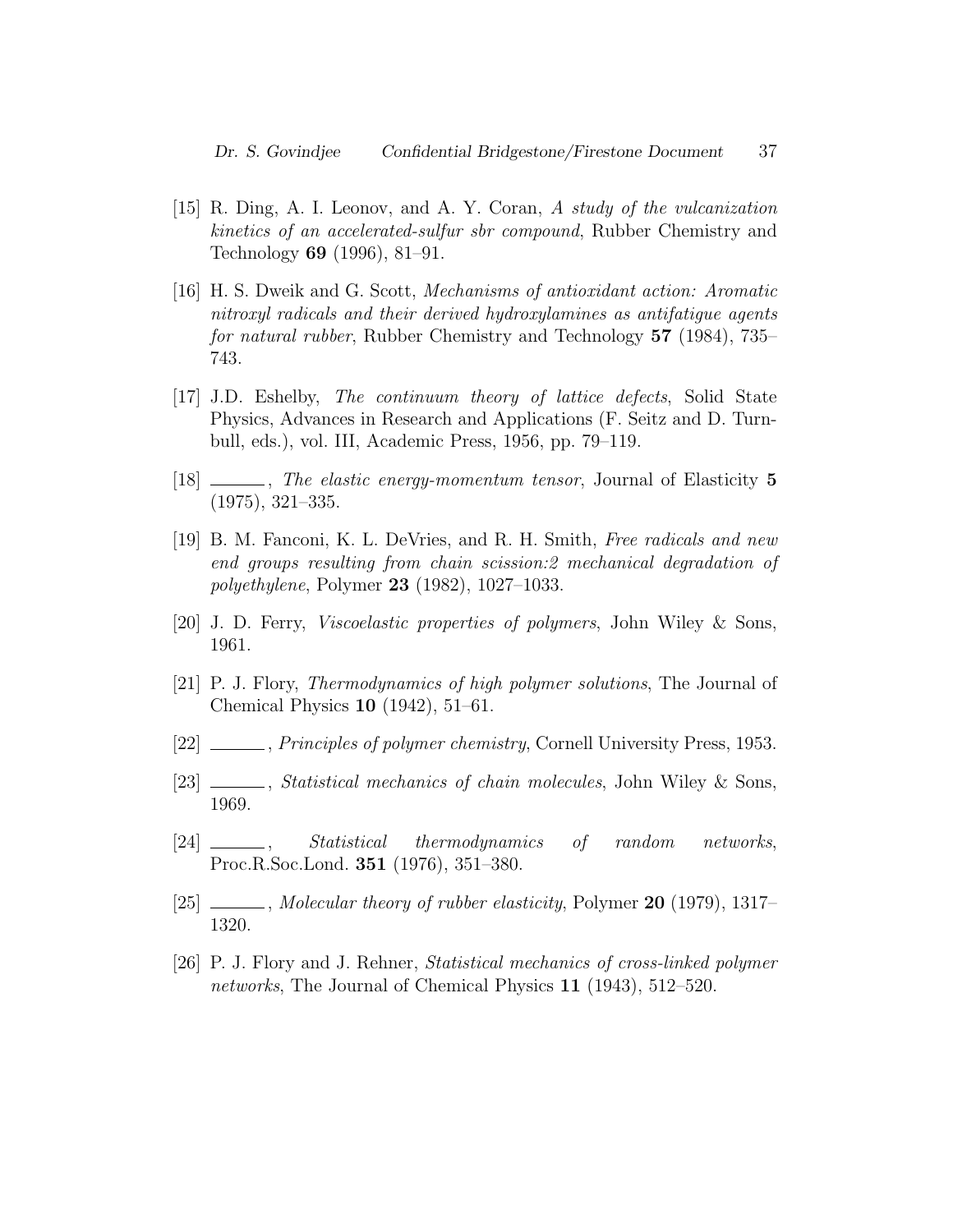[15] R. Ding, A. I. Leonov, and A. Y. Coran, *A study of the vulcanization kinetics of an accelerated-sulfur sbr compound*, Rubber Chemistry and Technology **69** (1996), 81–91.

[16] H. S. Dweik and G. Scott, *Mechanisms of antioxidant action: Aromatic nitroxyl radicals and their derived hydroxylamines as antifatigue agents for natural rubber*, Rubber Chemistry and Technology **57** (1984), 735–743.

[17] J.D. Eshelby, *The continuum theory of lattice defects*, Solid State Physics, Advances in Research and Applications (F. Seitz and D. Turnbull, eds.), vol. III, Academic Press, 1956, pp. 79–119.

[18] ______, *The elastic energy-momentum tensor*, Journal of Elasticity **5** (1975), 321–335.

[19] B. M. Fanconi, K. L. DeVries, and R. H. Smith, *Free radicals and new end groups resulting from chain scission:2 mechanical degradation of polyethylene*, Polymer **23** (1982), 1027–1033.

[20] J. D. Ferry, *Viscoelastic properties of polymers*, John Wiley & Sons, 1961.

[21] P. J. Flory, *Thermodynamics of high polymer solutions*, The Journal of Chemical Physics **10** (1942), 51–61.

[22] ______, *Principles of polymer chemistry*, Cornell University Press, 1953.

[23] ______, *Statistical mechanics of chain molecules*, John Wiley & Sons, 1969.

[24] ______, *Statistical thermodynamics of random networks*, Proc.R.Soc.Lond. **351** (1976), 351–380.

[25] ______, *Molecular theory of rubber elasticity*, Polymer **20** (1979), 1317–1320.

[26] P. J. Flory and J. Rehner, *Statistical mechanics of cross-linked polymer networks*, The Journal of Chemical Physics **11** (1943), 512–520.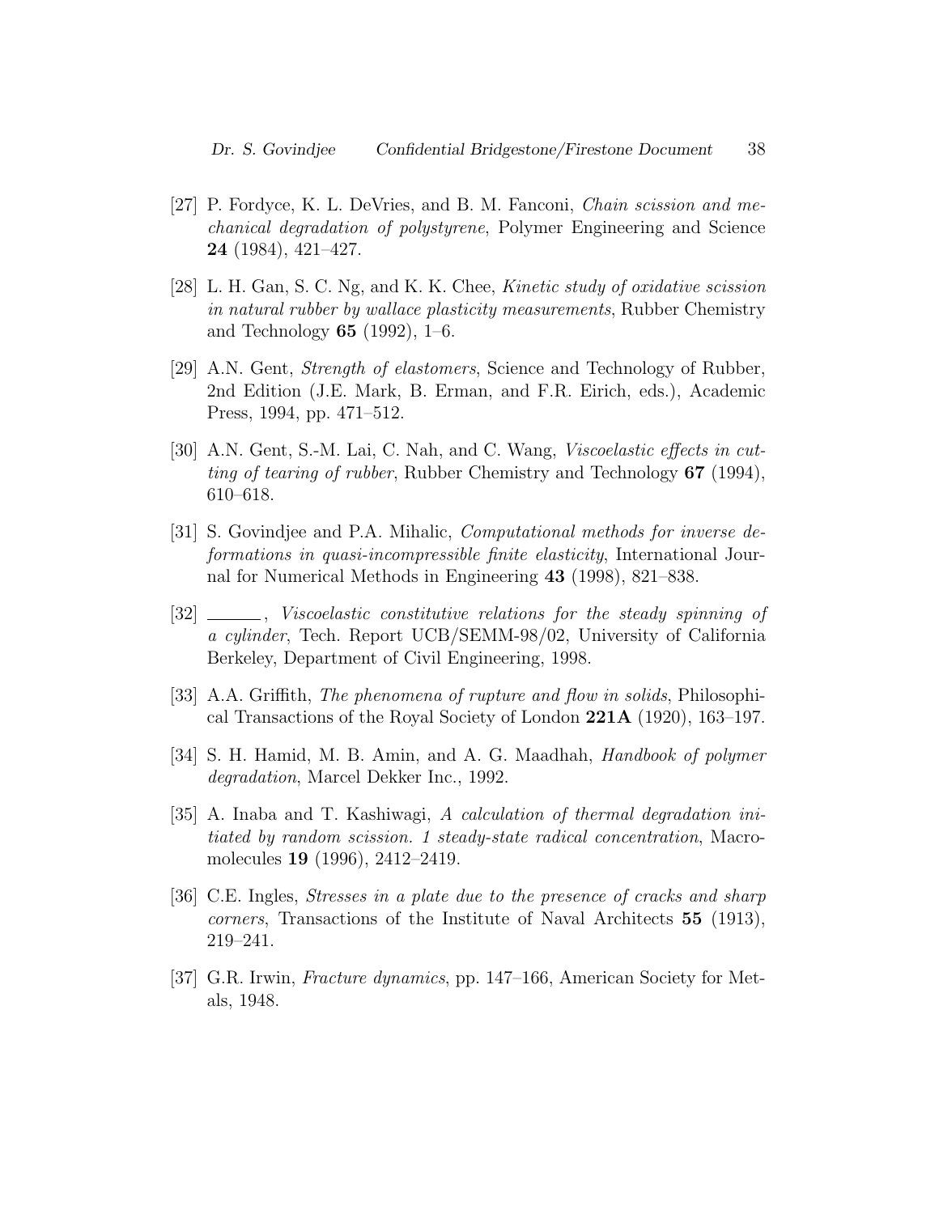[27] P. Fordyce, K. L. DeVries, and B. M. Fanconi, *Chain scission and mechanical degradation of polystyrene*, Polymer Engineering and Science **24** (1984), 421–427.

[28] L. H. Gan, S. C. Ng, and K. K. Chee, *Kinetic study of oxidative scission in natural rubber by wallace plasticity measurements*, Rubber Chemistry and Technology **65** (1992), 1–6.

[29] A.N. Gent, *Strength of elastomers*, Science and Technology of Rubber, 2nd Edition (J.E. Mark, B. Erman, and F.R. Eirich, eds.), Academic Press, 1994, pp. 471–512.

[30] A.N. Gent, S.-M. Lai, C. Nah, and C. Wang, *Viscoelastic effects in cutting of tearing of rubber*, Rubber Chemistry and Technology **67** (1994), 610–618.

[31] S. Govindjee and P.A. Mihalic, *Computational methods for inverse deformations in quasi-incompressible finite elasticity*, International Journal for Numerical Methods in Engineering **43** (1998), 821–838.

[32] ______, *Viscoelastic constitutive relations for the steady spinning of a cylinder*, Tech. Report UCB/SEMM-98/02, University of California Berkeley, Department of Civil Engineering, 1998.

[33] A.A. Griffith, *The phenomena of rupture and flow in solids*, Philosophical Transactions of the Royal Society of London **221A** (1920), 163–197.

[34] S. H. Hamid, M. B. Amin, and A. G. Maadhah, *Handbook of polymer degradation*, Marcel Dekker Inc., 1992.

[35] A. Inaba and T. Kashiwagi, *A calculation of thermal degradation initiated by random scission. 1 steady-state radical concentration*, Macromolecules **19** (1996), 2412–2419.

[36] C.E. Ingles, *Stresses in a plate due to the presence of cracks and sharp corners*, Transactions of the Institute of Naval Architects **55** (1913), 219–241.

[37] G.R. Irwin, *Fracture dynamics*, pp. 147–166, American Society for Metals, 1948.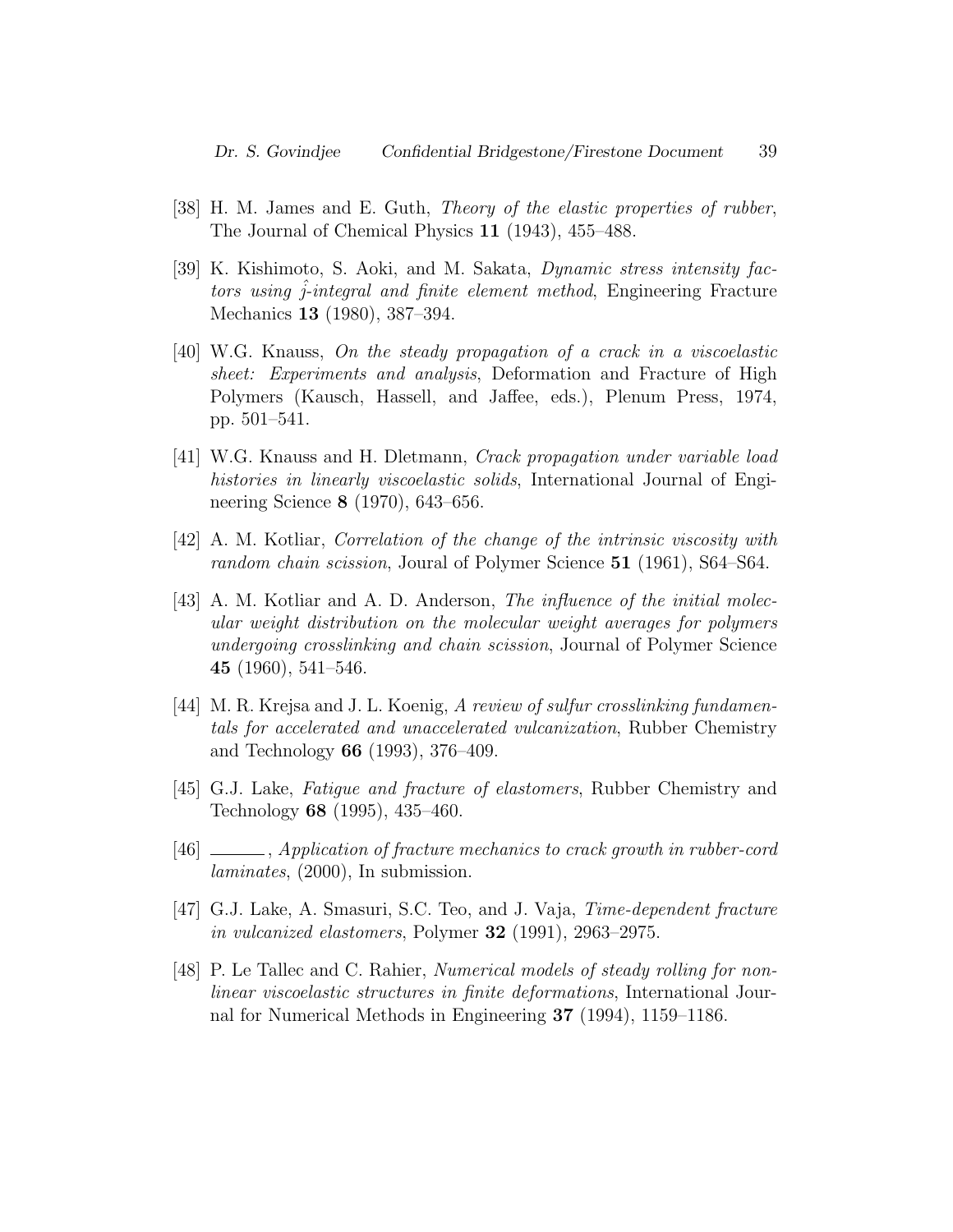[38] H. M. James and E. Guth, *Theory of the elastic properties of rubber*, The Journal of Chemical Physics **11** (1943), 455–488.

[39] K. Kishimoto, S. Aoki, and M. Sakata, *Dynamic stress intensity factors using $\hat{j}$-integral and finite element method*, Engineering Fracture Mechanics **13** (1980), 387–394.

[40] W.G. Knauss, *On the steady propagation of a crack in a viscoelastic sheet: Experiments and analysis*, Deformation and Fracture of High Polymers (Kausch, Hassell, and Jaffee, eds.), Plenum Press, 1974, pp. 501–541.

[41] W.G. Knauss and H. Dletmann, *Crack propagation under variable load histories in linearly viscoelastic solids*, International Journal of Engineering Science **8** (1970), 643–656.

[42] A. M. Kotliar, *Correlation of the change of the intrinsic viscosity with random chain scission*, Joural of Polymer Science **51** (1961), S64–S64.

[43] A. M. Kotliar and A. D. Anderson, *The influence of the initial molecular weight distribution on the molecular weight averages for polymers undergoing crosslinking and chain scission*, Journal of Polymer Science **45** (1960), 541–546.

[44] M. R. Krejsa and J. L. Koenig, *A review of sulfur crosslinking fundamentals for accelerated and unaccelerated vulcanization*, Rubber Chemistry and Technology **66** (1993), 376–409.

[45] G.J. Lake, *Fatigue and fracture of elastomers*, Rubber Chemistry and Technology **68** (1995), 435–460.

[46] ———, *Application of fracture mechanics to crack growth in rubber-cord laminates*, (2000), In submission.

[47] G.J. Lake, A. Smasuri, S.C. Teo, and J. Vaja, *Time-dependent fracture in vulcanized elastomers*, Polymer **32** (1991), 2963–2975.

[48] P. Le Tallec and C. Rahier, *Numerical models of steady rolling for nonlinear viscoelastic structures in finite deformations*, International Journal for Numerical Methods in Engineering **37** (1994), 1159–1186.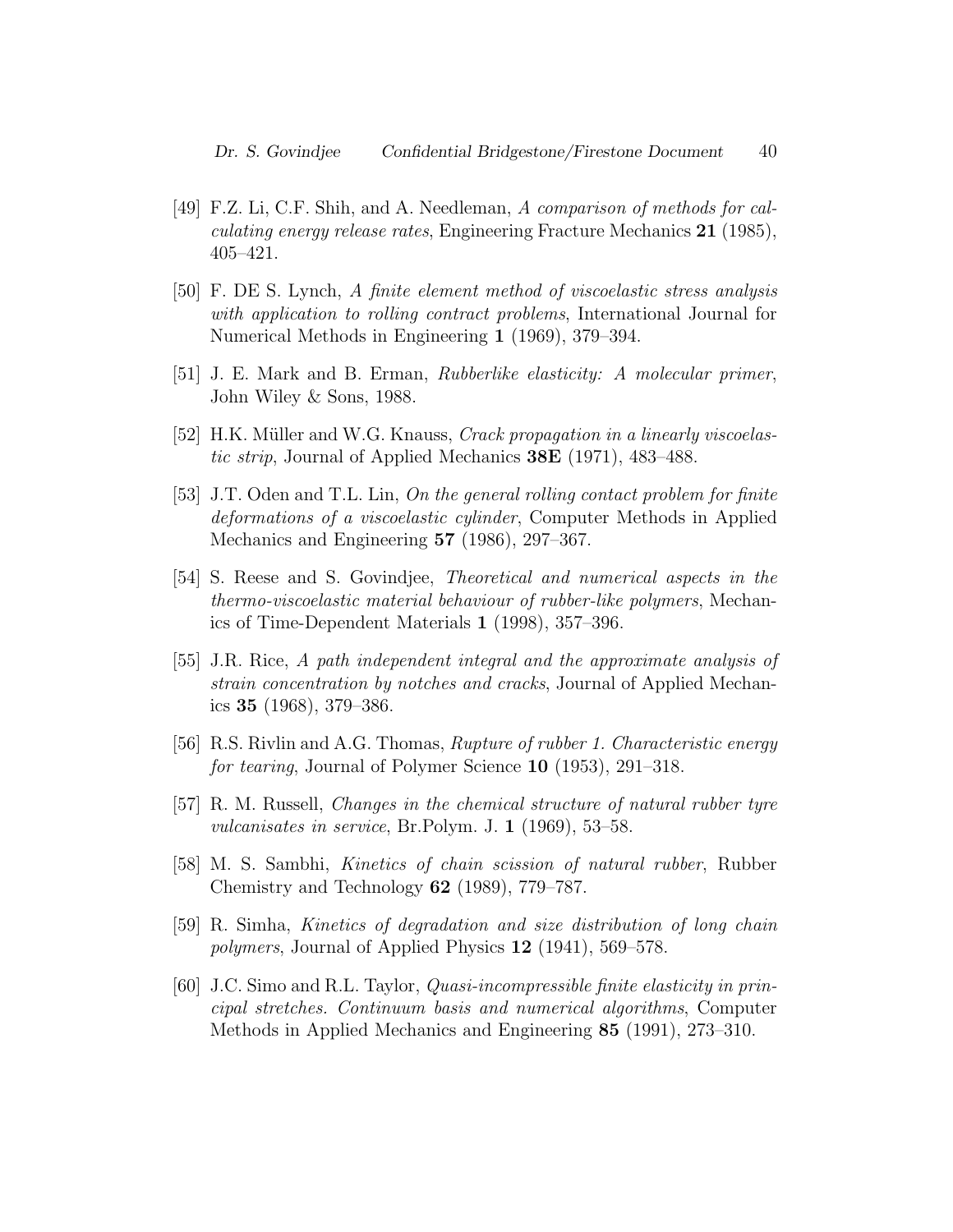[49] F.Z. Li, C.F. Shih, and A. Needleman, *A comparison of methods for calculating energy release rates*, Engineering Fracture Mechanics **21** (1985), 405–421.

[50] F. DE S. Lynch, *A finite element method of viscoelastic stress analysis with application to rolling contract problems*, International Journal for Numerical Methods in Engineering **1** (1969), 379–394.

[51] J. E. Mark and B. Erman, *Rubberlike elasticity: A molecular primer*, John Wiley & Sons, 1988.

[52] H.K. Müller and W.G. Knauss, *Crack propagation in a linearly viscoelastic strip*, Journal of Applied Mechanics **38E** (1971), 483–488.

[53] J.T. Oden and T.L. Lin, *On the general rolling contact problem for finite deformations of a viscoelastic cylinder*, Computer Methods in Applied Mechanics and Engineering **57** (1986), 297–367.

[54] S. Reese and S. Govindjee, *Theoretical and numerical aspects in the thermo-viscoelastic material behaviour of rubber-like polymers*, Mechanics of Time-Dependent Materials **1** (1998), 357–396.

[55] J.R. Rice, *A path independent integral and the approximate analysis of strain concentration by notches and cracks*, Journal of Applied Mechanics **35** (1968), 379–386.

[56] R.S. Rivlin and A.G. Thomas, *Rupture of rubber 1. Characteristic energy for tearing*, Journal of Polymer Science **10** (1953), 291–318.

[57] R. M. Russell, *Changes in the chemical structure of natural rubber tyre vulcanisates in service*, Br.Polym. J. **1** (1969), 53–58.

[58] M. S. Sambhi, *Kinetics of chain scission of natural rubber*, Rubber Chemistry and Technology **62** (1989), 779–787.

[59] R. Simha, *Kinetics of degradation and size distribution of long chain polymers*, Journal of Applied Physics **12** (1941), 569–578.

[60] J.C. Simo and R.L. Taylor, *Quasi-incompressible finite elasticity in principal stretches. Continuum basis and numerical algorithms*, Computer Methods in Applied Mechanics and Engineering **85** (1991), 273–310.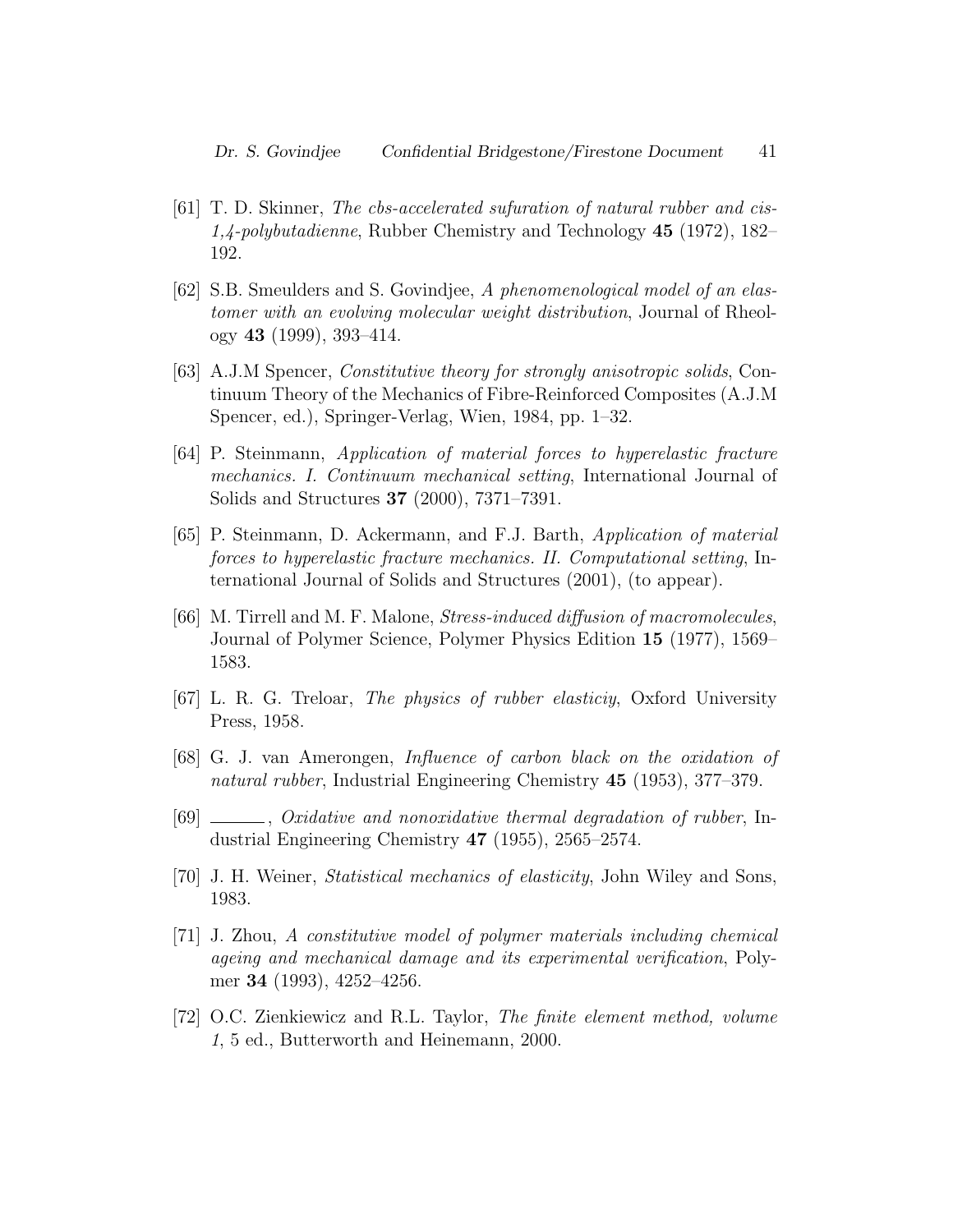[61] T. D. Skinner, *The cbs-accelerated sufuration of natural rubber and cis-1,4-polybutadienne*, Rubber Chemistry and Technology **45** (1972), 182–192.

[62] S.B. Smeulders and S. Govindjee, *A phenomenological model of an elastomer with an evolving molecular weight distribution*, Journal of Rheology **43** (1999), 393–414.

[63] A.J.M Spencer, *Constitutive theory for strongly anisotropic solids*, Continuum Theory of the Mechanics of Fibre-Reinforced Composites (A.J.M Spencer, ed.), Springer-Verlag, Wien, 1984, pp. 1–32.

[64] P. Steinmann, *Application of material forces to hyperelastic fracture mechanics. I. Continuum mechanical setting*, International Journal of Solids and Structures **37** (2000), 7371–7391.

[65] P. Steinmann, D. Ackermann, and F.J. Barth, *Application of material forces to hyperelastic fracture mechanics. II. Computational setting*, International Journal of Solids and Structures (2001), (to appear).

[66] M. Tirrell and M. F. Malone, *Stress-induced diffusion of macromolecules*, Journal of Polymer Science, Polymer Physics Edition **15** (1977), 1569–1583.

[67] L. R. G. Treloar, *The physics of rubber elasticiy*, Oxford University Press, 1958.

[68] G. J. van Amerongen, *Influence of carbon black on the oxidation of natural rubber*, Industrial Engineering Chemistry **45** (1953), 377–379.

[69] ______, *Oxidative and nonoxidative thermal degradation of rubber*, Industrial Engineering Chemistry **47** (1955), 2565–2574.

[70] J. H. Weiner, *Statistical mechanics of elasticity*, John Wiley and Sons, 1983.

[71] J. Zhou, *A constitutive model of polymer materials including chemical ageing and mechanical damage and its experimental verification*, Polymer **34** (1993), 4252–4256.

[72] O.C. Zienkiewicz and R.L. Taylor, *The finite element method, volume 1*, 5 ed., Butterworth and Heinemann, 2000.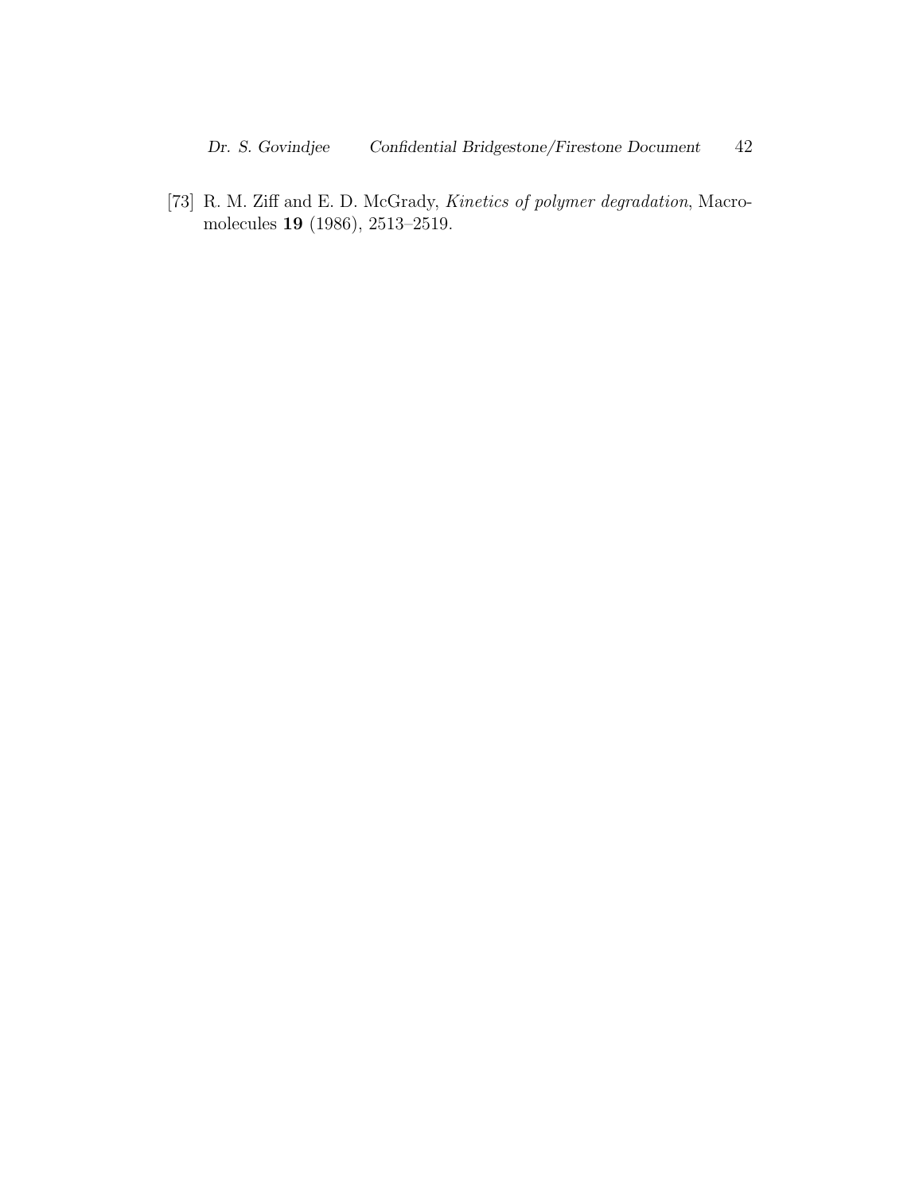[73] R. M. Ziff and E. D. McGrady, *Kinetics of polymer degradation*, Macromolecules **19** (1986), 2513–2519.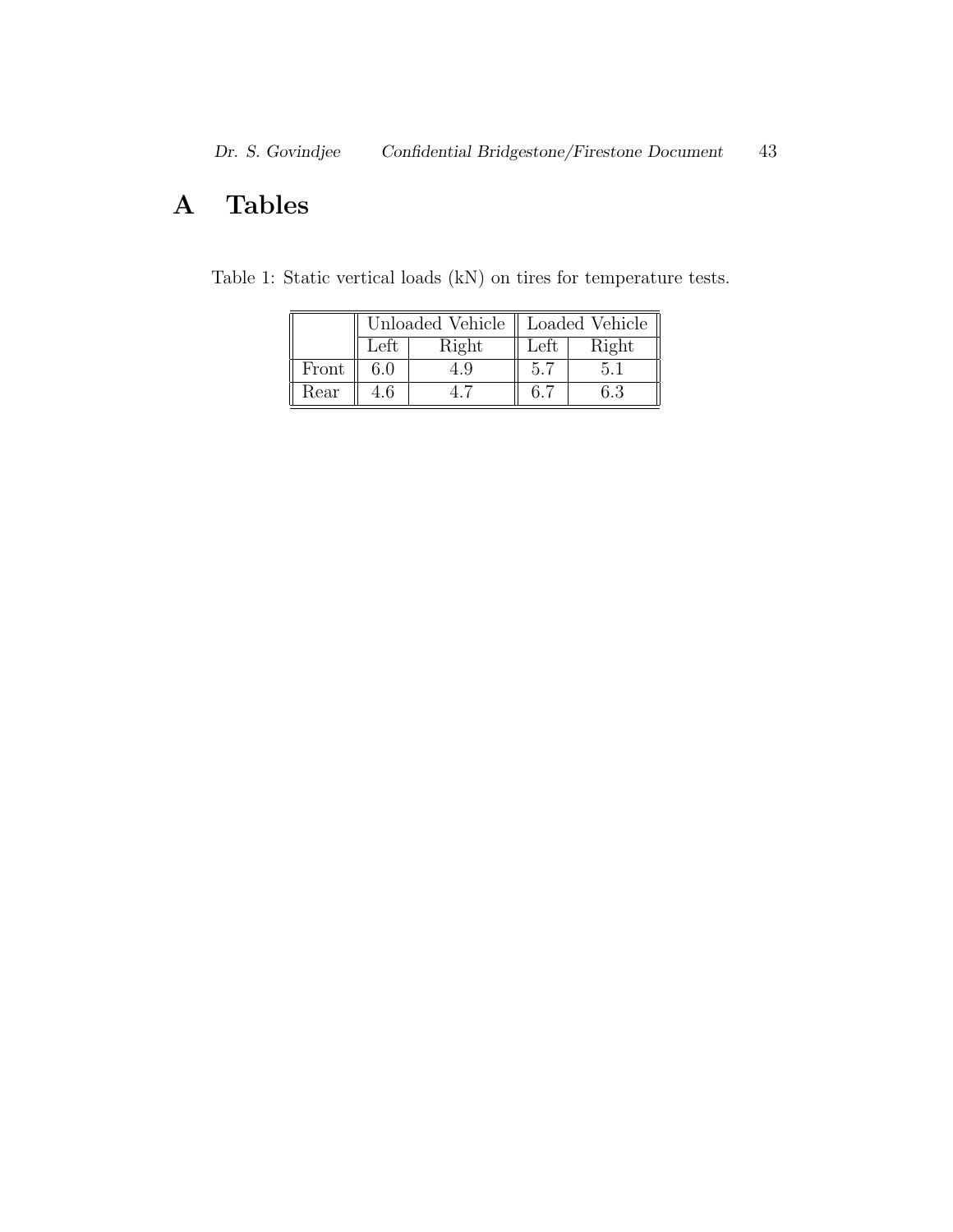# A Tables

Table 1: Static vertical loads (kN) on tires for temperature tests.

| | Unloaded Vehicle | | Loaded Vehicle | |
|---|---|---|---|---|
| | Left | Right | Left | Right |
| Front | 6.0 | 4.9 | 5.7 | 5.1 |
| Rear | 4.6 | 4.7 | 6.7 | 6.3 |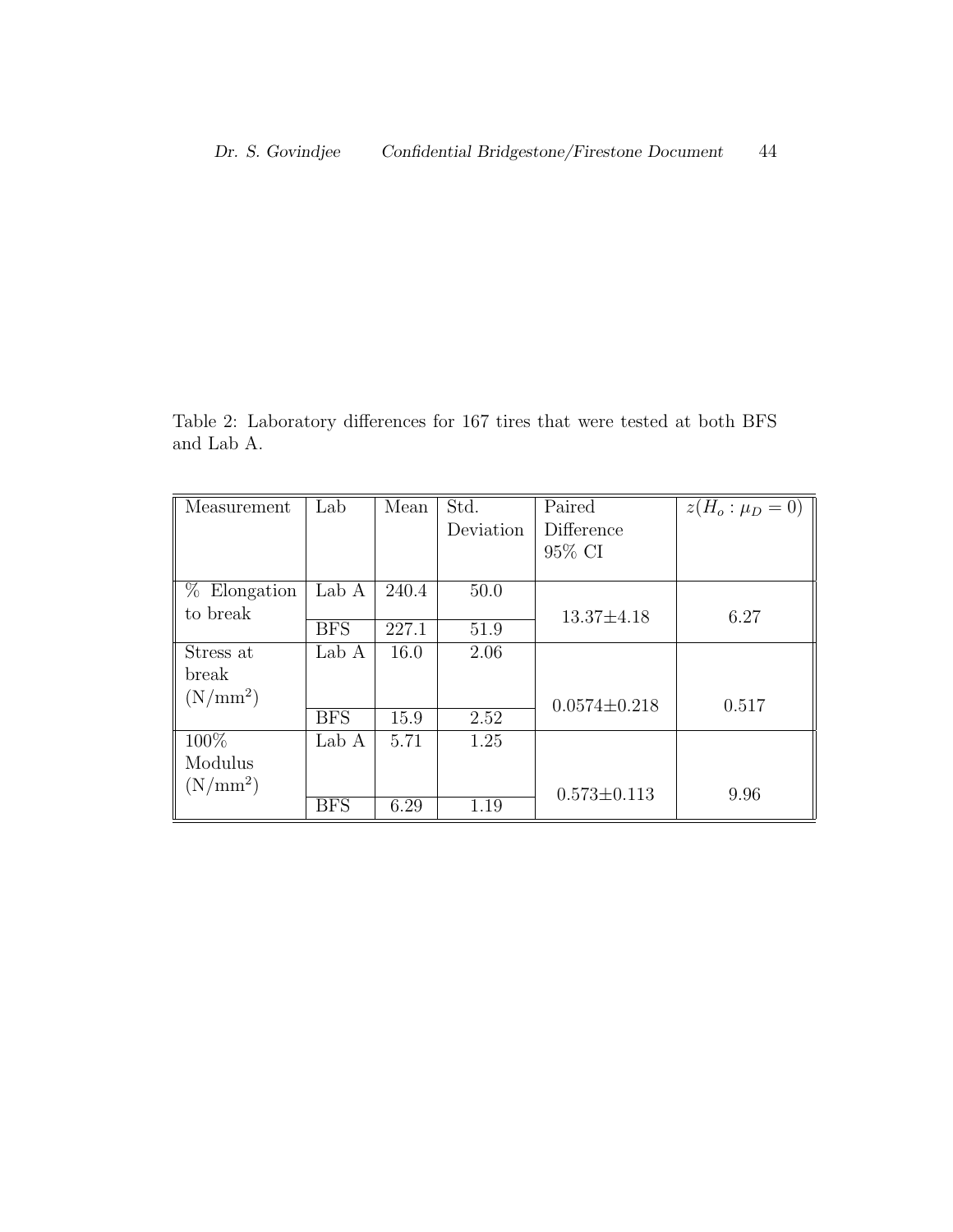Table 2: Laboratory differences for 167 tires that were tested at both BFS and Lab A.

| Measurement | Lab | Mean | Std. Deviation | Paired Difference 95% CI | $z(H_o : \mu_D = 0)$ |
|---|---|---|---|---|---|
| % Elongation to break | Lab A | 240.4 | 50.0 | $13.37 \pm 4.18$ | 6.27 |
| | BFS | 227.1 | 51.9 | | |
| Stress at break ($N/mm^2$) | Lab A | 16.0 | 2.06 | $0.0574 \pm 0.218$ | 0.517 |
| | BFS | 15.9 | 2.52 | | |
| 100% Modulus ($N/mm^2$) | Lab A | 5.71 | 1.25 | $0.573 \pm 0.113$ | 9.96 |
| | BFS | 6.29 | 1.19 | | |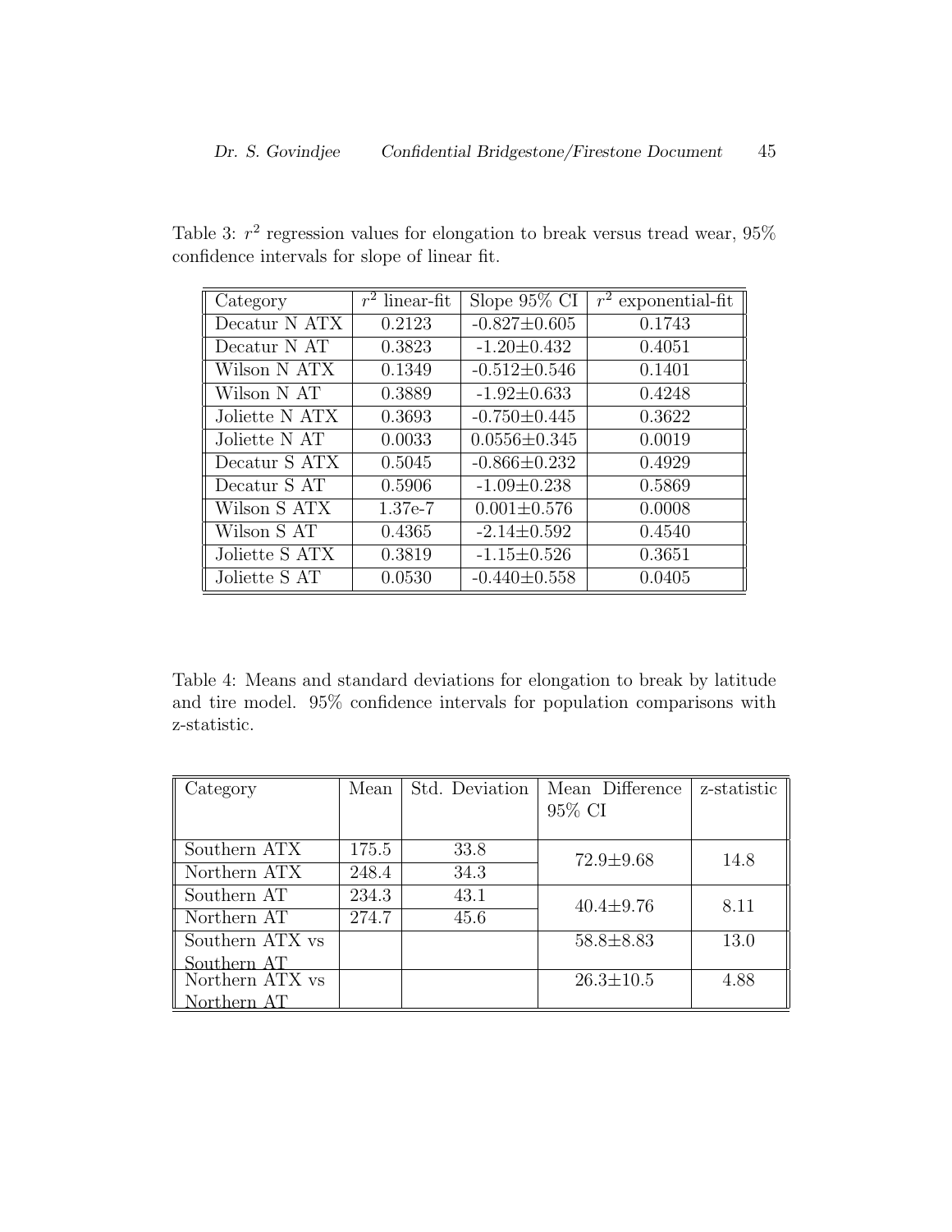Table 3: $r^2$ regression values for elongation to break versus tread wear, 95% confidence intervals for slope of linear fit.

| Category | $r^2$ linear-fit | Slope 95% CI | $r^2$ exponential-fit |
|---|---|---|---|
| Decatur N ATX | 0.2123 | $-0.827 \pm 0.605$ | 0.1743 |
| Decatur N AT | 0.3823 | $-1.20 \pm 0.432$ | 0.4051 |
| Wilson N ATX | 0.1349 | $-0.512 \pm 0.546$ | 0.1401 |
| Wilson N AT | 0.3889 | $-1.92 \pm 0.633$ | 0.4248 |
| Joliette N ATX | 0.3693 | $-0.750 \pm 0.445$ | 0.3622 |
| Joliette N AT | 0.0033 | $0.0556 \pm 0.345$ | 0.0019 |
| Decatur S ATX | 0.5045 | $-0.866 \pm 0.232$ | 0.4929 |
| Decatur S AT | 0.5906 | $-1.09 \pm 0.238$ | 0.5869 |
| Wilson S ATX | 1.37e-7 | $0.001 \pm 0.576$ | 0.0008 |
| Wilson S AT | 0.4365 | $-2.14 \pm 0.592$ | 0.4540 |
| Joliette S ATX | 0.3819 | $-1.15 \pm 0.526$ | 0.3651 |
| Joliette S AT | 0.0530 | $-0.440 \pm 0.558$ | 0.0405 |

Table 4: Means and standard deviations for elongation to break by latitude and tire model. 95% confidence intervals for population comparisons with z-statistic.

| Category | Mean | Std. Deviation | Mean Difference 95% CI | z-statistic |
|---|---|---|---|---|
| Southern ATX | 175.5 | 33.8 | $72.9 \pm 9.68$ | 14.8 |
| Northern ATX | 248.4 | 34.3 | | |
| Southern AT | 234.3 | 43.1 | $40.4 \pm 9.76$ | 8.11 |
| Northern AT | 274.7 | 45.6 | | |
| Southern ATX vs Southern AT | | | $58.8 \pm 8.83$ | 13.0 |
| Northern ATX vs Northern AT | | | $26.3 \pm 10.5$ | 4.88 |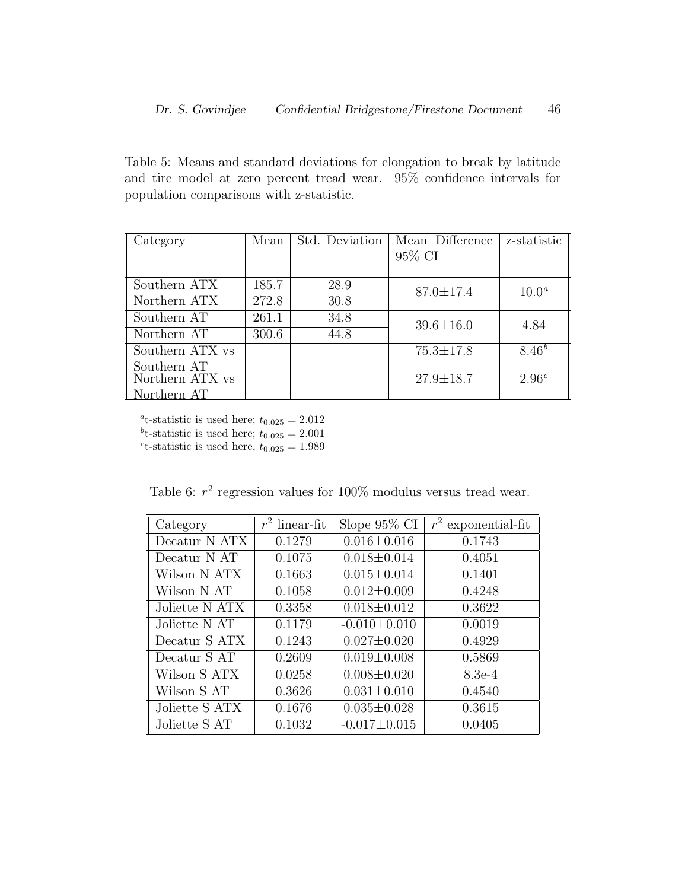Table 5: Means and standard deviations for elongation to break by latitude and tire model at zero percent tread wear. 95% confidence intervals for population comparisons with z-statistic.

| Category | Mean | Std. Deviation | Mean Difference 95% CI | z-statistic |
|---|---|---|---|---|
| Southern ATX | 185.7 | 28.9 | $87.0 \pm 17.4$ | $10.0^a$ |
| Northern ATX | 272.8 | 30.8 | | |
| Southern AT | 261.1 | 34.8 | $39.6 \pm 16.0$ | 4.84 |
| Northern AT | 300.6 | 44.8 | | |
| Southern ATX vs Southern AT | | | $75.3 \pm 17.8$ | $8.46^b$ |
| Northern ATX vs Northern AT | | | $27.9 \pm 18.7$ | $2.96^c$ |

[a] t-statistic is used here; $t_{0.025} = 2.012$

[b] t-statistic is used here; $t_{0.025} = 2.001$

[c] t-statistic is used here, $t_{0.025} = 1.989$

Table 6: $r^2$ regression values for 100% modulus versus tread wear.

| Category | $r^2$ linear-fit | Slope 95% CI | $r^2$ exponential-fit |
|---|---|---|---|
| Decatur N ATX | 0.1279 | $0.016 \pm 0.016$ | 0.1743 |
| Decatur N AT | 0.1075 | $0.018 \pm 0.014$ | 0.4051 |
| Wilson N ATX | 0.1663 | $0.015 \pm 0.014$ | 0.1401 |
| Wilson N AT | 0.1058 | $0.012 \pm 0.009$ | 0.4248 |
| Joliette N ATX | 0.3358 | $0.018 \pm 0.012$ | 0.3622 |
| Joliette N AT | 0.1179 | $-0.010 \pm 0.010$ | 0.0019 |
| Decatur S ATX | 0.1243 | $0.027 \pm 0.020$ | 0.4929 |
| Decatur S AT | 0.2609 | $0.019 \pm 0.008$ | 0.5869 |
| Wilson S ATX | 0.0258 | $0.008 \pm 0.020$ | 8.3e-4 |
| Wilson S AT | 0.3626 | $0.031 \pm 0.010$ | 0.4540 |
| Joliette S ATX | 0.1676 | $0.035 \pm 0.028$ | 0.3615 |
| Joliette S AT | 0.1032 | $-0.017 \pm 0.015$ | 0.0405 |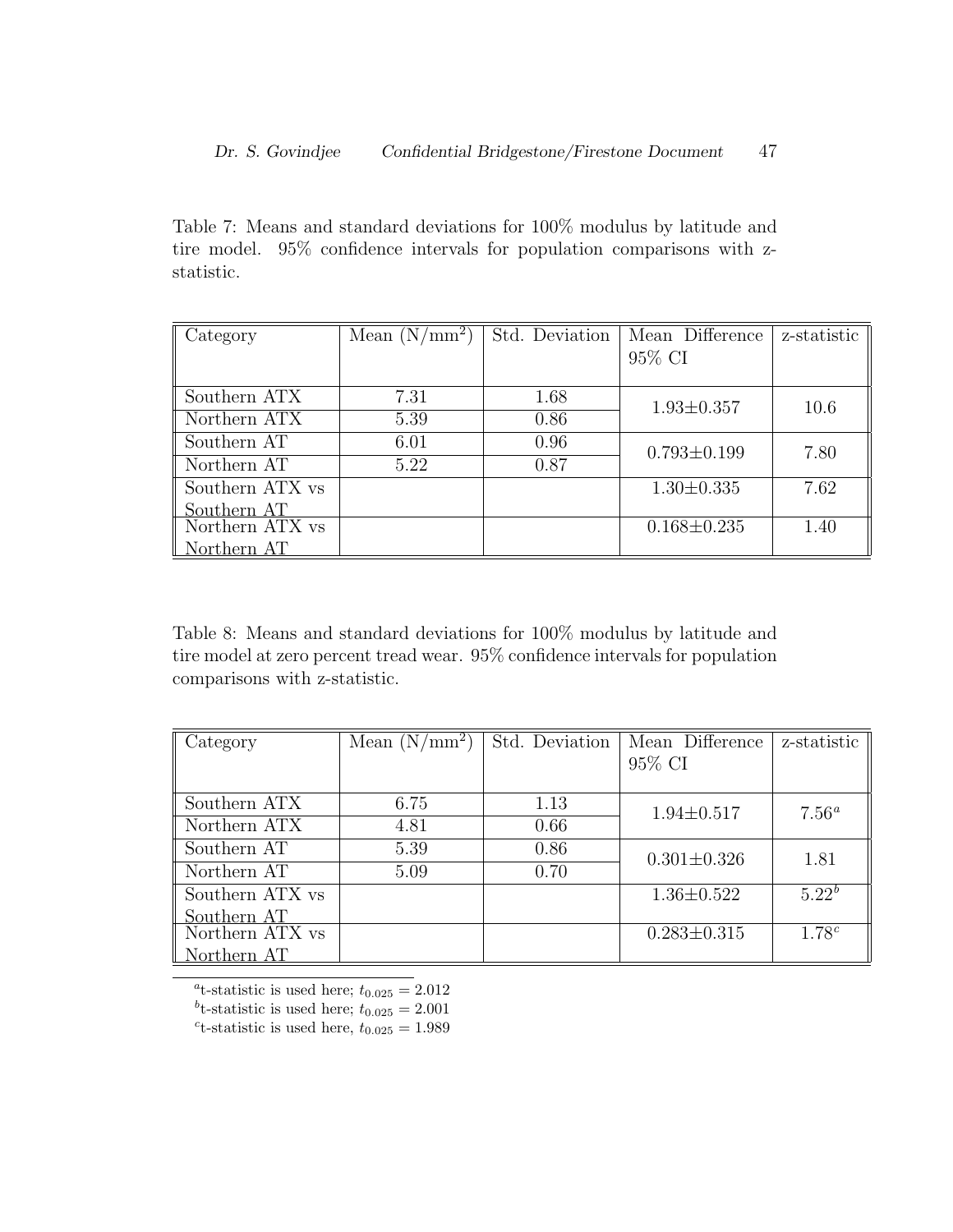Table 7: Means and standard deviations for 100% modulus by latitude and tire model. 95% confidence intervals for population comparisons with z-statistic.

| Category | Mean (N/mm$^2$) | Std. Deviation | Mean Difference 95% CI | z-statistic |
|---|---|---|---|---|
| Southern ATX | 7.31 | 1.68 | 1.93±0.357 | 10.6 |
| Northern ATX | 5.39 | 0.86 | | |
| Southern AT | 6.01 | 0.96 | 0.793±0.199 | 7.80 |
| Northern AT | 5.22 | 0.87 | | |
| Southern ATX vs Southern AT | | | 1.30±0.335 | 7.62 |
| Northern ATX vs Northern AT | | | 0.168±0.235 | 1.40 |

Table 8: Means and standard deviations for 100% modulus by latitude and tire model at zero percent tread wear. 95% confidence intervals for population comparisons with z-statistic.

| Category | Mean (N/mm$^2$) | Std. Deviation | Mean Difference 95% CI | z-statistic |
|---|---|---|---|---|
| Southern ATX | 6.75 | 1.13 | 1.94±0.517 | 7.56[a] |
| Northern ATX | 4.81 | 0.66 | | |
| Southern AT | 5.39 | 0.86 | 0.301±0.326 | 1.81 |
| Northern AT | 5.09 | 0.70 | | |
| Southern ATX vs Southern AT | | | 1.36±0.522 | 5.22[b] |
| Northern ATX vs Northern AT | | | 0.283±0.315 | 1.78[c] |

[a] t-statistic is used here; $t_{0.025} = 2.012$

[b] t-statistic is used here; $t_{0.025} = 2.001$

[c] t-statistic is used here, $t_{0.025} = 1.989$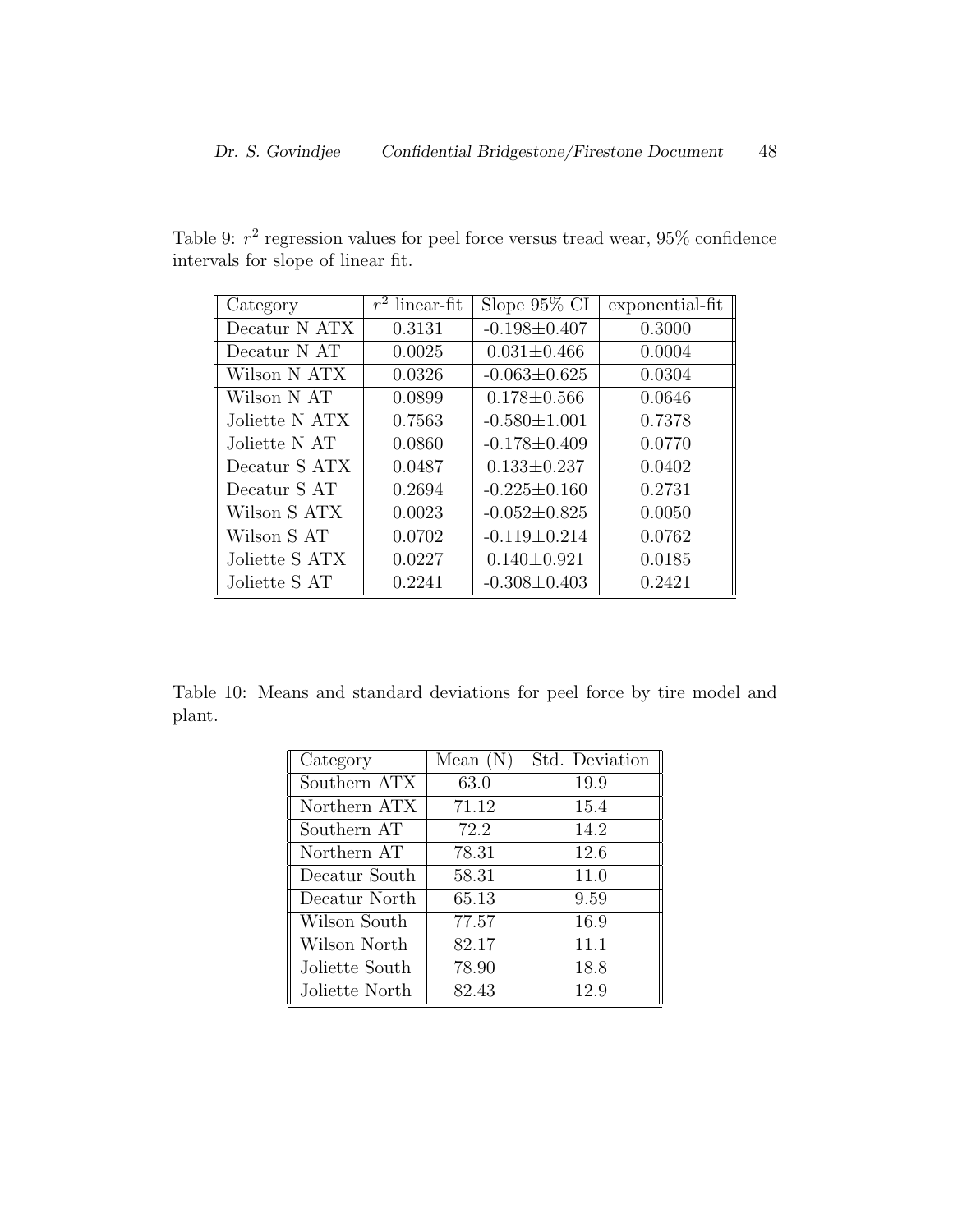Table 9: $r^2$ regression values for peel force versus tread wear, 95% confidence intervals for slope of linear fit.

| Category | $r^2$ linear-fit | Slope 95% CI | exponential-fit |
|---|---|---|---|
| Decatur N ATX | 0.3131 | $-0.198 \pm 0.407$ | 0.3000 |
| Decatur N AT | 0.0025 | $0.031 \pm 0.466$ | 0.0004 |
| Wilson N ATX | 0.0326 | $-0.063 \pm 0.625$ | 0.0304 |
| Wilson N AT | 0.0899 | $0.178 \pm 0.566$ | 0.0646 |
| Joliette N ATX | 0.7563 | $-0.580 \pm 1.001$ | 0.7378 |
| Joliette N AT | 0.0860 | $-0.178 \pm 0.409$ | 0.0770 |
| Decatur S ATX | 0.0487 | $0.133 \pm 0.237$ | 0.0402 |
| Decatur S AT | 0.2694 | $-0.225 \pm 0.160$ | 0.2731 |
| Wilson S ATX | 0.0023 | $-0.052 \pm 0.825$ | 0.0050 |
| Wilson S AT | 0.0702 | $-0.119 \pm 0.214$ | 0.0762 |
| Joliette S ATX | 0.0227 | $0.140 \pm 0.921$ | 0.0185 |
| Joliette S AT | 0.2241 | $-0.308 \pm 0.403$ | 0.2421 |

Table 10: Means and standard deviations for peel force by tire model and plant.

| Category | Mean (N) | Std. Deviation |
|---|---|---|
| Southern ATX | 63.0 | 19.9 |
| Northern ATX | 71.12 | 15.4 |
| Southern AT | 72.2 | 14.2 |
| Northern AT | 78.31 | 12.6 |
| Decatur South | 58.31 | 11.0 |
| Decatur North | 65.13 | 9.59 |
| Wilson South | 77.57 | 16.9 |
| Wilson North | 82.17 | 11.1 |
| Joliette South | 78.90 | 18.8 |
| Joliette North | 82.43 | 12.9 |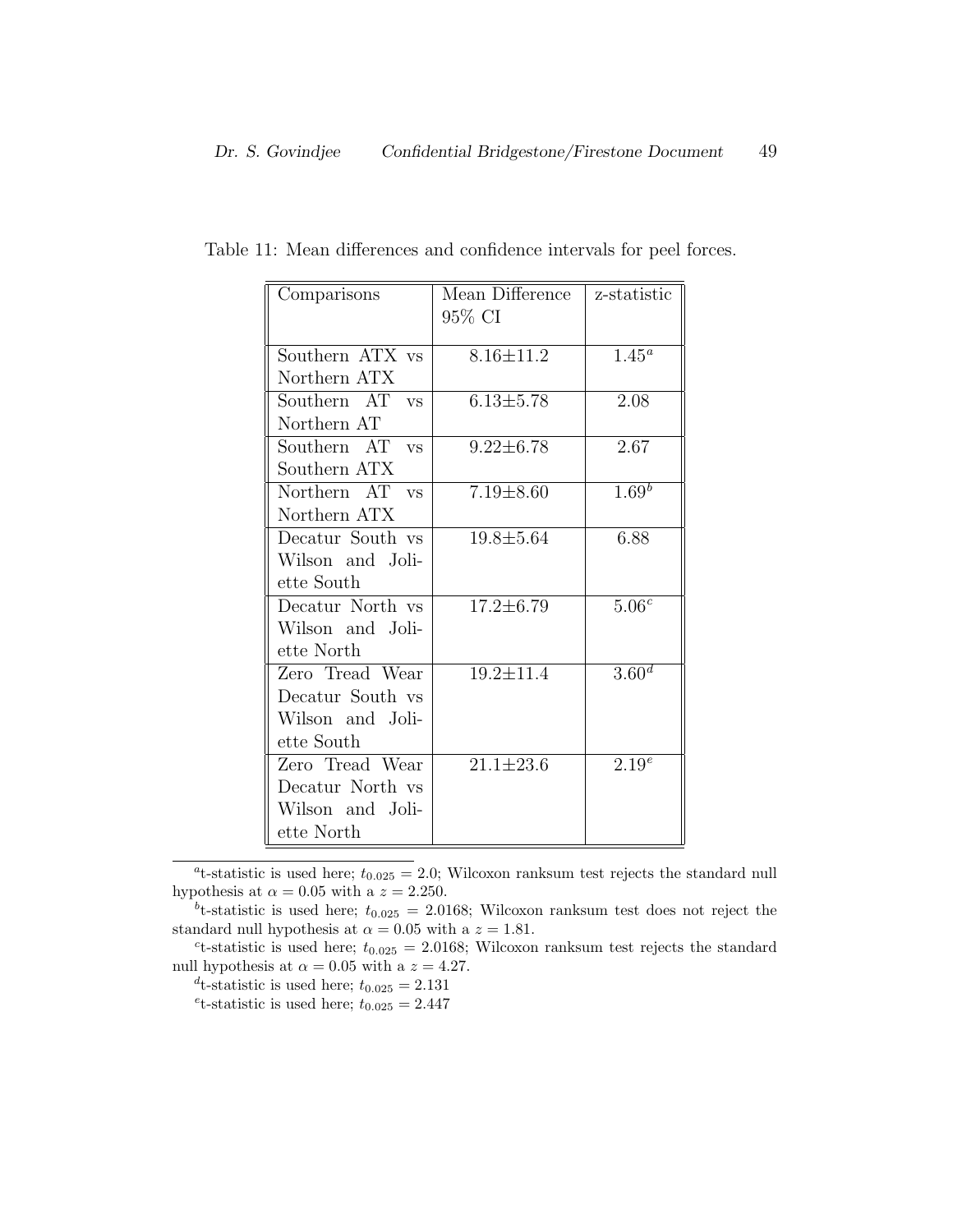Table 11: Mean differences and confidence intervals for peel forces.

| Comparisons | Mean Difference 95% CI | z-statistic |
|---|---|---|
| Southern ATX vs Northern ATX | 8.16±11.2 | 1.45[a] |
| Southern AT vs Northern AT | 6.13±5.78 | 2.08 |
| Southern AT vs Southern ATX | 9.22±6.78 | 2.67 |
| Northern AT vs Northern ATX | 7.19±8.60 | 1.69[b] |
| Decatur South vs Wilson and Joliette South | 19.8±5.64 | 6.88 |
| Decatur North vs Wilson and Joliette North | 17.2±6.79 | 5.06[c] |
| Zero Tread Wear Decatur South vs Wilson and Joliette South | 19.2±11.4 | 3.60[d] |
| Zero Tread Wear Decatur North vs Wilson and Joliette North | 21.1±23.6 | 2.19[e] |

[a] t-statistic is used here; $t_{0.025} = 2.0$; Wilcoxon ranksum test rejects the standard null hypothesis at $\alpha = 0.05$ with a $z = 2.250$.

[b] t-statistic is used here; $t_{0.025} = 2.0168$; Wilcoxon ranksum test does not reject the standard null hypothesis at $\alpha = 0.05$ with a $z = 1.81$.

[c] t-statistic is used here; $t_{0.025} = 2.0168$; Wilcoxon ranksum test rejects the standard null hypothesis at $\alpha = 0.05$ with a $z = 4.27$.

[d] t-statistic is used here; $t_{0.025} = 2.131$

[e] t-statistic is used here; $t_{0.025} = 2.447$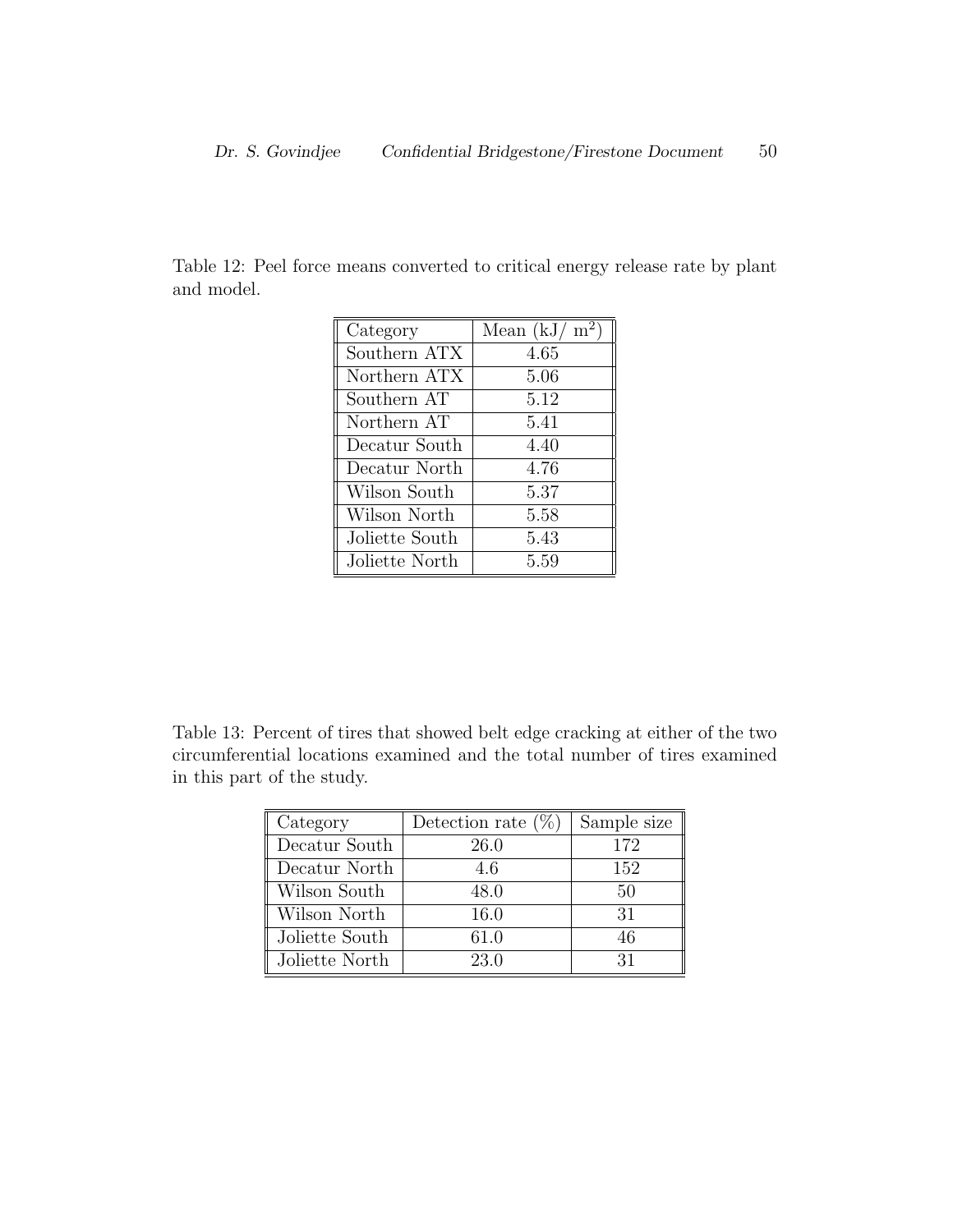Table 12: Peel force means converted to critical energy release rate by plant and model.

| Category | Mean (kJ/ $m^2$) |
|---|---|
| Southern ATX | 4.65 |
| Northern ATX | 5.06 |
| Southern AT | 5.12 |
| Northern AT | 5.41 |
| Decatur South | 4.40 |
| Decatur North | 4.76 |
| Wilson South | 5.37 |
| Wilson North | 5.58 |
| Joliette South | 5.43 |
| Joliette North | 5.59 |

Table 13: Percent of tires that showed belt edge cracking at either of the two circumferential locations examined and the total number of tires examined in this part of the study.

| Category | Detection rate (%) | Sample size |
|---|---|---|
| Decatur South | 26.0 | 172 |
| Decatur North | 4.6 | 152 |
| Wilson South | 48.0 | 50 |
| Wilson North | 16.0 | 31 |
| Joliette South | 61.0 | 46 |
| Joliette North | 23.0 | 31 |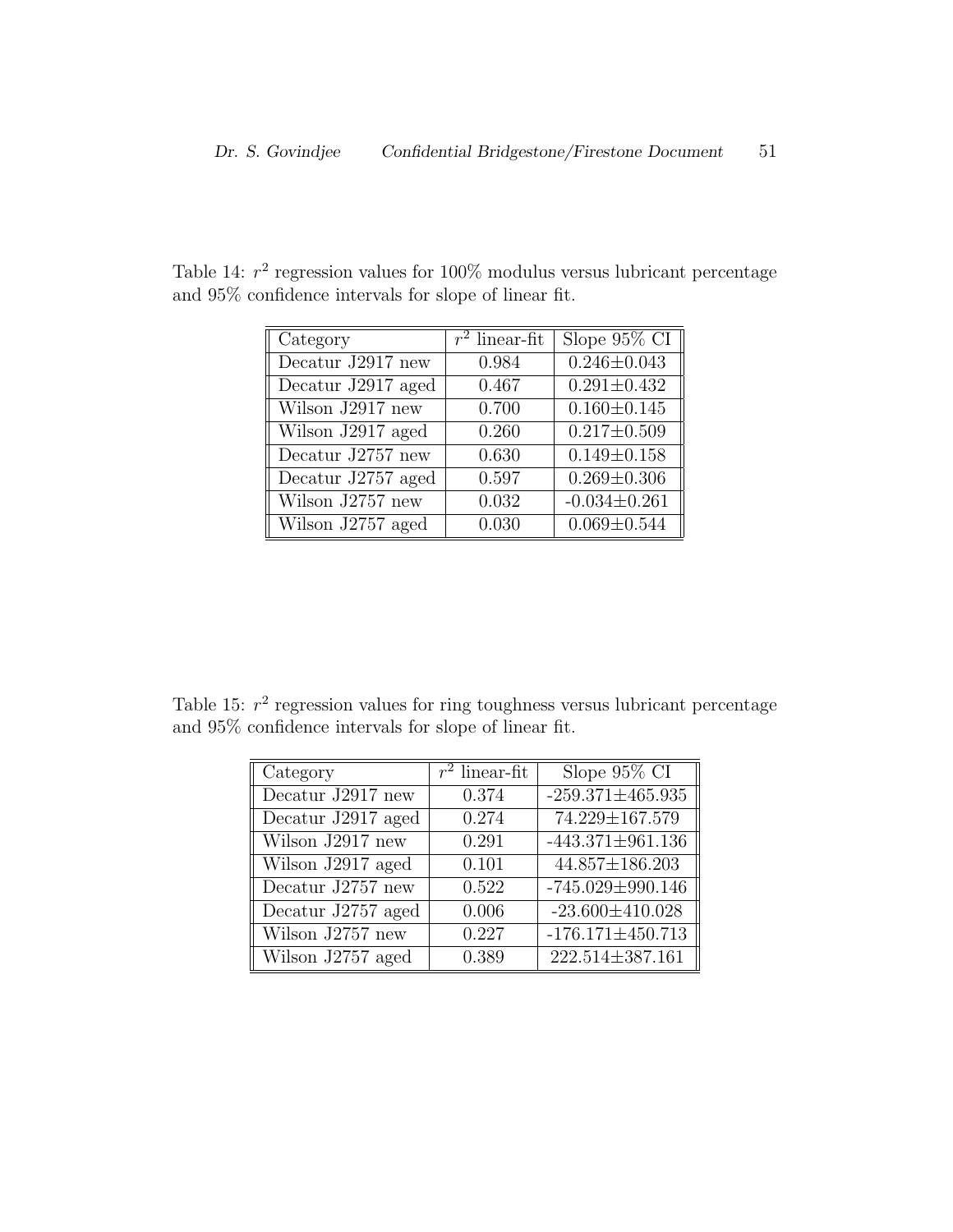Table 14: $r^2$ regression values for 100% modulus versus lubricant percentage and 95% confidence intervals for slope of linear fit.

| Category | $r^2$ linear-fit | Slope 95% CI |
|---|---|---|
| Decatur J2917 new | 0.984 | $0.246 \pm 0.043$ |
| Decatur J2917 aged | 0.467 | $0.291 \pm 0.432$ |
| Wilson J2917 new | 0.700 | $0.160 \pm 0.145$ |
| Wilson J2917 aged | 0.260 | $0.217 \pm 0.509$ |
| Decatur J2757 new | 0.630 | $0.149 \pm 0.158$ |
| Decatur J2757 aged | 0.597 | $0.269 \pm 0.306$ |
| Wilson J2757 new | 0.032 | $-0.034 \pm 0.261$ |
| Wilson J2757 aged | 0.030 | $0.069 \pm 0.544$ |

Table 15: $r^2$ regression values for ring toughness versus lubricant percentage and 95% confidence intervals for slope of linear fit.

| Category | $r^2$ linear-fit | Slope 95% CI |
|---|---|---|
| Decatur J2917 new | 0.374 | $-259.371 \pm 465.935$ |
| Decatur J2917 aged | 0.274 | $74.229 \pm 167.579$ |
| Wilson J2917 new | 0.291 | $-443.371 \pm 961.136$ |
| Wilson J2917 aged | 0.101 | $44.857 \pm 186.203$ |
| Decatur J2757 new | 0.522 | $-745.029 \pm 990.146$ |
| Decatur J2757 aged | 0.006 | $-23.600 \pm 410.028$ |
| Wilson J2757 new | 0.227 | $-176.171 \pm 450.713$ |
| Wilson J2757 aged | 0.389 | $222.514 \pm 387.161$ |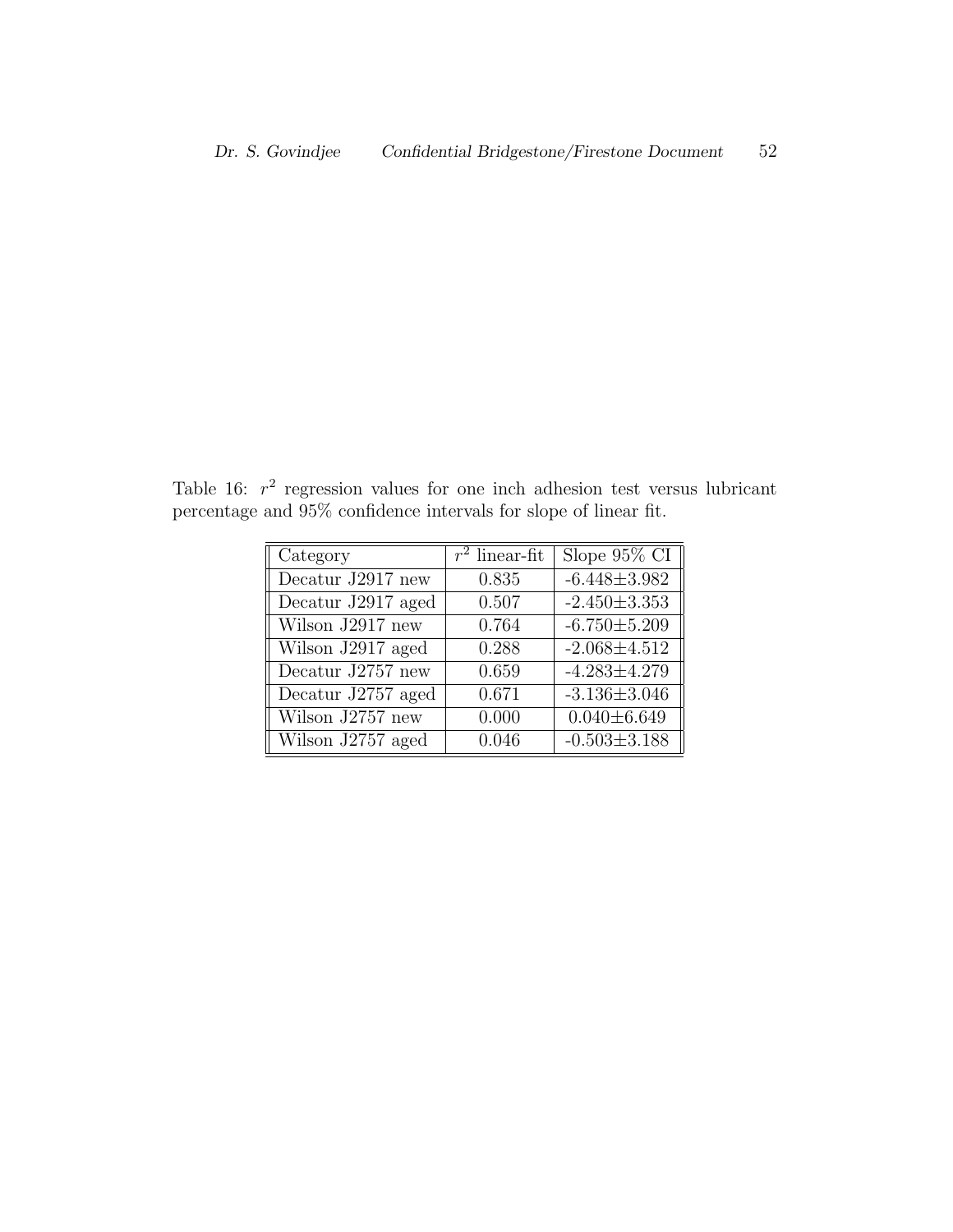Table 16: $r^2$ regression values for one inch adhesion test versus lubricant percentage and 95% confidence intervals for slope of linear fit.

| Category | $r^2$ linear-fit | Slope 95% CI |
|---|---|---|
| Decatur J2917 new | 0.835 | $-6.448 \pm 3.982$ |
| Decatur J2917 aged | 0.507 | $-2.450 \pm 3.353$ |
| Wilson J2917 new | 0.764 | $-6.750 \pm 5.209$ |
| Wilson J2917 aged | 0.288 | $-2.068 \pm 4.512$ |
| Decatur J2757 new | 0.659 | $-4.283 \pm 4.279$ |
| Decatur J2757 aged | 0.671 | $-3.136 \pm 3.046$ |
| Wilson J2757 new | 0.000 | $0.040 \pm 6.649$ |
| Wilson J2757 aged | 0.046 | $-0.503 \pm 3.188$ |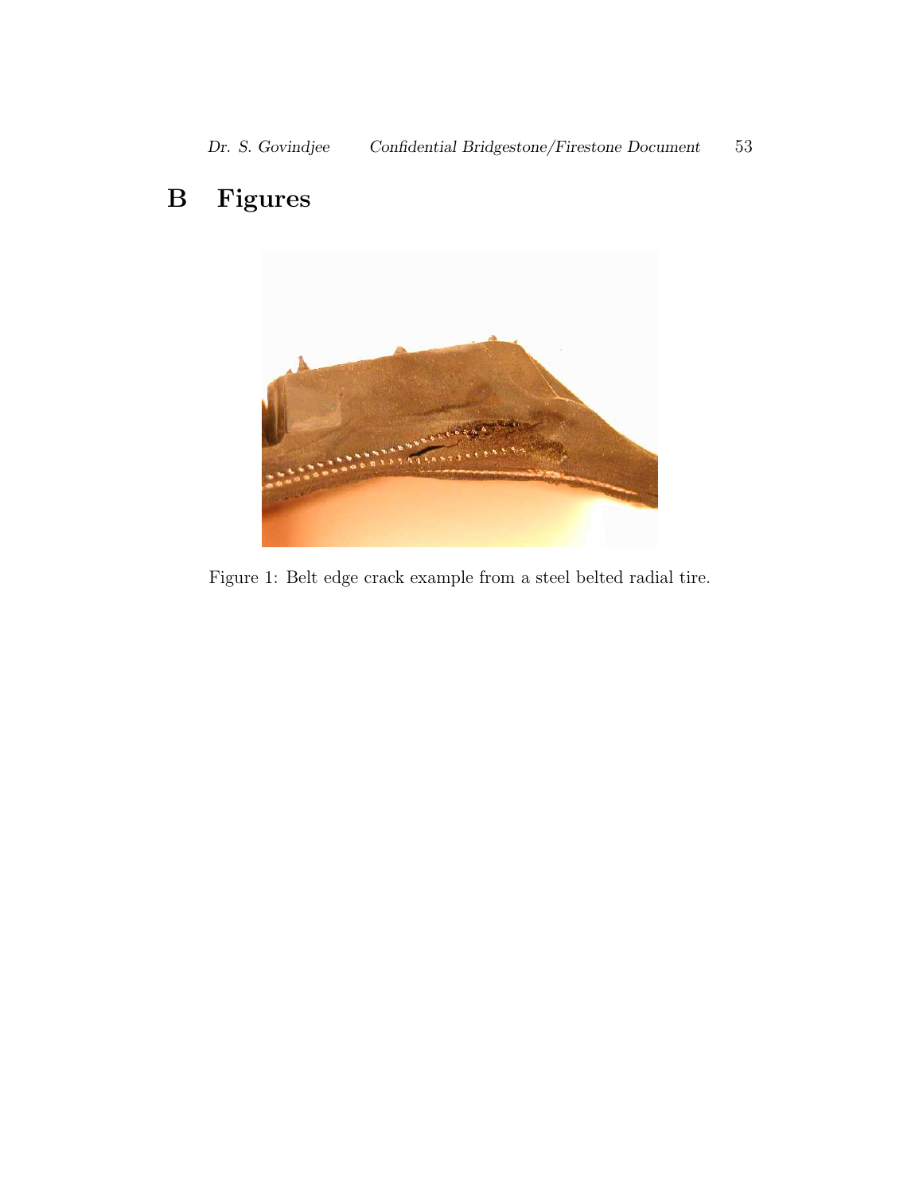# B Figures

Figure 1: Belt edge crack example from a steel belted radial tire.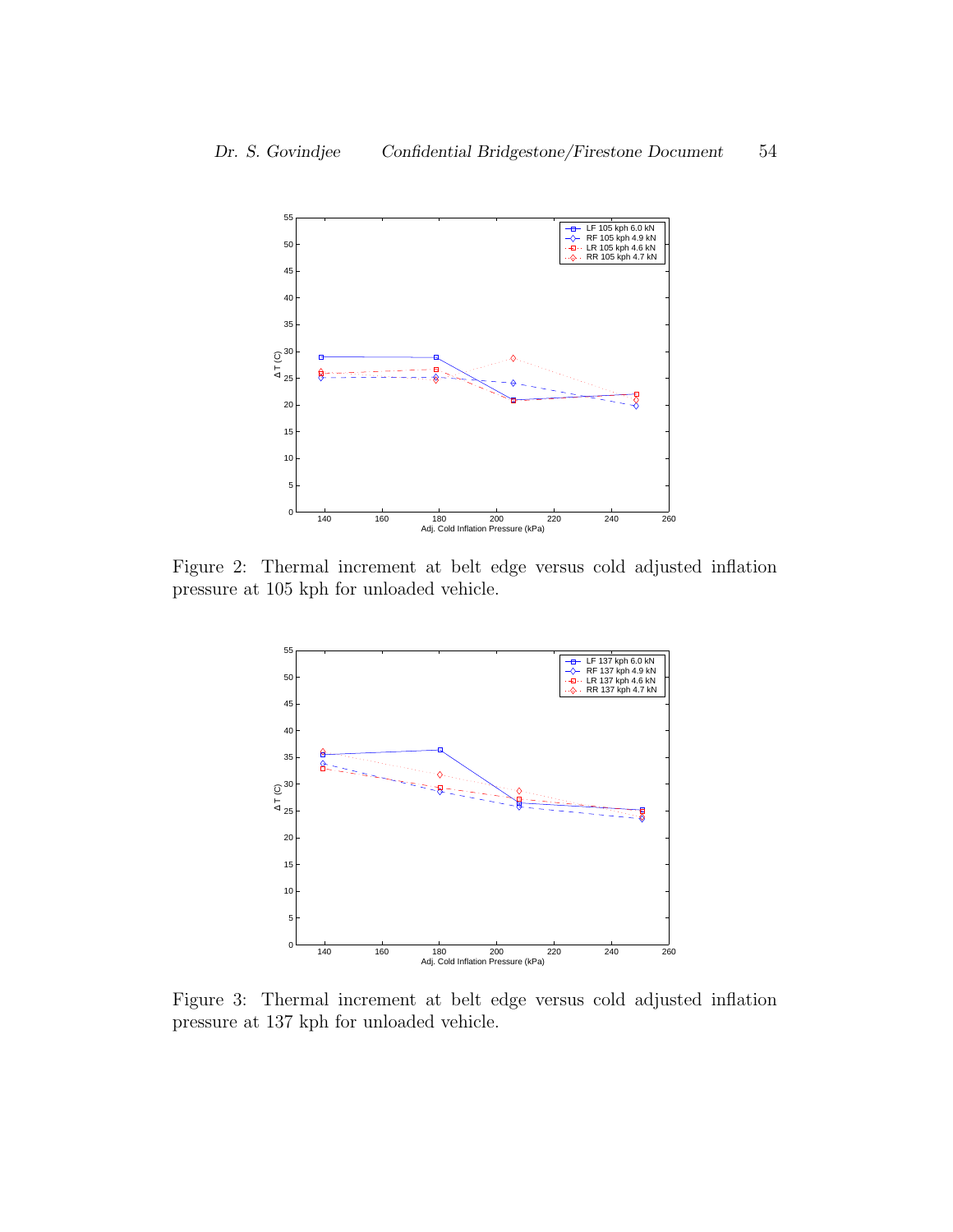Figure 2: Thermal increment at belt edge versus cold adjusted inflation pressure at 105 kph for unloaded vehicle.

Figure 3: Thermal increment at belt edge versus cold adjusted inflation pressure at 137 kph for unloaded vehicle.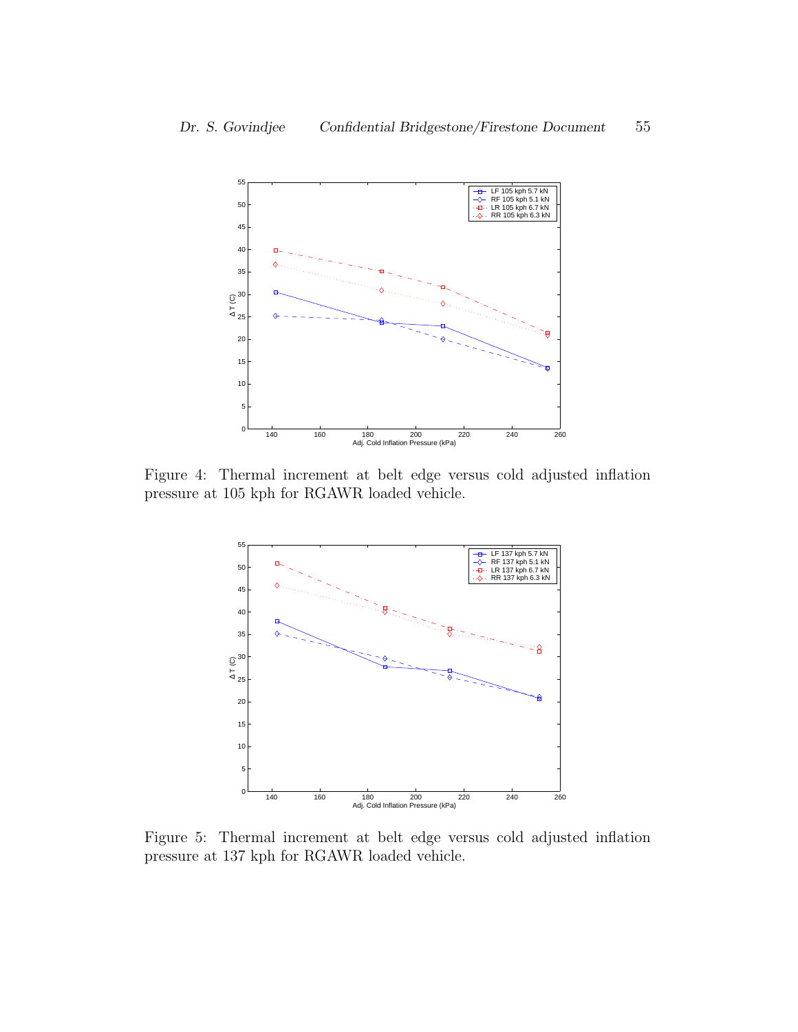Figure 4: Thermal increment at belt edge versus cold adjusted inflation pressure at 105 kph for RGAWR loaded vehicle.

Figure 5: Thermal increment at belt edge versus cold adjusted inflation pressure at 137 kph for RGAWR loaded vehicle.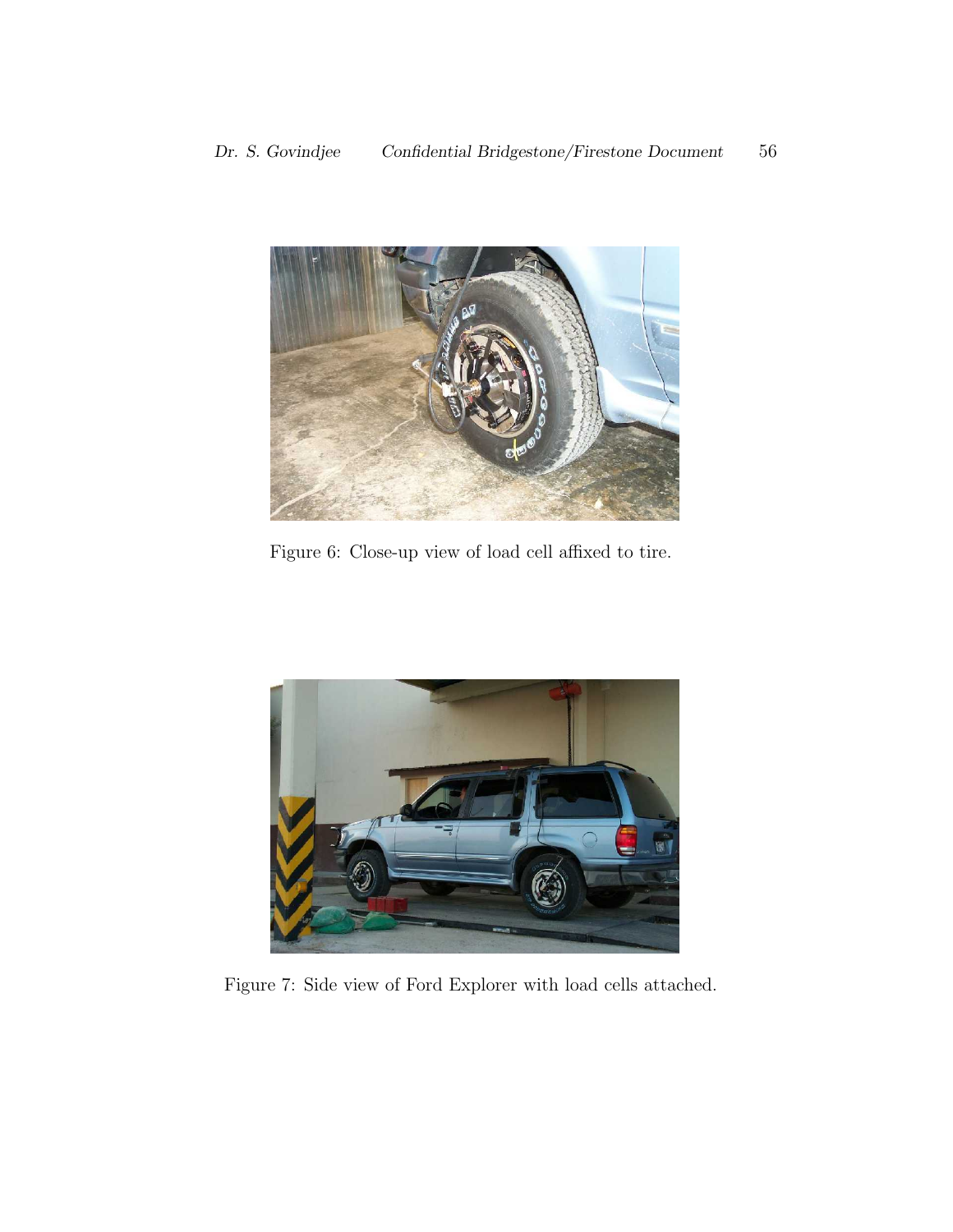Figure 6: Close-up view of load cell affixed to tire.

Figure 7: Side view of Ford Explorer with load cells attached.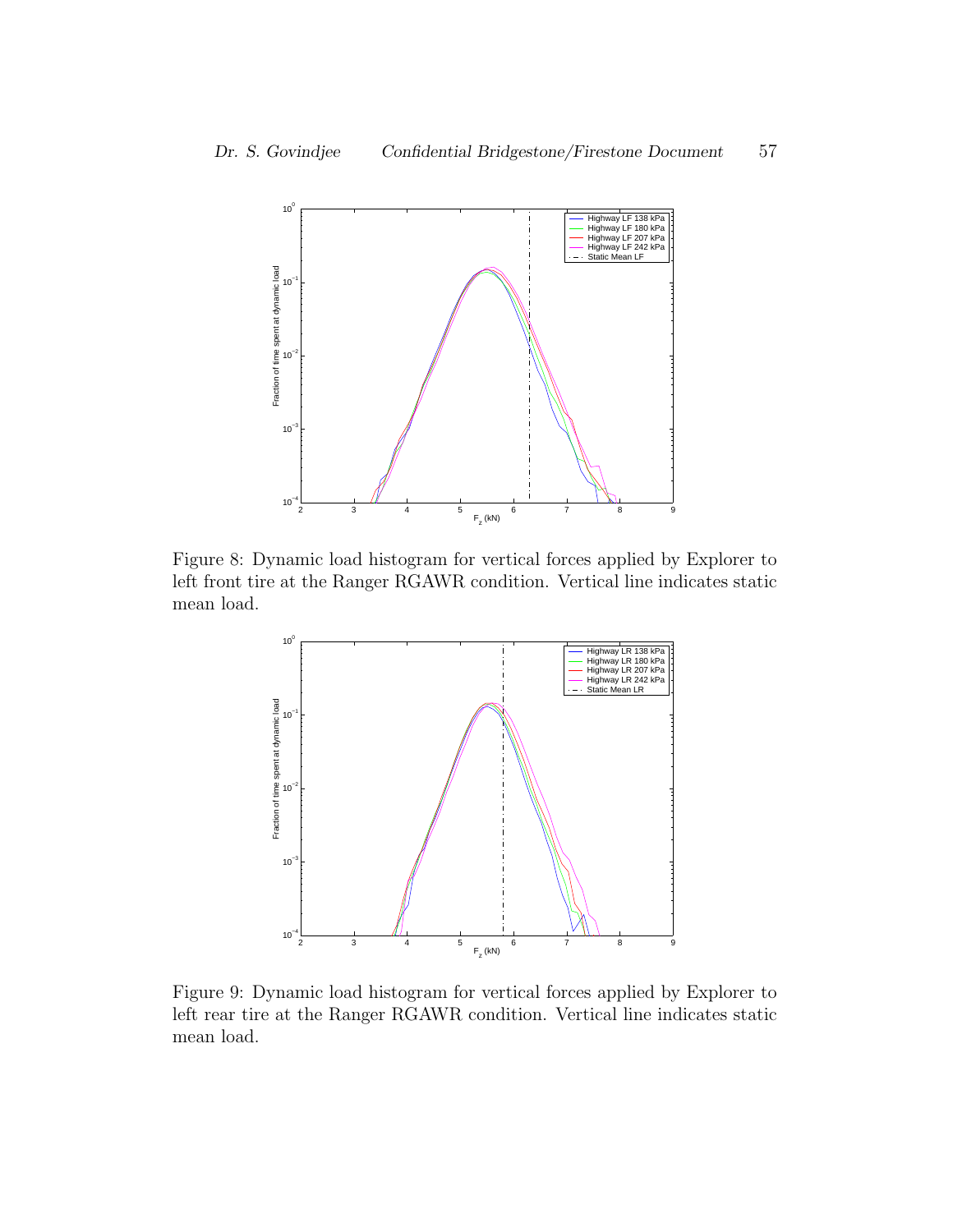Figure 8: Dynamic load histogram for vertical forces applied by Explorer to left front tire at the Ranger RGAWR condition. Vertical line indicates static mean load.

Figure 9: Dynamic load histogram for vertical forces applied by Explorer to left rear tire at the Ranger RGAWR condition. Vertical line indicates static mean load.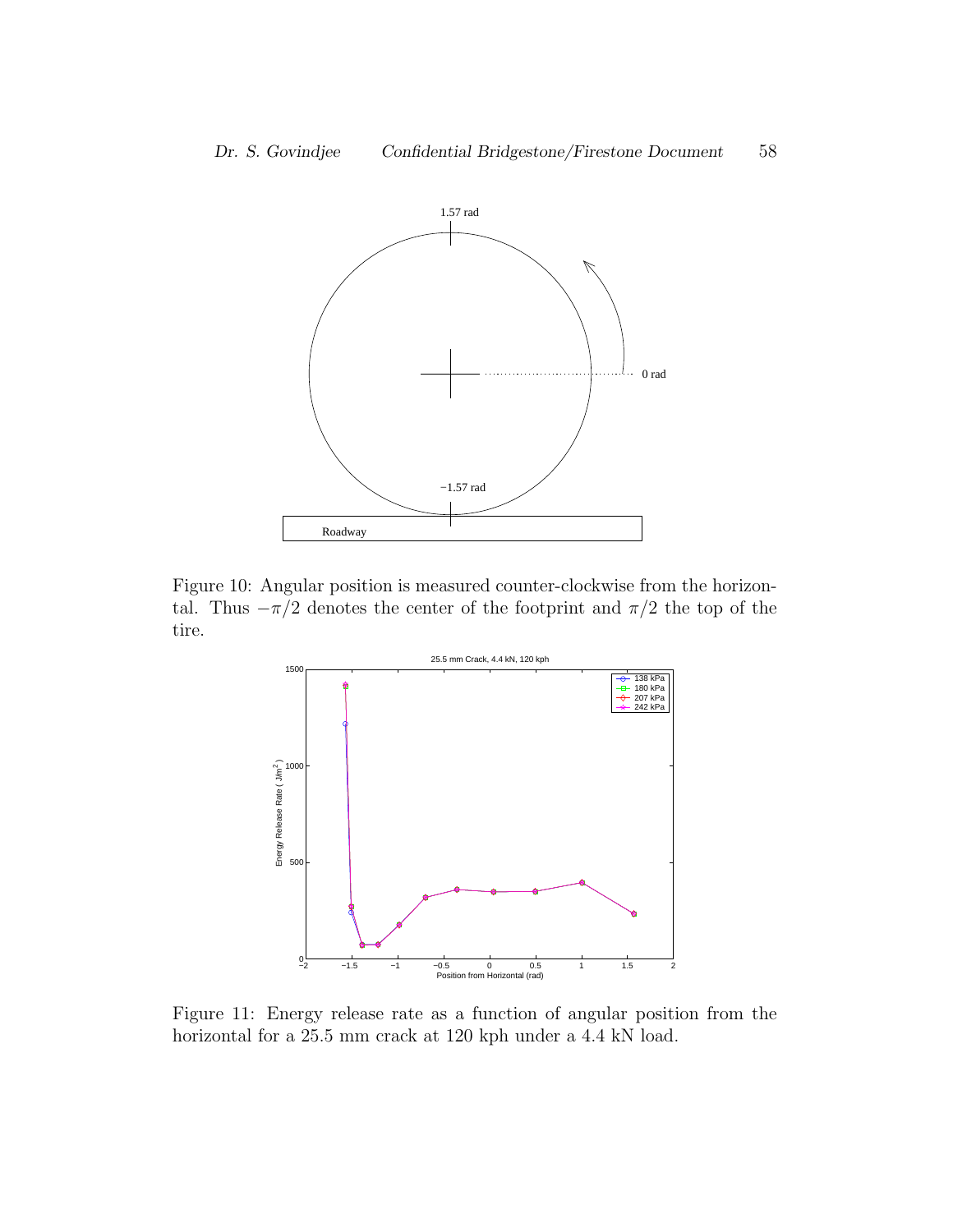Figure 10: Angular position is measured counter-clockwise from the horizontal. Thus $-\pi/2$ denotes the center of the footprint and $\pi/2$ the top of the tire.

Figure 11: Energy release rate as a function of angular position from the horizontal for a 25.5 mm crack at 120 kph under a 4.4 kN load.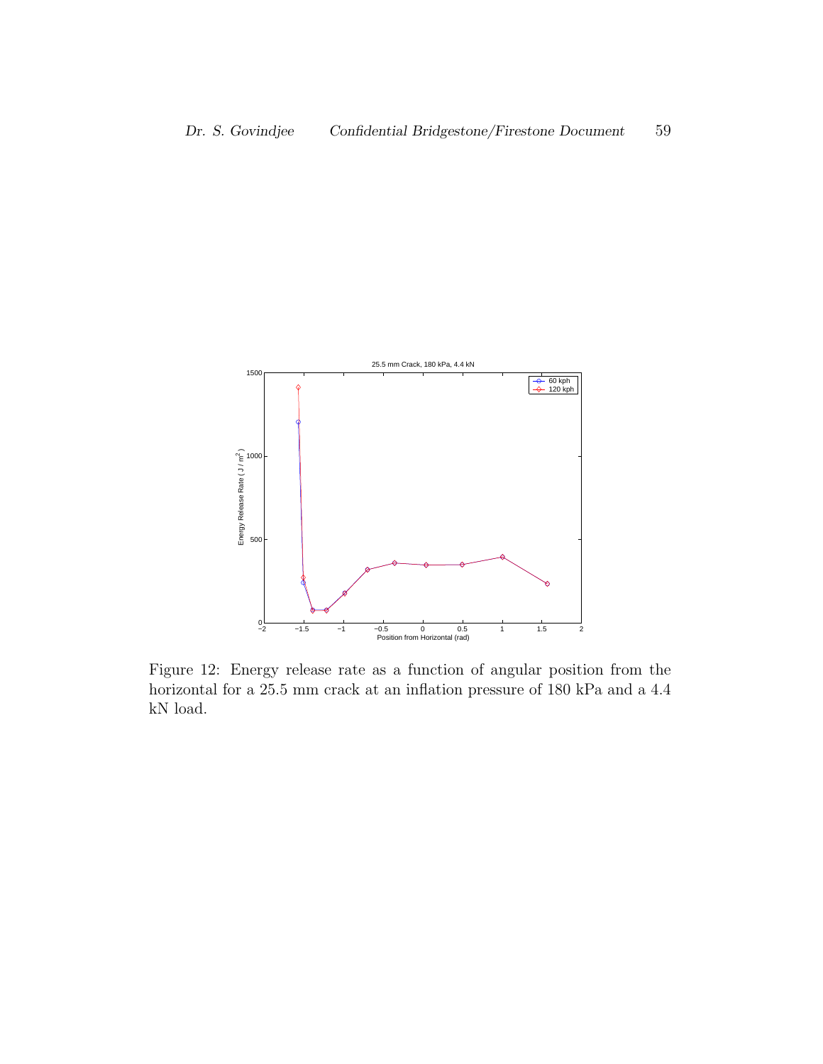Figure 12: Energy release rate as a function of angular position from the horizontal for a 25.5 mm crack at an inflation pressure of 180 kPa and a 4.4 kN load.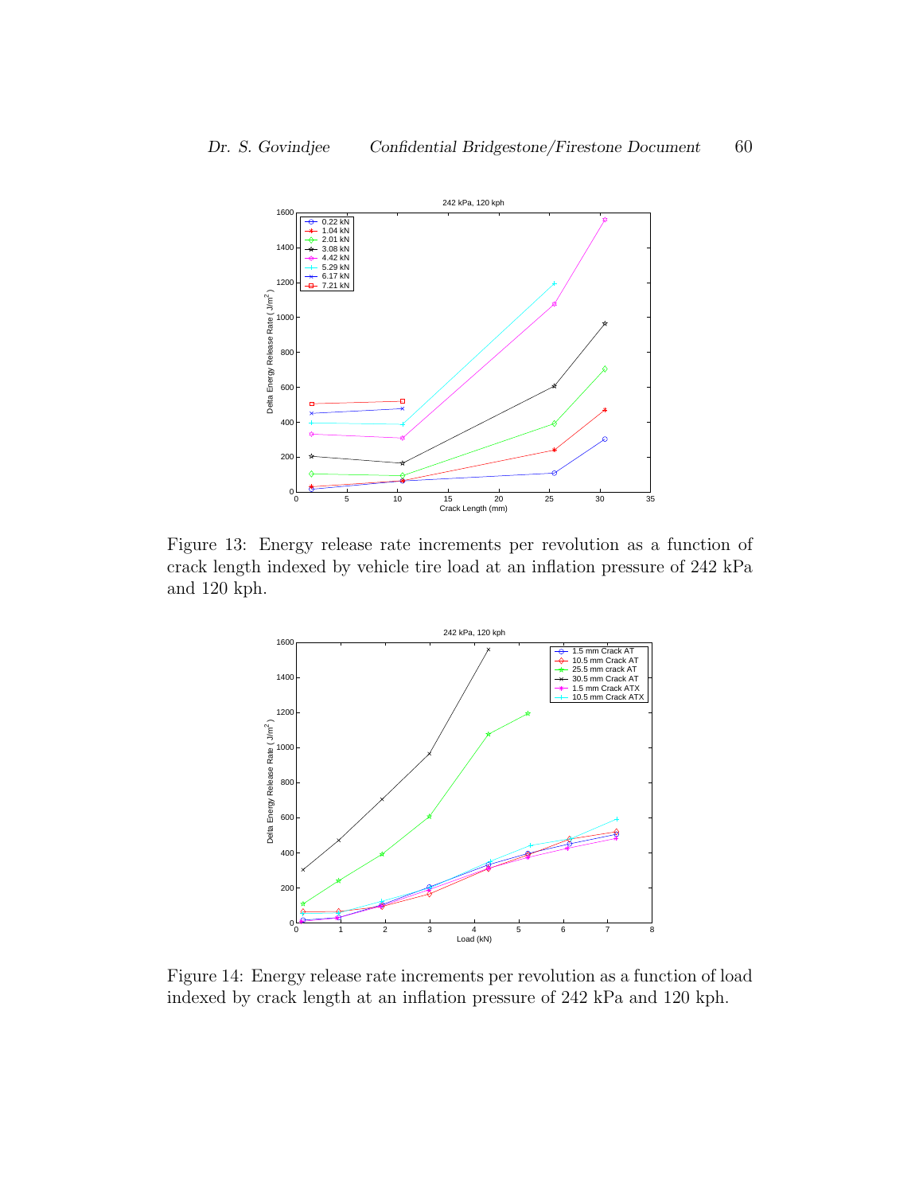Figure 13: Energy release rate increments per revolution as a function of crack length indexed by vehicle tire load at an inflation pressure of 242 kPa and 120 kph.

Figure 14: Energy release rate increments per revolution as a function of load indexed by crack length at an inflation pressure of 242 kPa and 120 kph.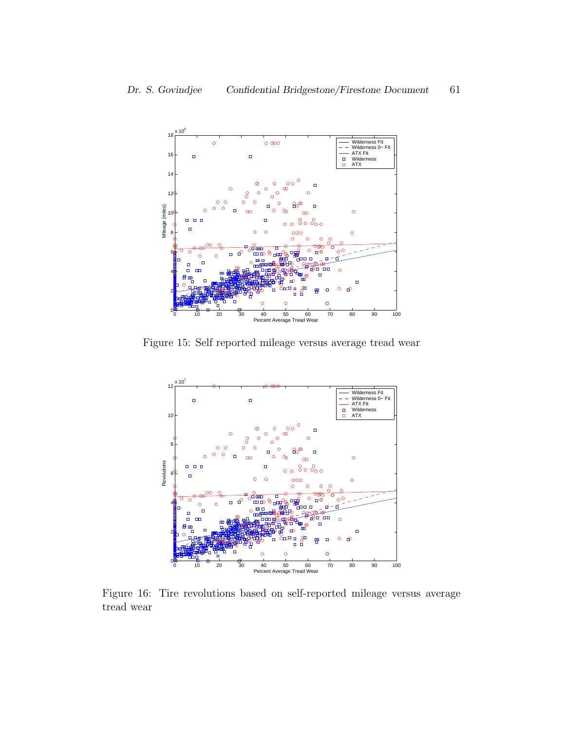Figure 15: Self reported mileage versus average tread wear

Figure 16: Tire revolutions based on self-reported mileage versus average tread wear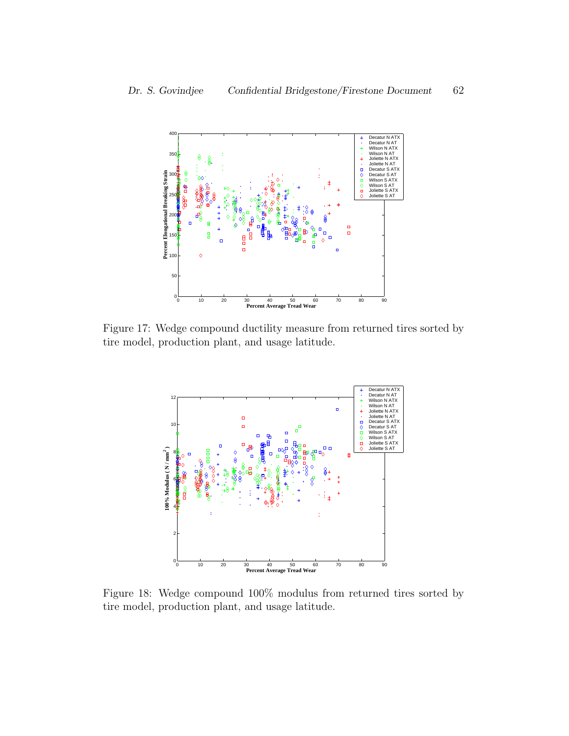Figure 17: Wedge compound ductility measure from returned tires sorted by tire model, production plant, and usage latitude.

Figure 18: Wedge compound 100% modulus from returned tires sorted by tire model, production plant, and usage latitude.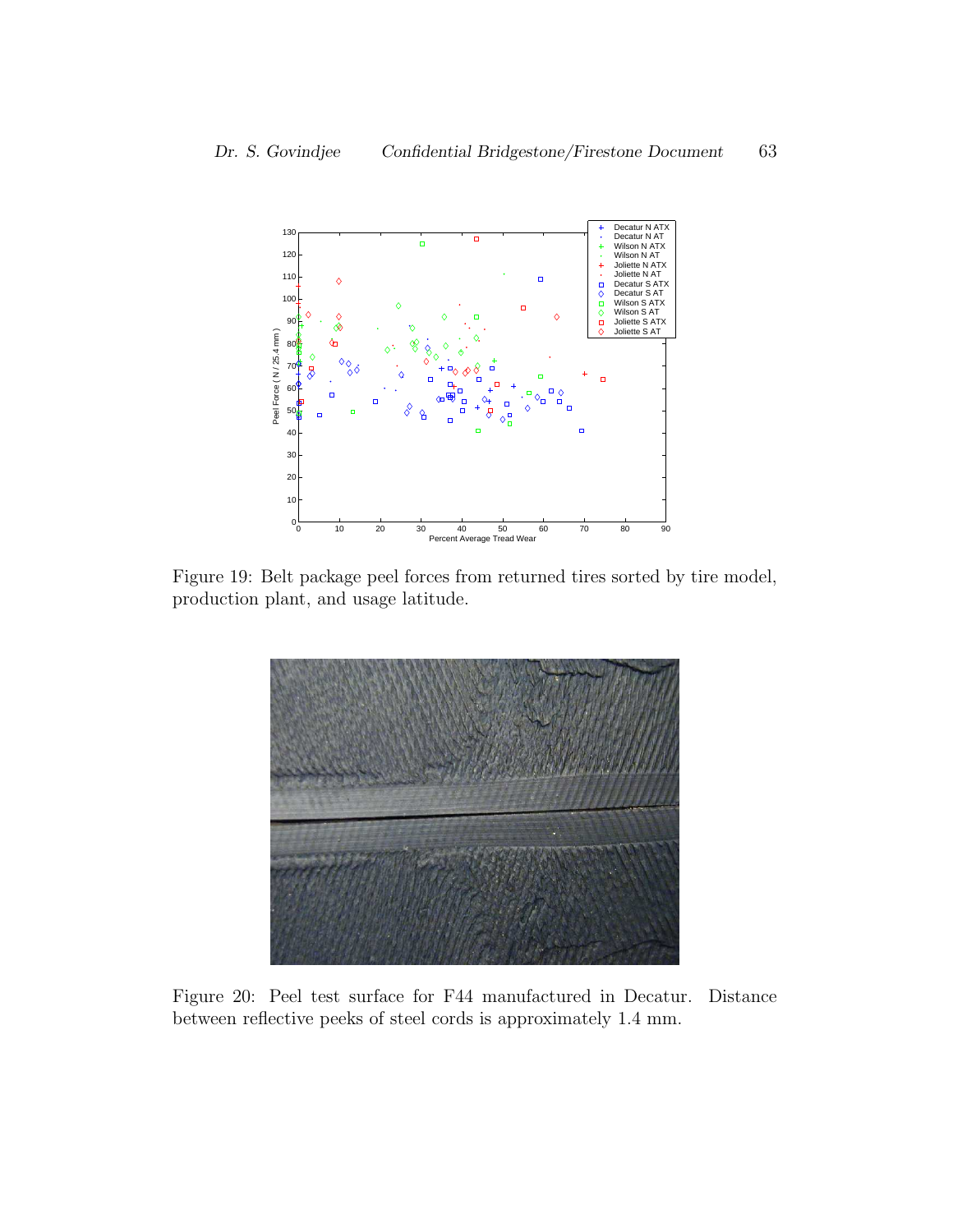Figure 19: Belt package peel forces from returned tires sorted by tire model, production plant, and usage latitude.

Figure 20: Peel test surface for F44 manufactured in Decatur. Distance between reflective peeks of steel cords is approximately 1.4 mm.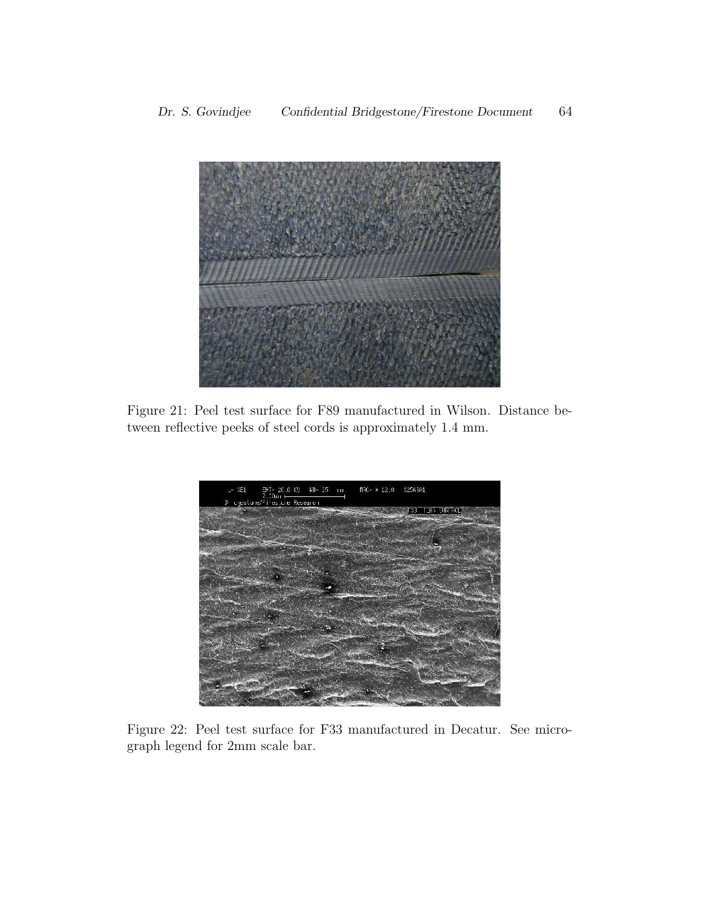Figure 21: Peel test surface for F89 manufactured in Wilson. Distance between reflective peeks of steel cords is approximately 1.4 mm.

Figure 22: Peel test surface for F33 manufactured in Decatur. See micrograph legend for 2mm scale bar.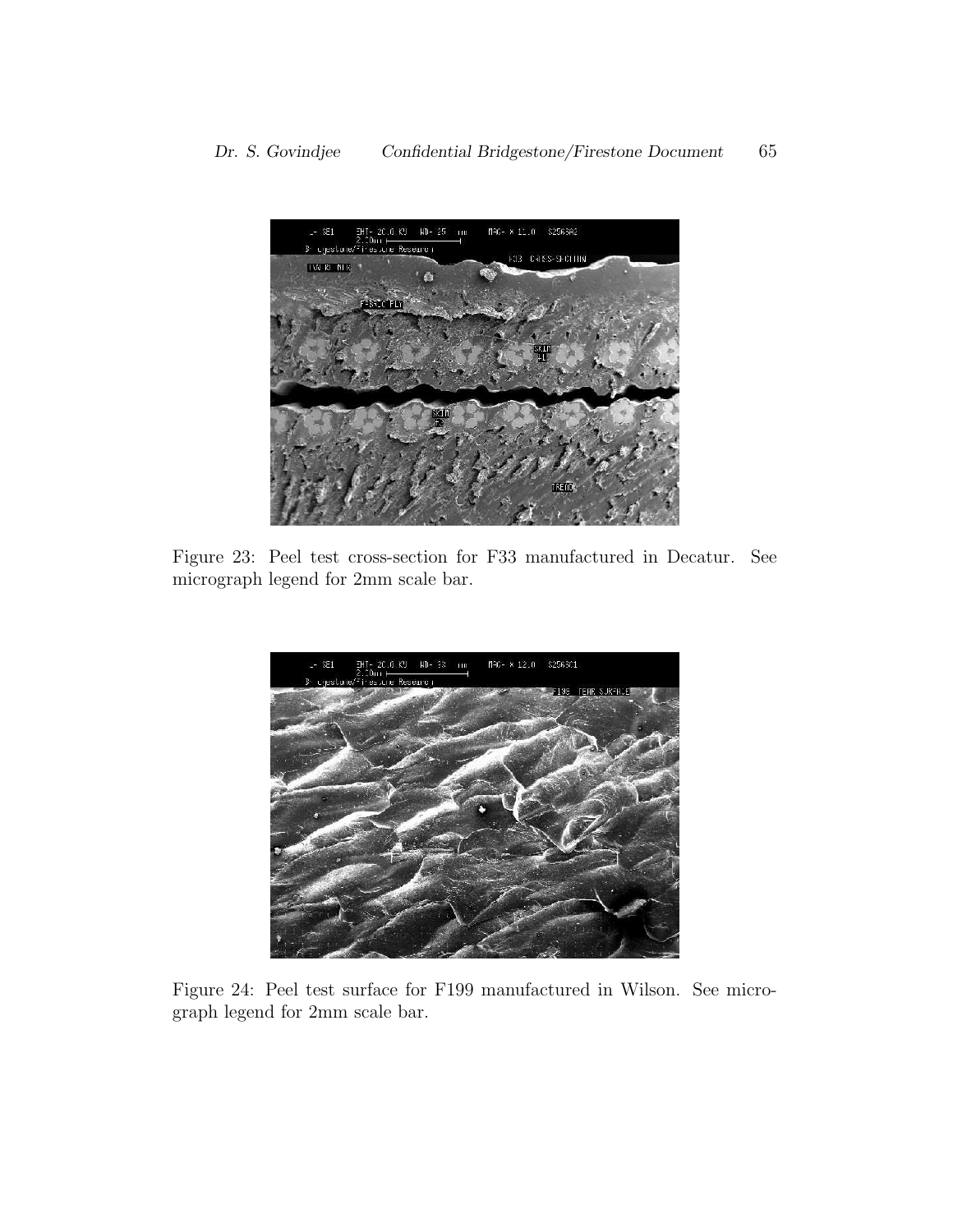Figure 23: Peel test cross-section for F33 manufactured in Decatur. See micrograph legend for 2mm scale bar.

Figure 24: Peel test surface for F199 manufactured in Wilson. See micrograph legend for 2mm scale bar.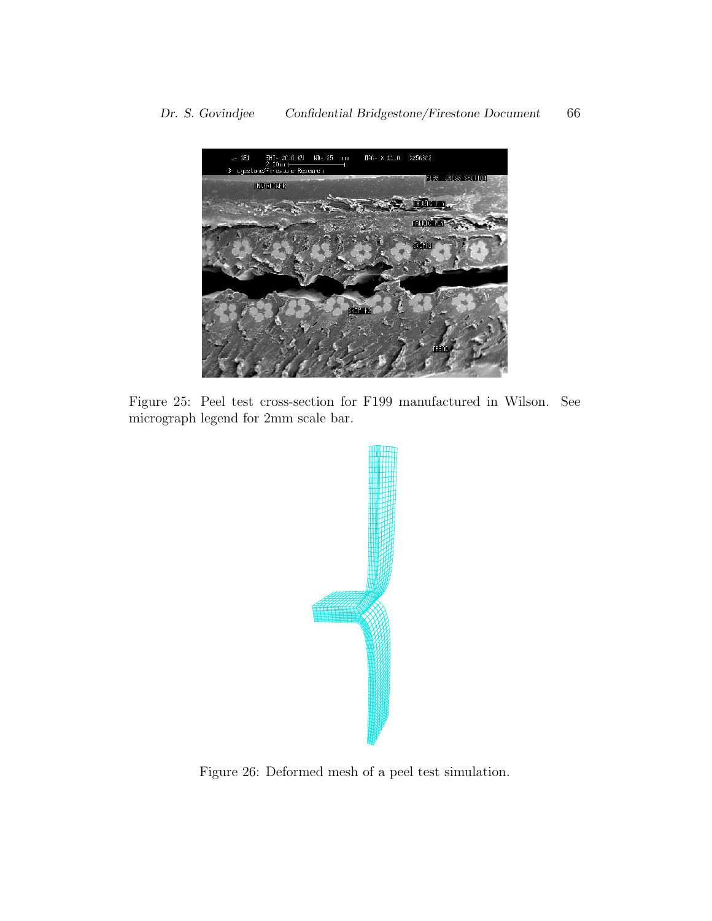Figure 25: Peel test cross-section for F199 manufactured in Wilson. See micrograph legend for 2mm scale bar.

Figure 26: Deformed mesh of a peel test simulation.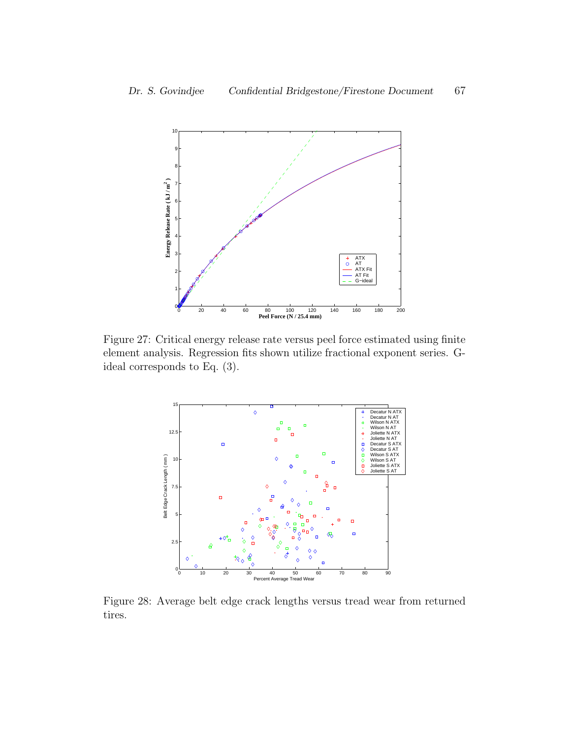Figure 27: Critical energy release rate versus peel force estimated using finite element analysis. Regression fits shown utilize fractional exponent series. G-ideal corresponds to Eq. (3).

Figure 28: Average belt edge crack lengths versus tread wear from returned tires.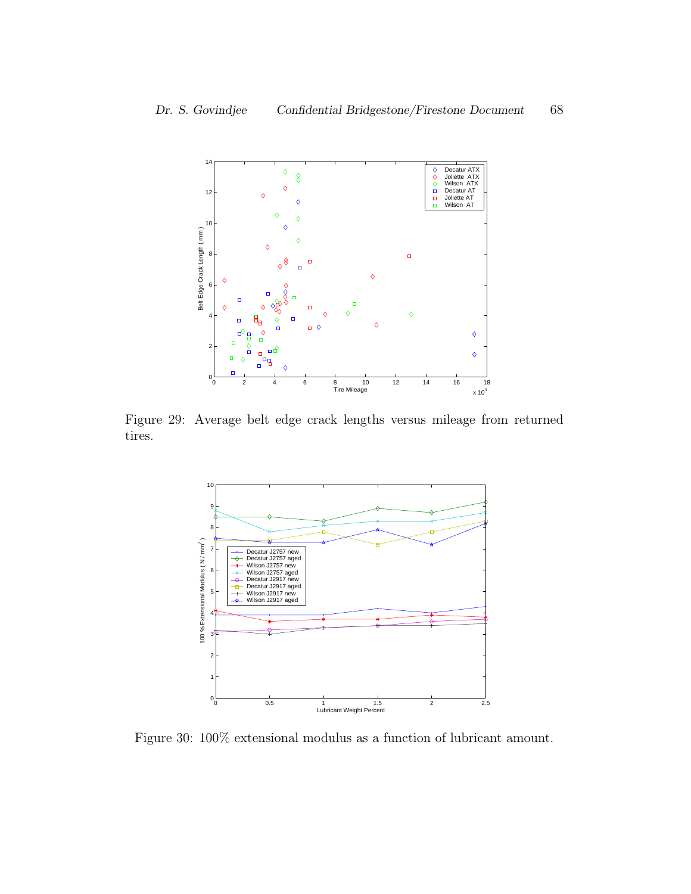Figure 29: Average belt edge crack lengths versus mileage from returned tires.

Figure 30: 100% extensional modulus as a function of lubricant amount.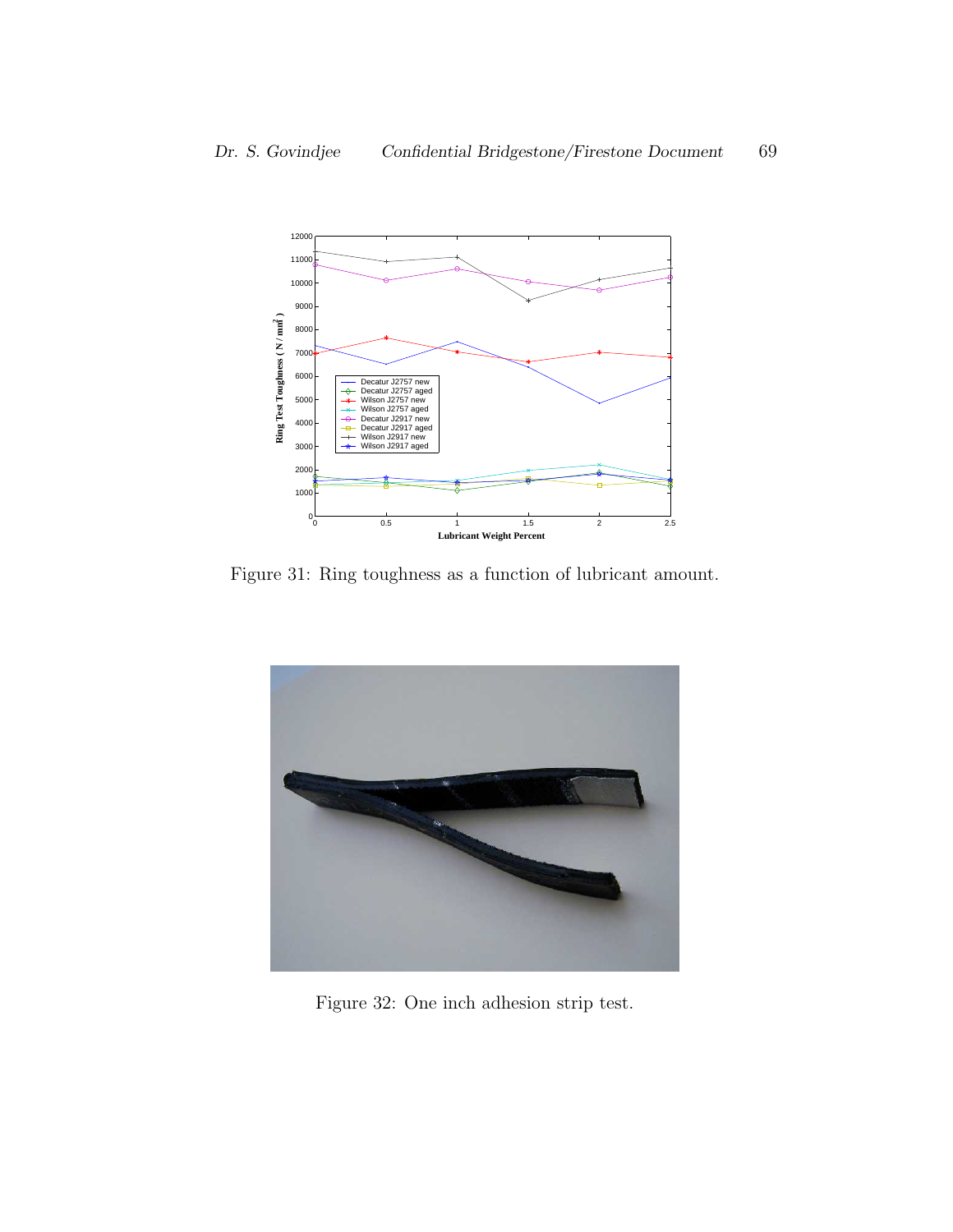Figure 31: Ring toughness as a function of lubricant amount.

Figure 32: One inch adhesion strip test.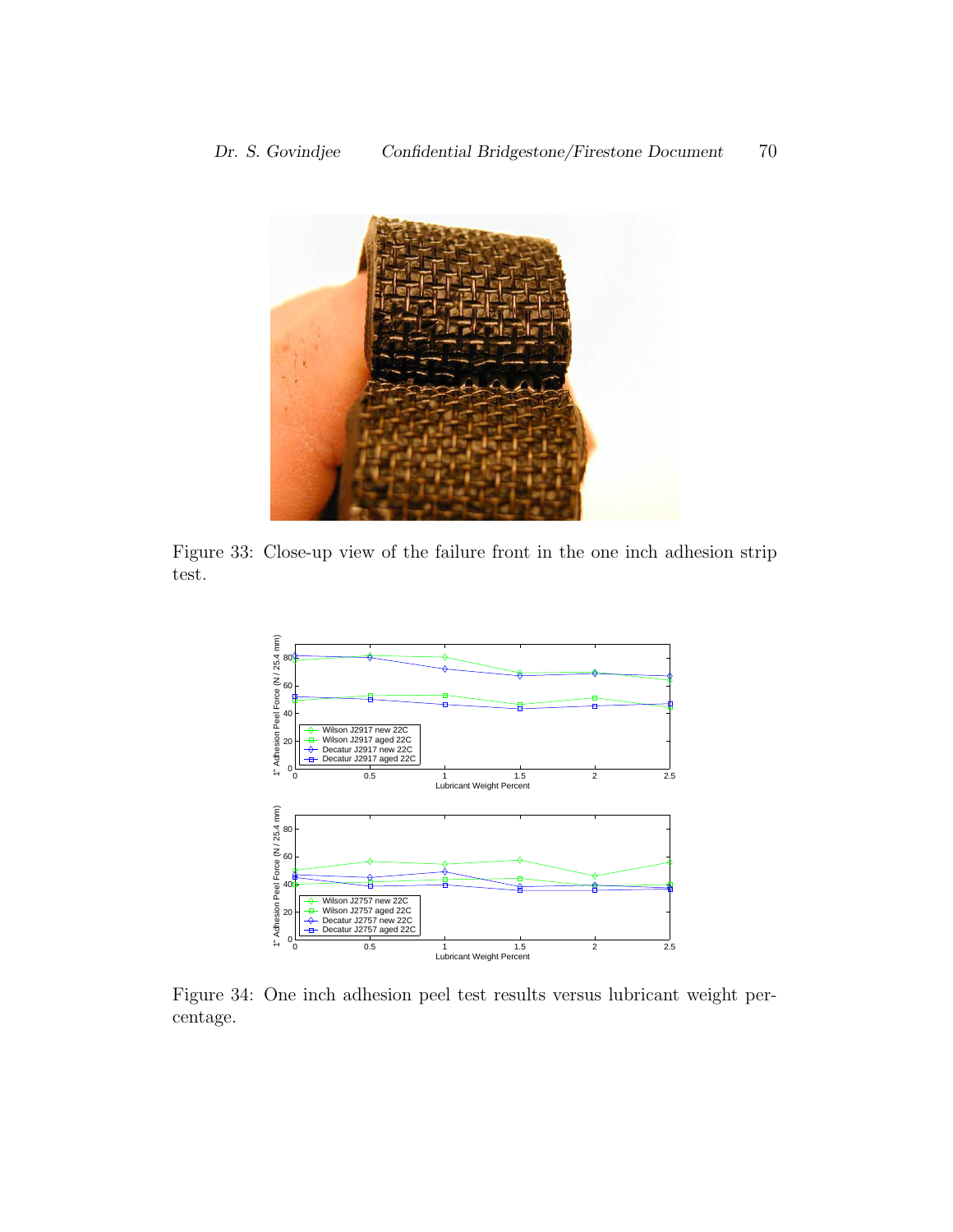Figure 33: Close-up view of the failure front in the one inch adhesion strip test.

Figure 34: One inch adhesion peel test results versus lubricant weight percentage.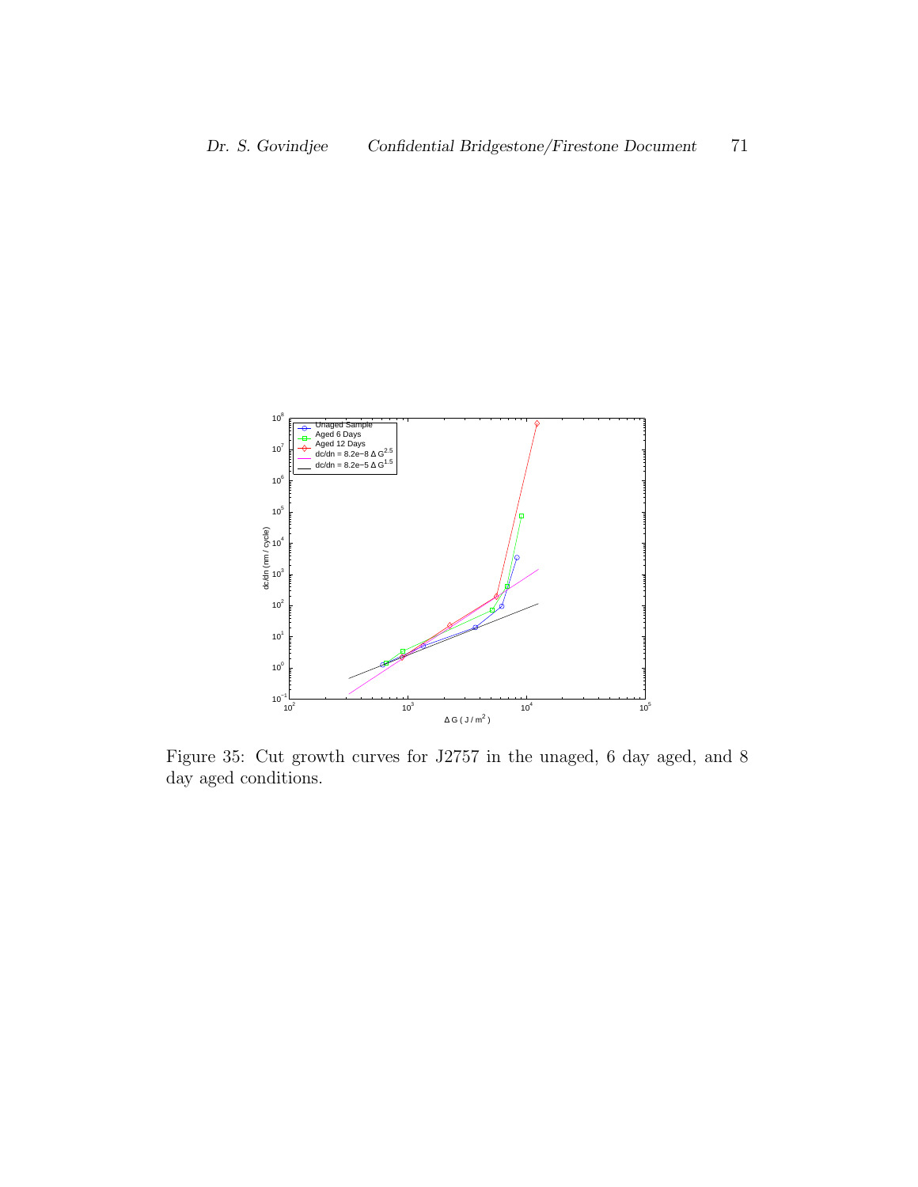Figure 35: Cut growth curves for J2757 in the unaged, 6 day aged, and 8 day aged conditions.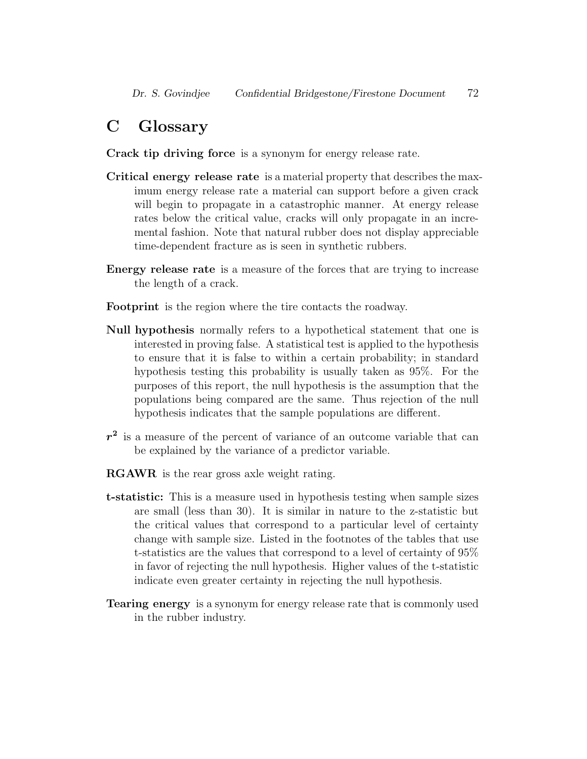# C Glossary

**Crack tip driving force** is a synonym for energy release rate.

**Critical energy release rate** is a material property that describes the maximum energy release rate a material can support before a given crack will begin to propagate in a catastrophic manner. At energy release rates below the critical value, cracks will only propagate in an incremental fashion. Note that natural rubber does not display appreciable time-dependent fracture as is seen in synthetic rubbers.

**Energy release rate** is a measure of the forces that are trying to increase the length of a crack.

**Footprint** is the region where the tire contacts the roadway.

**Null hypothesis** normally refers to a hypothetical statement that one is interested in proving false. A statistical test is applied to the hypothesis to ensure that it is false to within a certain probability; in standard hypothesis testing this probability is usually taken as 95%. For the purposes of this report, the null hypothesis is the assumption that the populations being compared are the same. Thus rejection of the null hypothesis indicates that the sample populations are different.

$\boldsymbol{r^2}$ is a measure of the percent of variance of an outcome variable that can be explained by the variance of a predictor variable.

**RGAWR** is the rear gross axle weight rating.

**t-statistic:** This is a measure used in hypothesis testing when sample sizes are small (less than 30). It is similar in nature to the z-statistic but the critical values that correspond to a particular level of certainty change with sample size. Listed in the footnotes of the tables that use t-statistics are the values that correspond to a level of certainty of 95% in favor of rejecting the null hypothesis. Higher values of the t-statistic indicate even greater certainty in rejecting the null hypothesis.

**Tearing energy** is a synonym for energy release rate that is commonly used in the rubber industry.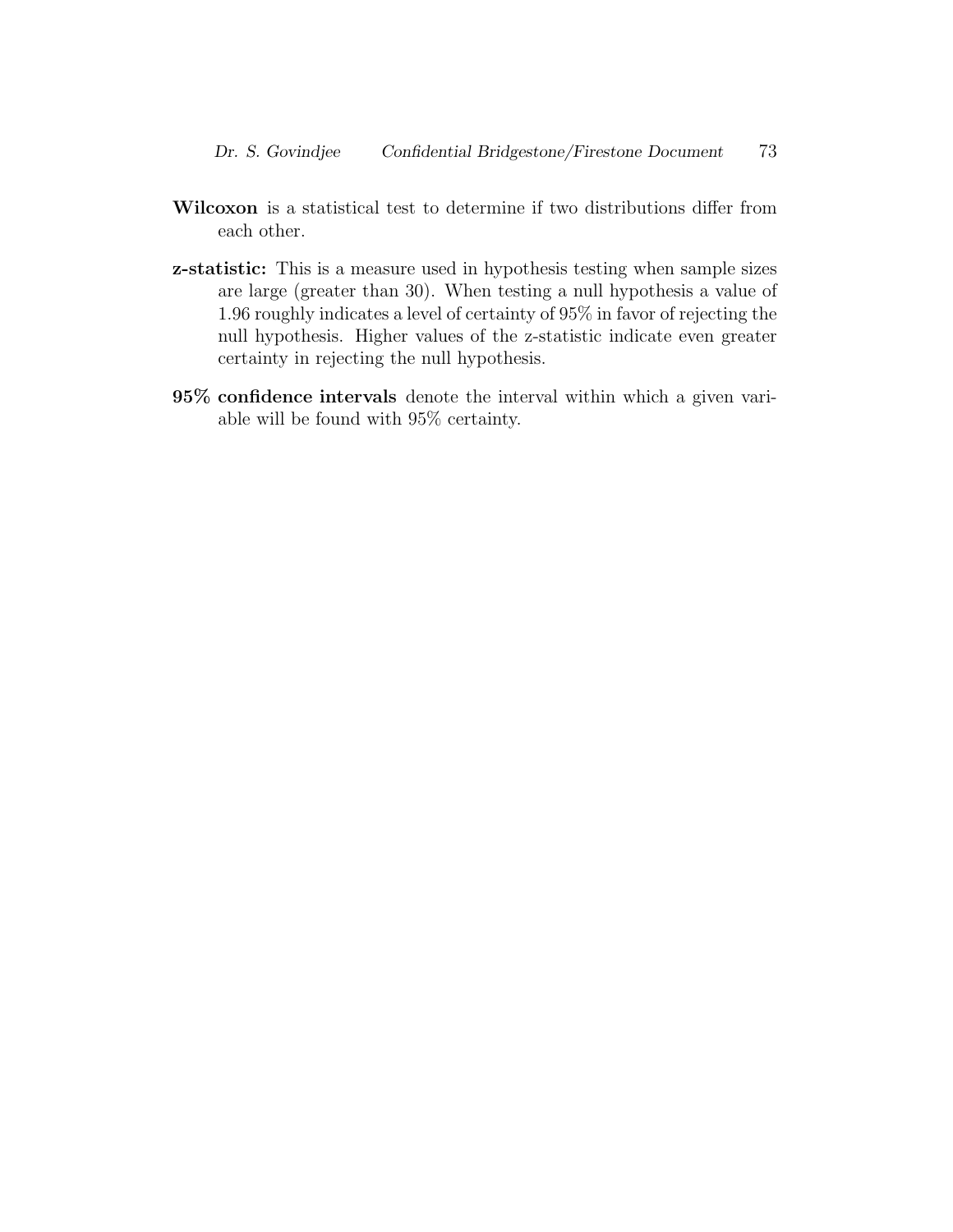**Wilcoxon** is a statistical test to determine if two distributions differ from each other.

**z-statistic:** This is a measure used in hypothesis testing when sample sizes are large (greater than 30). When testing a null hypothesis a value of 1.96 roughly indicates a level of certainty of 95% in favor of rejecting the null hypothesis. Higher values of the z-statistic indicate even greater certainty in rejecting the null hypothesis.

**95% confidence intervals** denote the interval within which a given variable will be found with 95% certainty.